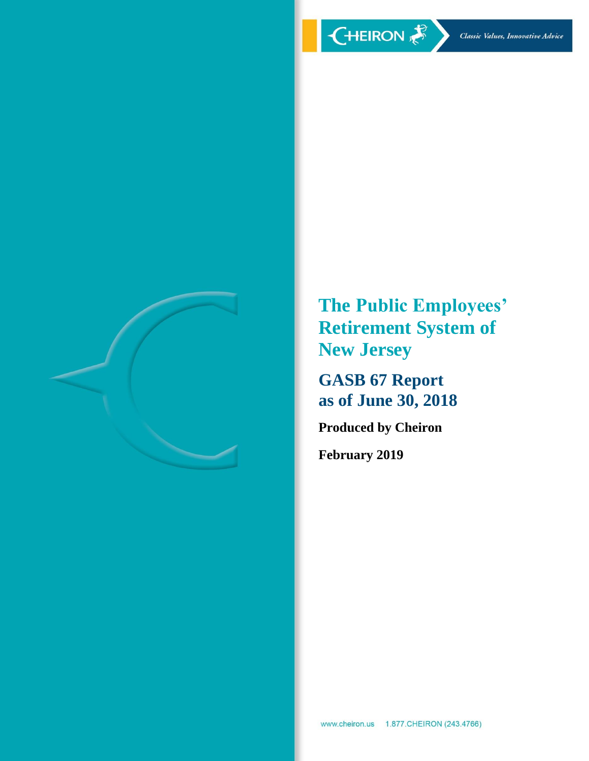CHEIRON *Classic Values, Innovative Advice*

# The Public Employees' Retirement System of New Jersey

## GASB 67 Report as of June 30, 2018

**Produced by Cheiron**

**February 2019**

www.cheiron.us 1.877.CHEIRON (243.4766)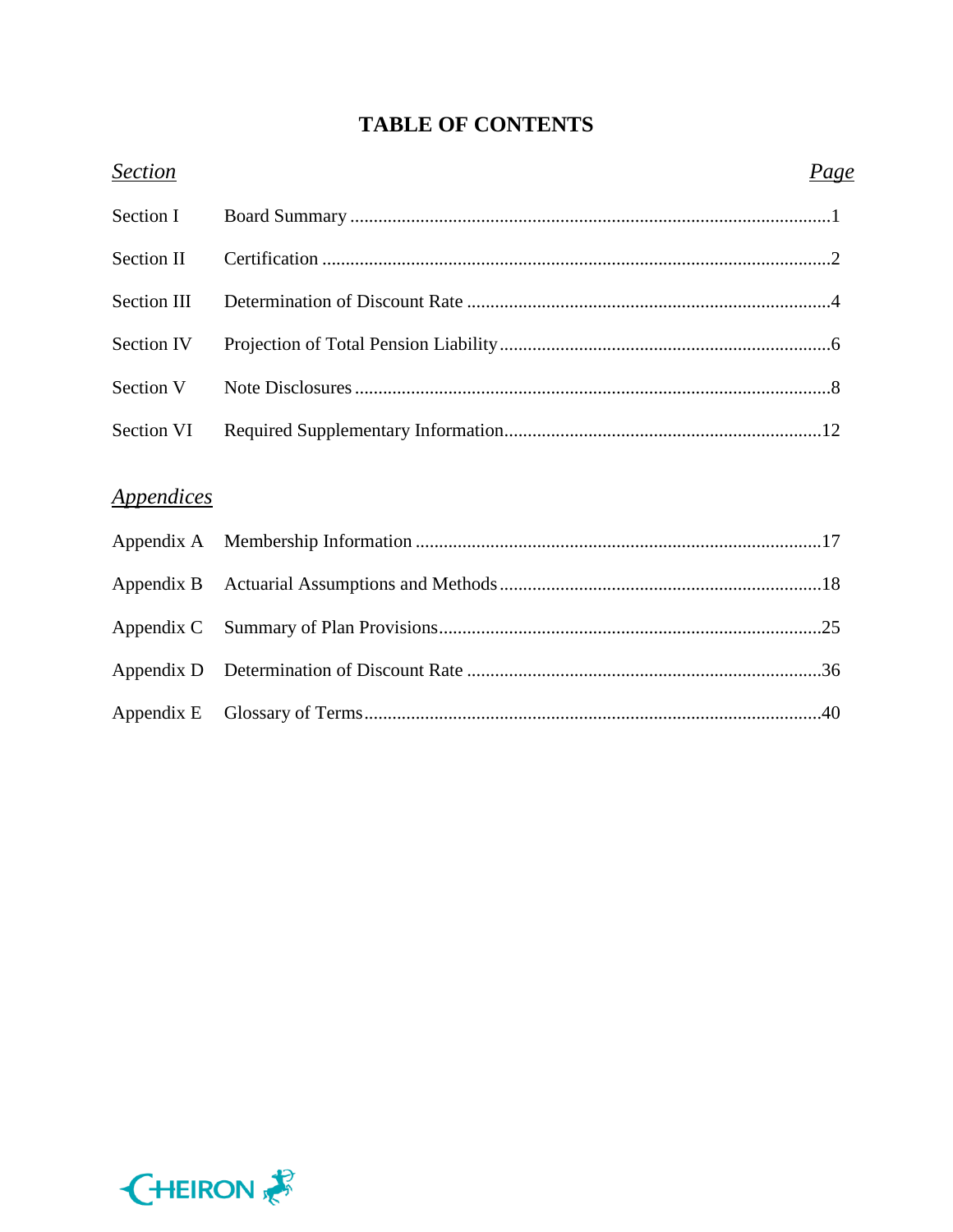# TABLE OF CONTENTS

| *Section* | | *Page* |
|---|---|---|
| Section I | Board Summary | 1 |
| Section II | Certification | 2 |
| Section III | Determination of Discount Rate | 4 |
| Section IV | Projection of Total Pension Liability | 6 |
| Section V | Note Disclosures | 8 |
| Section VI | Required Supplementary Information | 12 |

| *Appendices* | | |
|---|---|---|
| Appendix A | Membership Information | 17 |
| Appendix B | Actuarial Assumptions and Methods | 18 |
| Appendix C | Summary of Plan Provisions | 25 |
| Appendix D | Determination of Discount Rate | 36 |
| Appendix E | Glossary of Terms | 40 |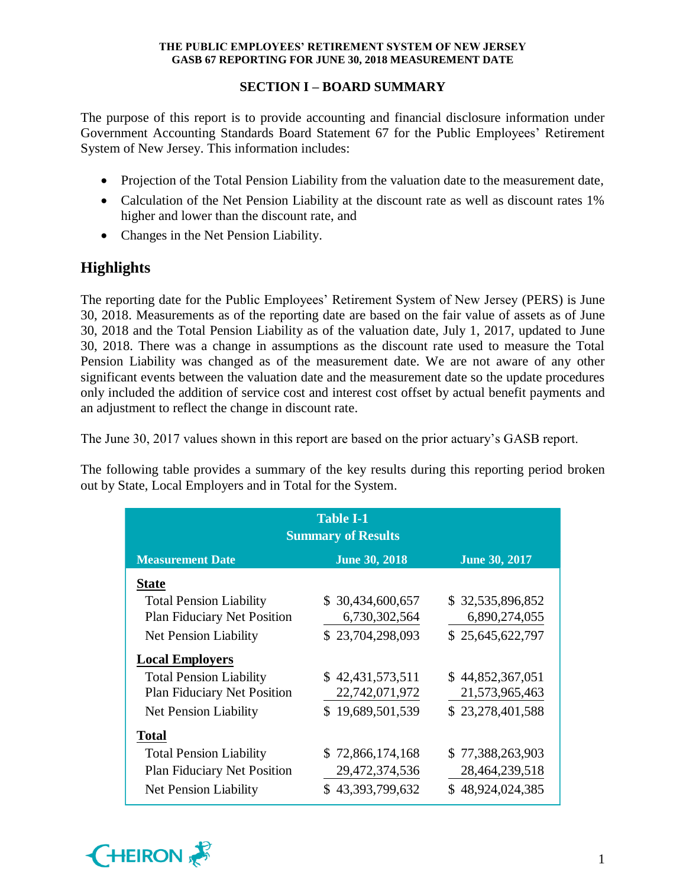## SECTION I – BOARD SUMMARY

The purpose of this report is to provide accounting and financial disclosure information under Government Accounting Standards Board Statement 67 for the Public Employees' Retirement System of New Jersey. This information includes:

- Projection of the Total Pension Liability from the valuation date to the measurement date,
- Calculation of the Net Pension Liability at the discount rate as well as discount rates 1% higher and lower than the discount rate, and
- Changes in the Net Pension Liability.

## Highlights

The reporting date for the Public Employees' Retirement System of New Jersey (PERS) is June 30, 2018. Measurements as of the reporting date are based on the fair value of assets as of June 30, 2018 and the Total Pension Liability as of the valuation date, July 1, 2017, updated to June 30, 2018. There was a change in assumptions as the discount rate used to measure the Total Pension Liability was changed as of the measurement date. We are not aware of any other significant events between the valuation date and the measurement date so the update procedures only included the addition of service cost and interest cost offset by actual benefit payments and an adjustment to reflect the change in discount rate.

The June 30, 2017 values shown in this report are based on the prior actuary's GASB report.

The following table provides a summary of the key results during this reporting period broken out by State, Local Employers and in Total for the System.

**Table I-1**
**Summary of Results**

| Measurement Date | June 30, 2018 | June 30, 2017 |
|---|---|---|
| **State** | | |
| Total Pension Liability | $ 30,434,600,657 | $ 32,535,896,852 |
| Plan Fiduciary Net Position | 6,730,302,564 | 6,890,274,055 |
| Net Pension Liability | $ 23,704,298,093 | $ 25,645,622,797 |
| **Local Employers** | | |
| Total Pension Liability | $ 42,431,573,511 | $ 44,852,367,051 |
| Plan Fiduciary Net Position | 22,742,071,972 | 21,573,965,463 |
| Net Pension Liability | $ 19,689,501,539 | $ 23,278,401,588 |
| **Total** | | |
| Total Pension Liability | $ 72,866,174,168 | $ 77,388,263,903 |
| Plan Fiduciary Net Position | 29,472,374,536 | 28,464,239,518 |
| Net Pension Liability | $ 43,393,799,632 | $ 48,924,024,385 |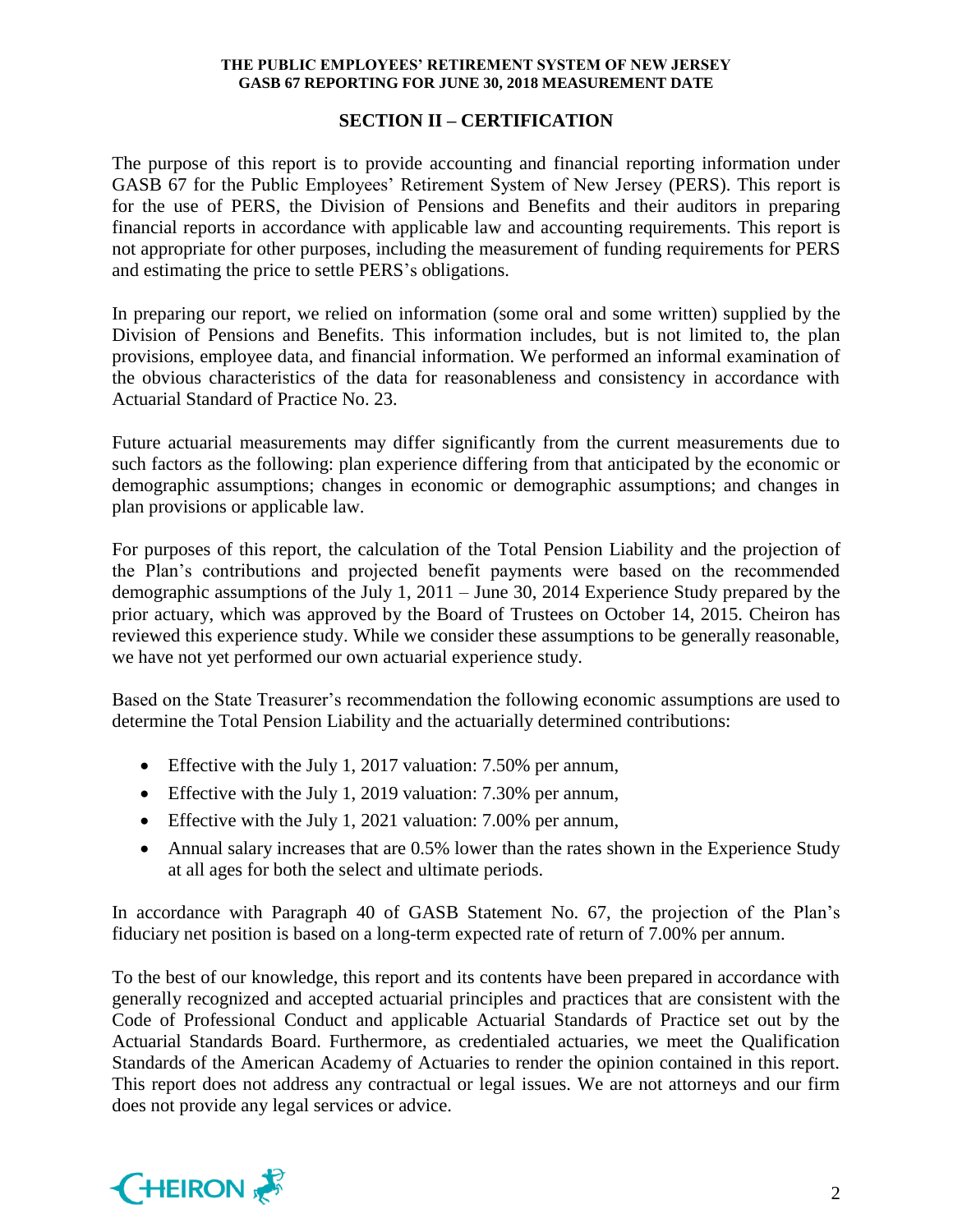## SECTION II – CERTIFICATION

The purpose of this report is to provide accounting and financial reporting information under GASB 67 for the Public Employees' Retirement System of New Jersey (PERS). This report is for the use of PERS, the Division of Pensions and Benefits and their auditors in preparing financial reports in accordance with applicable law and accounting requirements. This report is not appropriate for other purposes, including the measurement of funding requirements for PERS and estimating the price to settle PERS's obligations.

In preparing our report, we relied on information (some oral and some written) supplied by the Division of Pensions and Benefits. This information includes, but is not limited to, the plan provisions, employee data, and financial information. We performed an informal examination of the obvious characteristics of the data for reasonableness and consistency in accordance with Actuarial Standard of Practice No. 23.

Future actuarial measurements may differ significantly from the current measurements due to such factors as the following: plan experience differing from that anticipated by the economic or demographic assumptions; changes in economic or demographic assumptions; and changes in plan provisions or applicable law.

For purposes of this report, the calculation of the Total Pension Liability and the projection of the Plan's contributions and projected benefit payments were based on the recommended demographic assumptions of the July 1, 2011 – June 30, 2014 Experience Study prepared by the prior actuary, which was approved by the Board of Trustees on October 14, 2015. Cheiron has reviewed this experience study. While we consider these assumptions to be generally reasonable, we have not yet performed our own actuarial experience study.

Based on the State Treasurer's recommendation the following economic assumptions are used to determine the Total Pension Liability and the actuarially determined contributions:

- Effective with the July 1, 2017 valuation: 7.50% per annum,
- Effective with the July 1, 2019 valuation: 7.30% per annum,
- Effective with the July 1, 2021 valuation: 7.00% per annum,
- Annual salary increases that are 0.5% lower than the rates shown in the Experience Study at all ages for both the select and ultimate periods.

In accordance with Paragraph 40 of GASB Statement No. 67, the projection of the Plan's fiduciary net position is based on a long-term expected rate of return of 7.00% per annum.

To the best of our knowledge, this report and its contents have been prepared in accordance with generally recognized and accepted actuarial principles and practices that are consistent with the Code of Professional Conduct and applicable Actuarial Standards of Practice set out by the Actuarial Standards Board. Furthermore, as credentialed actuaries, we meet the Qualification Standards of the American Academy of Actuaries to render the opinion contained in this report. This report does not address any contractual or legal issues. We are not attorneys and our firm does not provide any legal services or advice.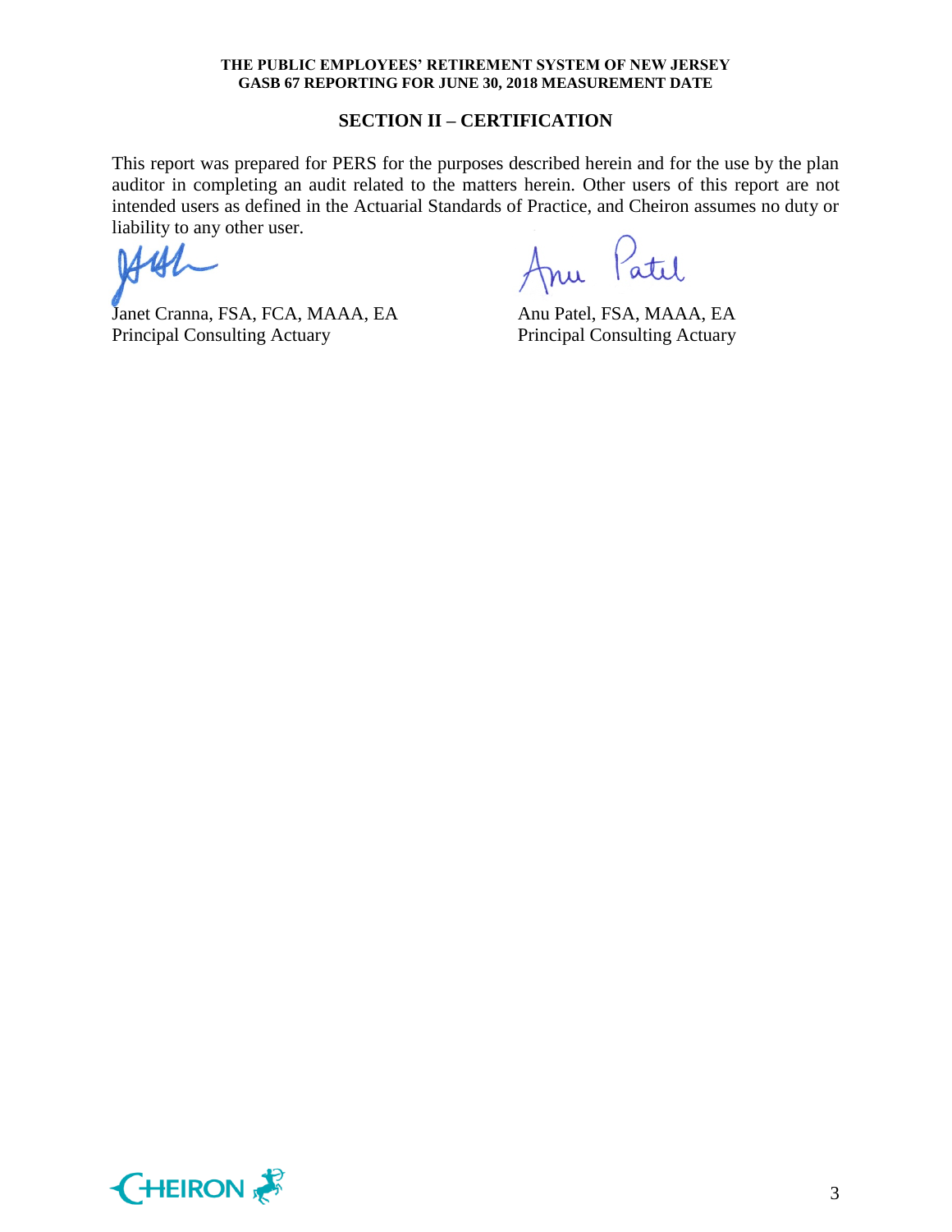## SECTION II – CERTIFICATION

This report was prepared for PERS for the purposes described herein and for the use by the plan auditor in completing an audit related to the matters herein. Other users of this report are not intended users as defined in the Actuarial Standards of Practice, and Cheiron assumes no duty or liability to any other user.

Janet Cranna, FSA, FCA, MAAA, EA
Principal Consulting Actuary

Anu Patel, FSA, MAAA, EA
Principal Consulting Actuary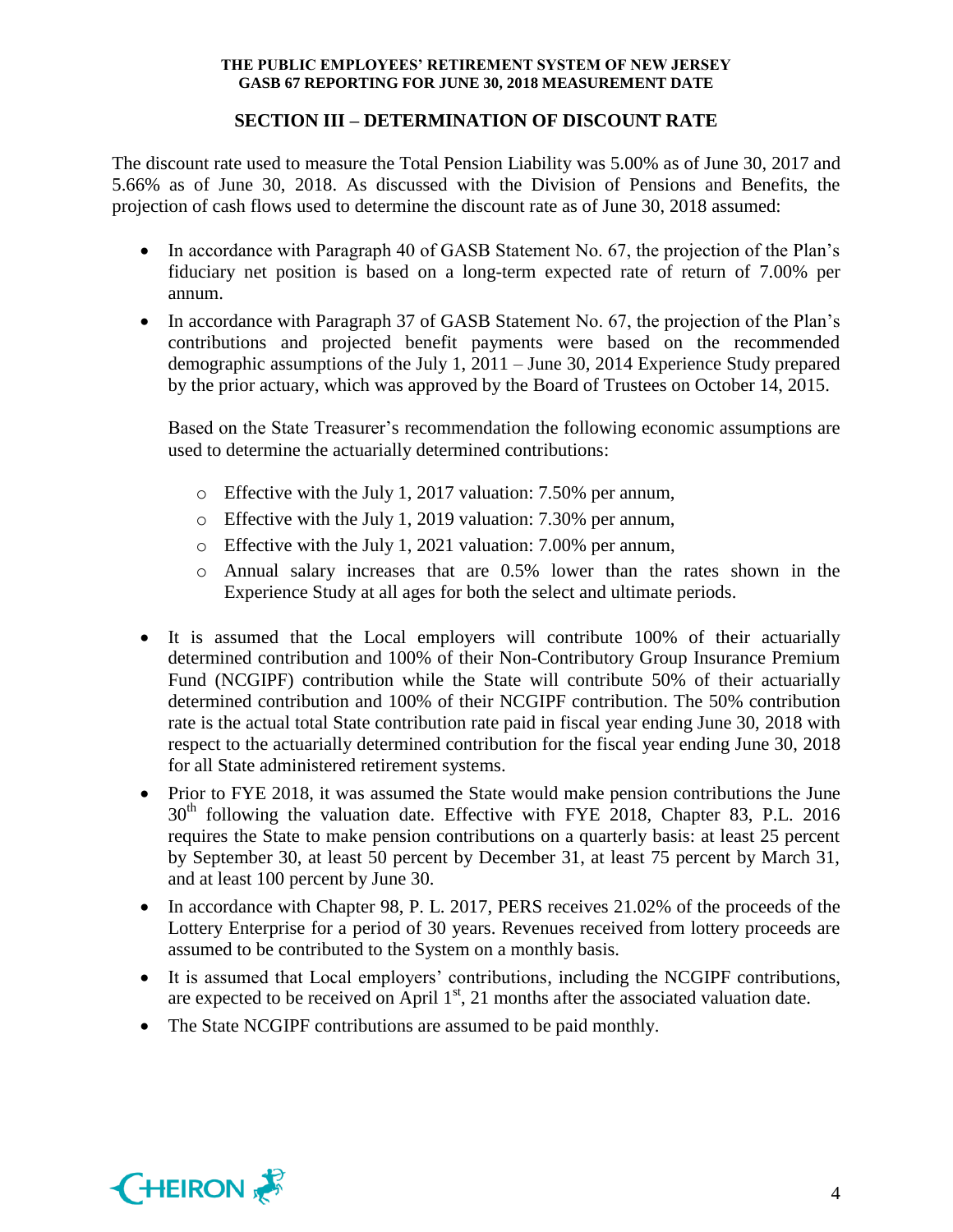## SECTION III – DETERMINATION OF DISCOUNT RATE

The discount rate used to measure the Total Pension Liability was 5.00% as of June 30, 2017 and 5.66% as of June 30, 2018. As discussed with the Division of Pensions and Benefits, the projection of cash flows used to determine the discount rate as of June 30, 2018 assumed:

- In accordance with Paragraph 40 of GASB Statement No. 67, the projection of the Plan's fiduciary net position is based on a long-term expected rate of return of 7.00% per annum.
- In accordance with Paragraph 37 of GASB Statement No. 67, the projection of the Plan's contributions and projected benefit payments were based on the recommended demographic assumptions of the July 1, 2011 – June 30, 2014 Experience Study prepared by the prior actuary, which was approved by the Board of Trustees on October 14, 2015.

  Based on the State Treasurer's recommendation the following economic assumptions are used to determine the actuarially determined contributions:

  - Effective with the July 1, 2017 valuation: 7.50% per annum,
  - Effective with the July 1, 2019 valuation: 7.30% per annum,
  - Effective with the July 1, 2021 valuation: 7.00% per annum,
  - Annual salary increases that are 0.5% lower than the rates shown in the Experience Study at all ages for both the select and ultimate periods.

- It is assumed that the Local employers will contribute 100% of their actuarially determined contribution and 100% of their Non-Contributory Group Insurance Premium Fund (NCGIPF) contribution while the State will contribute 50% of their actuarially determined contribution and 100% of their NCGIPF contribution. The 50% contribution rate is the actual total State contribution rate paid in fiscal year ending June 30, 2018 with respect to the actuarially determined contribution for the fiscal year ending June 30, 2018 for all State administered retirement systems.
- Prior to FYE 2018, it was assumed the State would make pension contributions the June 30th following the valuation date. Effective with FYE 2018, Chapter 83, P.L. 2016 requires the State to make pension contributions on a quarterly basis: at least 25 percent by September 30, at least 50 percent by December 31, at least 75 percent by March 31, and at least 100 percent by June 30.
- In accordance with Chapter 98, P. L. 2017, PERS receives 21.02% of the proceeds of the Lottery Enterprise for a period of 30 years. Revenues received from lottery proceeds are assumed to be contributed to the System on a monthly basis.
- It is assumed that Local employers' contributions, including the NCGIPF contributions, are expected to be received on April 1st, 21 months after the associated valuation date.
- The State NCGIPF contributions are assumed to be paid monthly.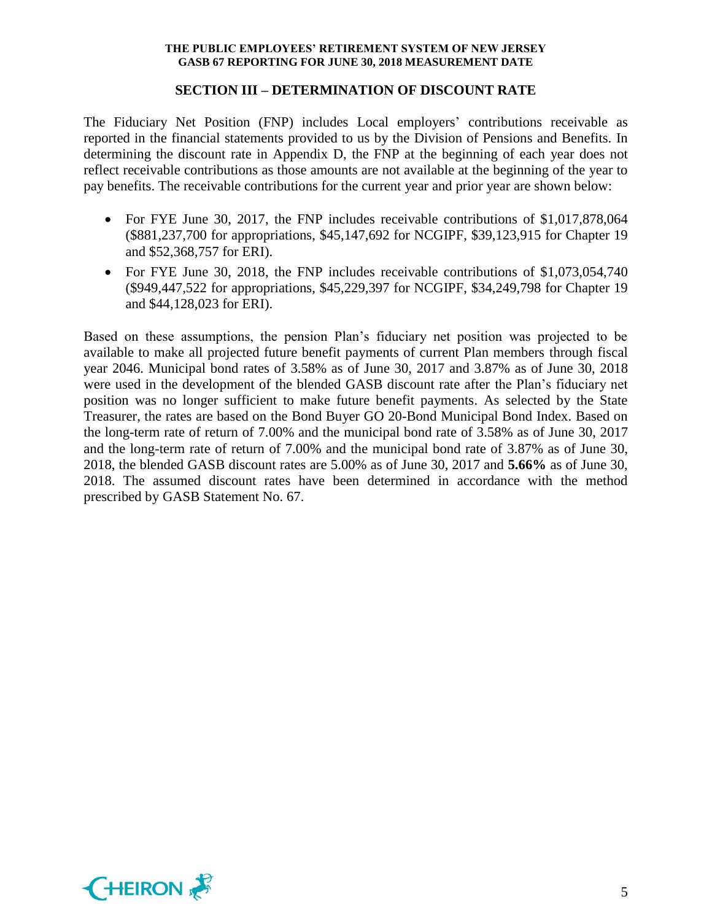## SECTION III – DETERMINATION OF DISCOUNT RATE

The Fiduciary Net Position (FNP) includes Local employers' contributions receivable as reported in the financial statements provided to us by the Division of Pensions and Benefits. In determining the discount rate in Appendix D, the FNP at the beginning of each year does not reflect receivable contributions as those amounts are not available at the beginning of the year to pay benefits. The receivable contributions for the current year and prior year are shown below:

- For FYE June 30, 2017, the FNP includes receivable contributions of $1,017,878,064 ($881,237,700 for appropriations, $45,147,692 for NCGIPF, $39,123,915 for Chapter 19 and $52,368,757 for ERI).
- For FYE June 30, 2018, the FNP includes receivable contributions of $1,073,054,740 ($949,447,522 for appropriations, $45,229,397 for NCGIPF, $34,249,798 for Chapter 19 and $44,128,023 for ERI).

Based on these assumptions, the pension Plan's fiduciary net position was projected to be available to make all projected future benefit payments of current Plan members through fiscal year 2046. Municipal bond rates of 3.58% as of June 30, 2017 and 3.87% as of June 30, 2018 were used in the development of the blended GASB discount rate after the Plan's fiduciary net position was no longer sufficient to make future benefit payments. As selected by the State Treasurer, the rates are based on the Bond Buyer GO 20-Bond Municipal Bond Index. Based on the long-term rate of return of 7.00% and the municipal bond rate of 3.58% as of June 30, 2017 and the long-term rate of return of 7.00% and the municipal bond rate of 3.87% as of June 30, 2018, the blended GASB discount rates are 5.00% as of June 30, 2017 and **5.66%** as of June 30, 2018. The assumed discount rates have been determined in accordance with the method prescribed by GASB Statement No. 67.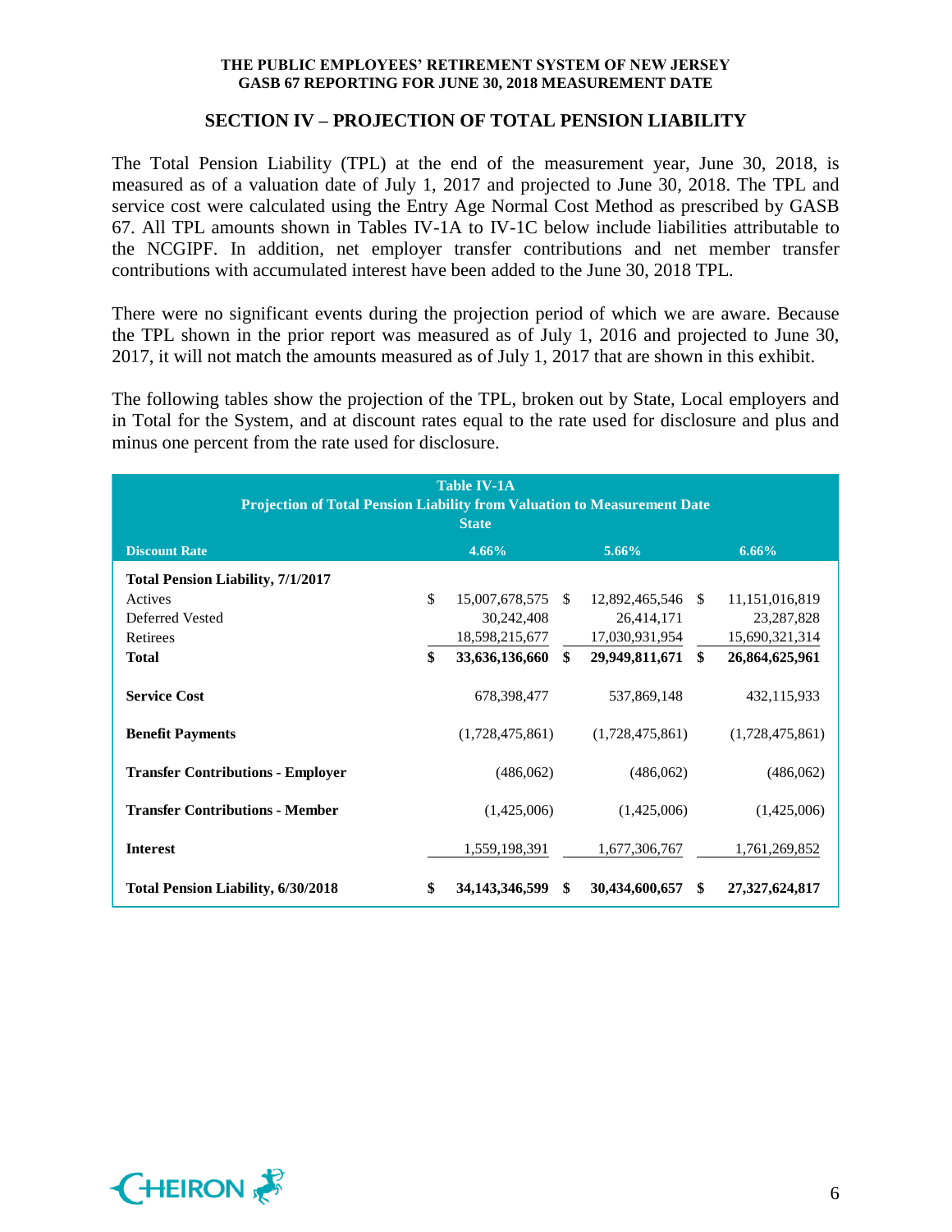## SECTION IV – PROJECTION OF TOTAL PENSION LIABILITY

The Total Pension Liability (TPL) at the end of the measurement year, June 30, 2018, is measured as of a valuation date of July 1, 2017 and projected to June 30, 2018. The TPL and service cost were calculated using the Entry Age Normal Cost Method as prescribed by GASB 67. All TPL amounts shown in Tables IV-1A to IV-1C below include liabilities attributable to the NCGIPF. In addition, net employer transfer contributions and net member transfer contributions with accumulated interest have been added to the June 30, 2018 TPL.

There were no significant events during the projection period of which we are aware. Because the TPL shown in the prior report was measured as of July 1, 2016 and projected to June 30, 2017, it will not match the amounts measured as of July 1, 2017 that are shown in this exhibit.

The following tables show the projection of the TPL, broken out by State, Local employers and in Total for the System, and at discount rates equal to the rate used for disclosure and plus and minus one percent from the rate used for disclosure.

**Table IV-1A**
**Projection of Total Pension Liability from Valuation to Measurement Date**
**State**

| Discount Rate | 4.66% | 5.66% | 6.66% |
|---|---|---|---|
| **Total Pension Liability, 7/1/2017** | | | |
| Actives | $ 15,007,678,575 | $ 12,892,465,546 | $ 11,151,016,819 |
| Deferred Vested | 30,242,408 | 26,414,171 | 23,287,828 |
| Retirees | 18,598,215,677 | 17,030,931,954 | 15,690,321,314 |
| **Total** | **$ 33,636,136,660** | **$ 29,949,811,671** | **$ 26,864,625,961** |
| **Service Cost** | 678,398,477 | 537,869,148 | 432,115,933 |
| **Benefit Payments** | (1,728,475,861) | (1,728,475,861) | (1,728,475,861) |
| **Transfer Contributions - Employer** | (486,062) | (486,062) | (486,062) |
| **Transfer Contributions - Member** | (1,425,006) | (1,425,006) | (1,425,006) |
| **Interest** | 1,559,198,391 | 1,677,306,767 | 1,761,269,852 |
| **Total Pension Liability, 6/30/2018** | **$ 34,143,346,599** | **$ 30,434,600,657** | **$ 27,327,624,817** |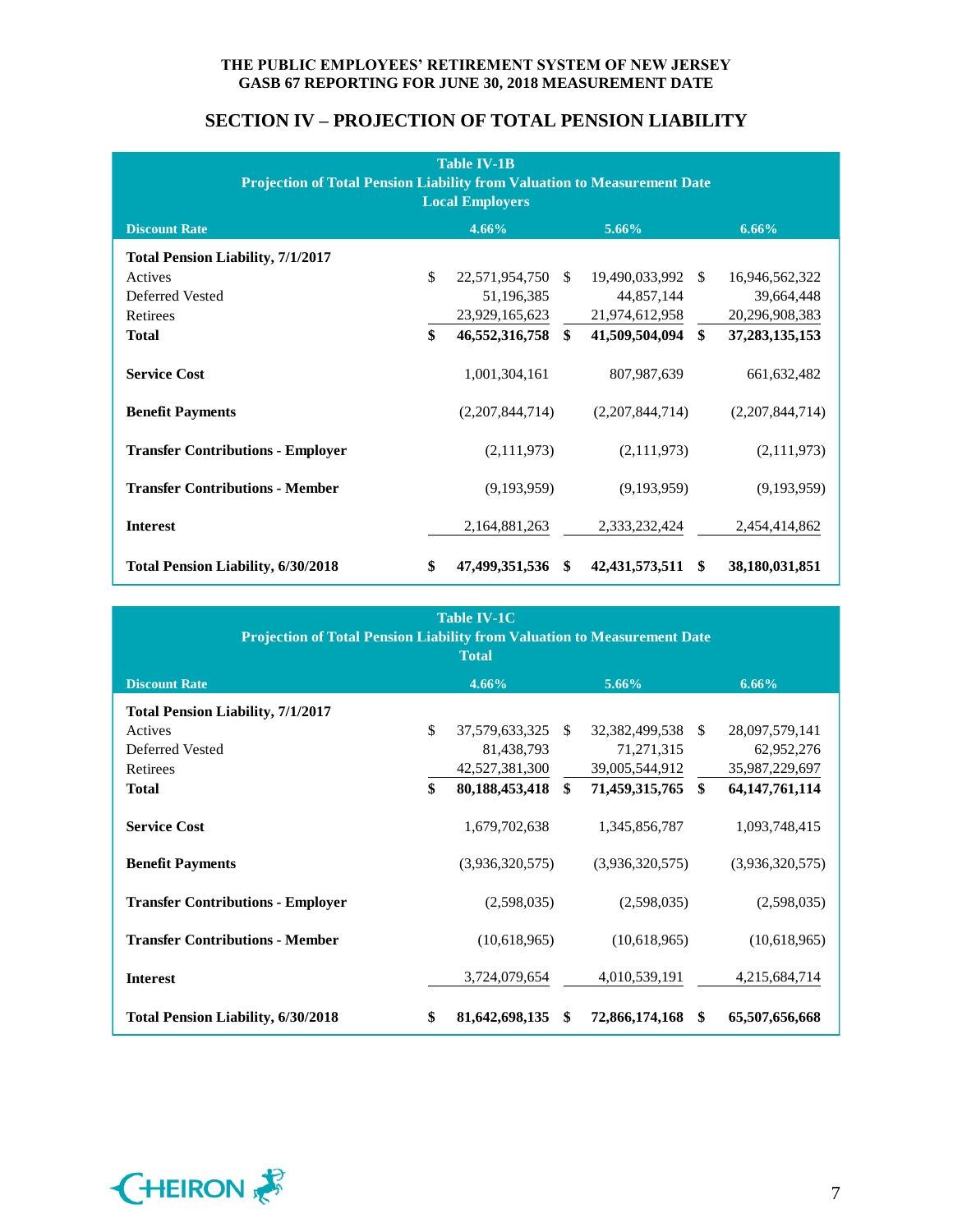## SECTION IV – PROJECTION OF TOTAL PENSION LIABILITY

**Table IV-1B**
**Projection of Total Pension Liability from Valuation to Measurement Date**
**Local Employers**

| Discount Rate | 4.66% | 5.66% | 6.66% |
|---|---|---|---|
| **Total Pension Liability, 7/1/2017** | | | |
| Actives | $ 22,571,954,750 | $ 19,490,033,992 | $ 16,946,562,322 |
| Deferred Vested | 51,196,385 | 44,857,144 | 39,664,448 |
| Retirees | 23,929,165,623 | 21,974,612,958 | 20,296,908,383 |
| **Total** | **$ 46,552,316,758** | **$ 41,509,504,094** | **$ 37,283,135,153** |
| **Service Cost** | 1,001,304,161 | 807,987,639 | 661,632,482 |
| **Benefit Payments** | (2,207,844,714) | (2,207,844,714) | (2,207,844,714) |
| **Transfer Contributions - Employer** | (2,111,973) | (2,111,973) | (2,111,973) |
| **Transfer Contributions - Member** | (9,193,959) | (9,193,959) | (9,193,959) |
| **Interest** | 2,164,881,263 | 2,333,232,424 | 2,454,414,862 |
| **Total Pension Liability, 6/30/2018** | **$ 47,499,351,536** | **$ 42,431,573,511** | **$ 38,180,031,851** |

**Table IV-1C**
**Projection of Total Pension Liability from Valuation to Measurement Date**
**Total**

| Discount Rate | 4.66% | 5.66% | 6.66% |
|---|---|---|---|
| **Total Pension Liability, 7/1/2017** | | | |
| Actives | $ 37,579,633,325 | $ 32,382,499,538 | $ 28,097,579,141 |
| Deferred Vested | 81,438,793 | 71,271,315 | 62,952,276 |
| Retirees | 42,527,381,300 | 39,005,544,912 | 35,987,229,697 |
| **Total** | **$ 80,188,453,418** | **$ 71,459,315,765** | **$ 64,147,761,114** |
| **Service Cost** | 1,679,702,638 | 1,345,856,787 | 1,093,748,415 |
| **Benefit Payments** | (3,936,320,575) | (3,936,320,575) | (3,936,320,575) |
| **Transfer Contributions - Employer** | (2,598,035) | (2,598,035) | (2,598,035) |
| **Transfer Contributions - Member** | (10,618,965) | (10,618,965) | (10,618,965) |
| **Interest** | 3,724,079,654 | 4,010,539,191 | 4,215,684,714 |
| **Total Pension Liability, 6/30/2018** | **$ 81,642,698,135** | **$ 72,866,174,168** | **$ 65,507,656,668** |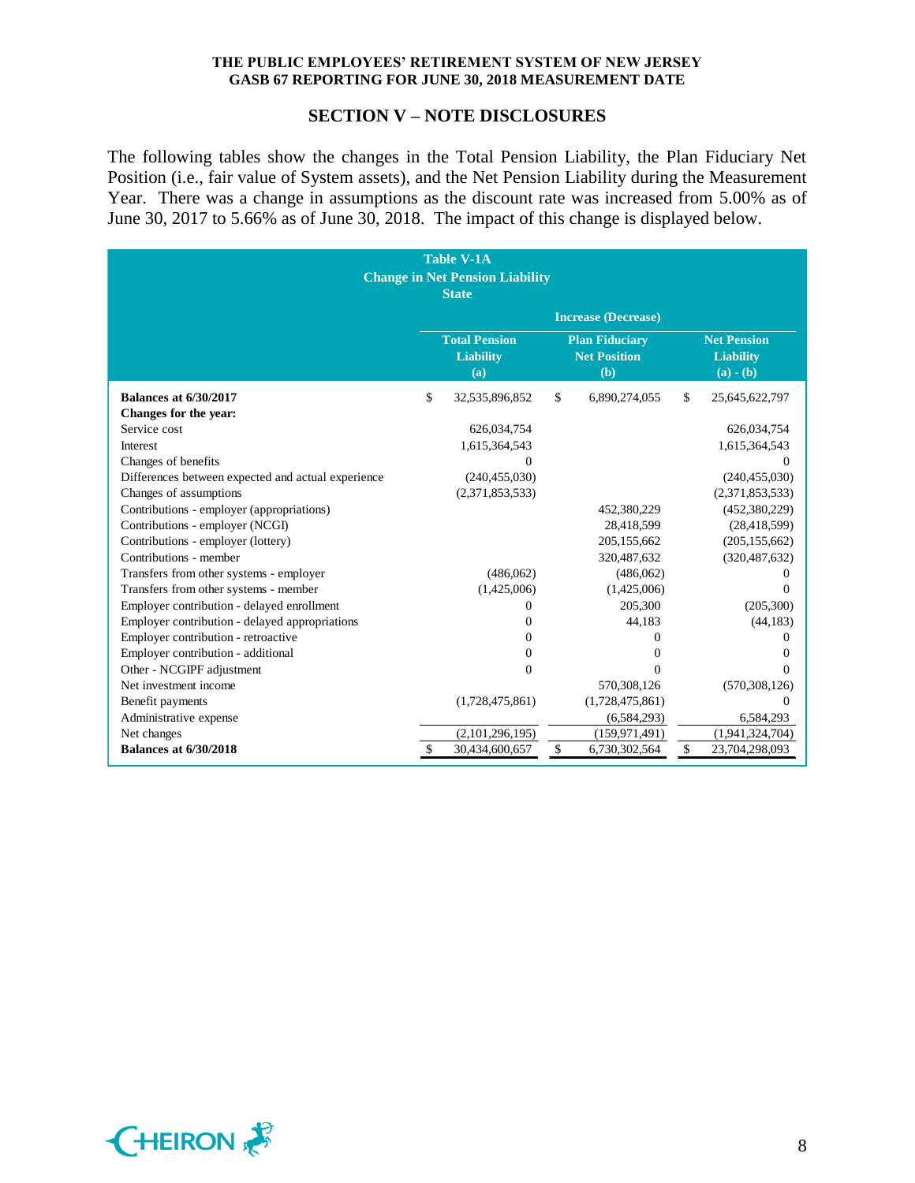## SECTION V – NOTE DISCLOSURES

The following tables show the changes in the Total Pension Liability, the Plan Fiduciary Net Position (i.e., fair value of System assets), and the Net Pension Liability during the Measurement Year. There was a change in assumptions as the discount rate was increased from 5.00% as of June 30, 2017 to 5.66% as of June 30, 2018. The impact of this change is displayed below.

**Table V-1A**
**Change in Net Pension Liability**
**State**

| | Increase (Decrease) | | |
|---|---|---|---|
| | **Total Pension Liability (a)** | **Plan Fiduciary Net Position (b)** | **Net Pension Liability (a) - (b)** |
| **Balances at 6/30/2017** | $ 32,535,896,852 | $ 6,890,274,055 | $ 25,645,622,797 |
| **Changes for the year:** | | | |
| Service cost | 626,034,754 | | 626,034,754 |
| Interest | 1,615,364,543 | | 1,615,364,543 |
| Changes of benefits | 0 | | 0 |
| Differences between expected and actual experience | (240,455,030) | | (240,455,030) |
| Changes of assumptions | (2,371,853,533) | | (2,371,853,533) |
| Contributions - employer (appropriations) | | 452,380,229 | (452,380,229) |
| Contributions - employer (NCGI) | | 28,418,599 | (28,418,599) |
| Contributions - employer (lottery) | | 205,155,662 | (205,155,662) |
| Contributions - member | | 320,487,632 | (320,487,632) |
| Transfers from other systems - employer | (486,062) | (486,062) | 0 |
| Transfers from other systems - member | (1,425,006) | (1,425,006) | 0 |
| Employer contribution - delayed enrollment | 0 | 205,300 | (205,300) |
| Employer contribution - delayed appropriations | 0 | 44,183 | (44,183) |
| Employer contribution - retroactive | 0 | 0 | 0 |
| Employer contribution - additional | 0 | 0 | 0 |
| Other - NCGIPF adjustment | 0 | 0 | 0 |
| Net investment income | | 570,308,126 | (570,308,126) |
| Benefit payments | (1,728,475,861) | (1,728,475,861) | 0 |
| Administrative expense | | (6,584,293) | 6,584,293 |
| Net changes | (2,101,296,195) | (159,971,491) | (1,941,324,704) |
| **Balances at 6/30/2018** | $ 30,434,600,657 | $ 6,730,302,564 | $ 23,704,298,093 |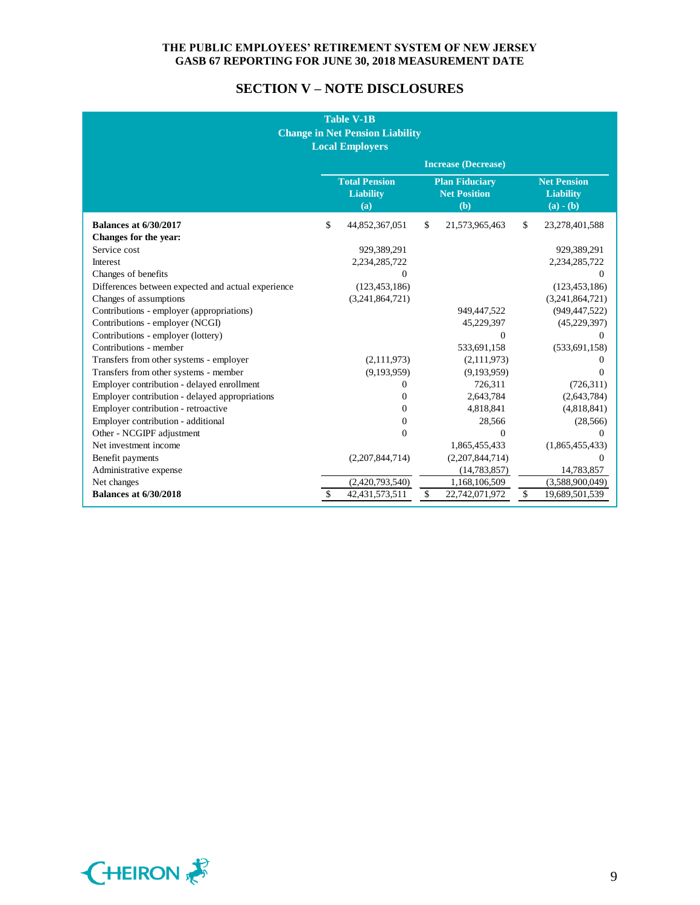THE PUBLIC EMPLOYEES' RETIREMENT SYSTEM OF NEW JERSEY
GASB 67 REPORTING FOR JUNE 30, 2018 MEASUREMENT DATE

## SECTION V – NOTE DISCLOSURES

**Table V-1B**
**Change in Net Pension Liability**
**Local Employers**

| | Increase (Decrease) | | |
|---|---|---|---|
| | **Total Pension Liability (a)** | **Plan Fiduciary Net Position (b)** | **Net Pension Liability (a) - (b)** |
| **Balances at 6/30/2017** | $ 44,852,367,051 | $ 21,573,965,463 | $ 23,278,401,588 |
| **Changes for the year:** | | | |
| Service cost | 929,389,291 | | 929,389,291 |
| Interest | 2,234,285,722 | | 2,234,285,722 |
| Changes of benefits | 0 | | 0 |
| Differences between expected and actual experience | (123,453,186) | | (123,453,186) |
| Changes of assumptions | (3,241,864,721) | | (3,241,864,721) |
| Contributions - employer (appropriations) | | 949,447,522 | (949,447,522) |
| Contributions - employer (NCGI) | | 45,229,397 | (45,229,397) |
| Contributions - employer (lottery) | | 0 | 0 |
| Contributions - member | | 533,691,158 | (533,691,158) |
| Transfers from other systems - employer | (2,111,973) | (2,111,973) | 0 |
| Transfers from other systems - member | (9,193,959) | (9,193,959) | 0 |
| Employer contribution - delayed enrollment | 0 | 726,311 | (726,311) |
| Employer contribution - delayed appropriations | 0 | 2,643,784 | (2,643,784) |
| Employer contribution - retroactive | 0 | 4,818,841 | (4,818,841) |
| Employer contribution - additional | 0 | 28,566 | (28,566) |
| Other - NCGIPF adjustment | 0 | 0 | 0 |
| Net investment income | | 1,865,455,433 | (1,865,455,433) |
| Benefit payments | (2,207,844,714) | (2,207,844,714) | 0 |
| Administrative expense | | (14,783,857) | 14,783,857 |
| Net changes | (2,420,793,540) | 1,168,106,509 | (3,588,900,049) |
| **Balances at 6/30/2018** | $ 42,431,573,511 | $ 22,742,071,972 | $ 19,689,501,539 |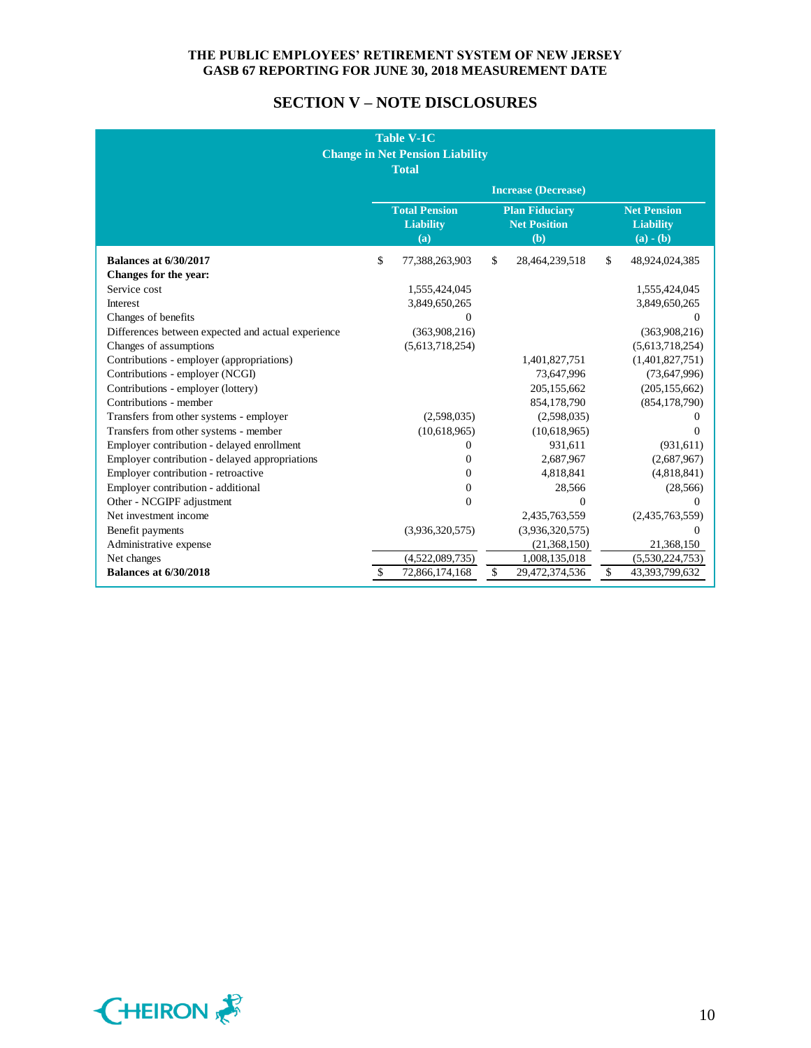## SECTION V – NOTE DISCLOSURES

**Table V-1C**
**Change in Net Pension Liability**
**Total**

| | Increase (Decrease) | | |
|---|---|---|---|
| | **Total Pension Liability (a)** | **Plan Fiduciary Net Position (b)** | **Net Pension Liability (a) - (b)** |
| **Balances at 6/30/2017** | $ 77,388,263,903 | $ 28,464,239,518 | $ 48,924,024,385 |
| **Changes for the year:** | | | |
| Service cost | 1,555,424,045 | | 1,555,424,045 |
| Interest | 3,849,650,265 | | 3,849,650,265 |
| Changes of benefits | 0 | | 0 |
| Differences between expected and actual experience | (363,908,216) | | (363,908,216) |
| Changes of assumptions | (5,613,718,254) | | (5,613,718,254) |
| Contributions - employer (appropriations) | | 1,401,827,751 | (1,401,827,751) |
| Contributions - employer (NCGI) | | 73,647,996 | (73,647,996) |
| Contributions - employer (lottery) | | 205,155,662 | (205,155,662) |
| Contributions - member | | 854,178,790 | (854,178,790) |
| Transfers from other systems - employer | (2,598,035) | (2,598,035) | 0 |
| Transfers from other systems - member | (10,618,965) | (10,618,965) | 0 |
| Employer contribution - delayed enrollment | 0 | 931,611 | (931,611) |
| Employer contribution - delayed appropriations | 0 | 2,687,967 | (2,687,967) |
| Employer contribution - retroactive | 0 | 4,818,841 | (4,818,841) |
| Employer contribution - additional | 0 | 28,566 | (28,566) |
| Other - NCGIPF adjustment | 0 | 0 | 0 |
| Net investment income | | 2,435,763,559 | (2,435,763,559) |
| Benefit payments | (3,936,320,575) | (3,936,320,575) | 0 |
| Administrative expense | | (21,368,150) | 21,368,150 |
| Net changes | (4,522,089,735) | 1,008,135,018 | (5,530,224,753) |
| **Balances at 6/30/2018** | $ 72,866,174,168 | $ 29,472,374,536 | $ 43,393,799,632 |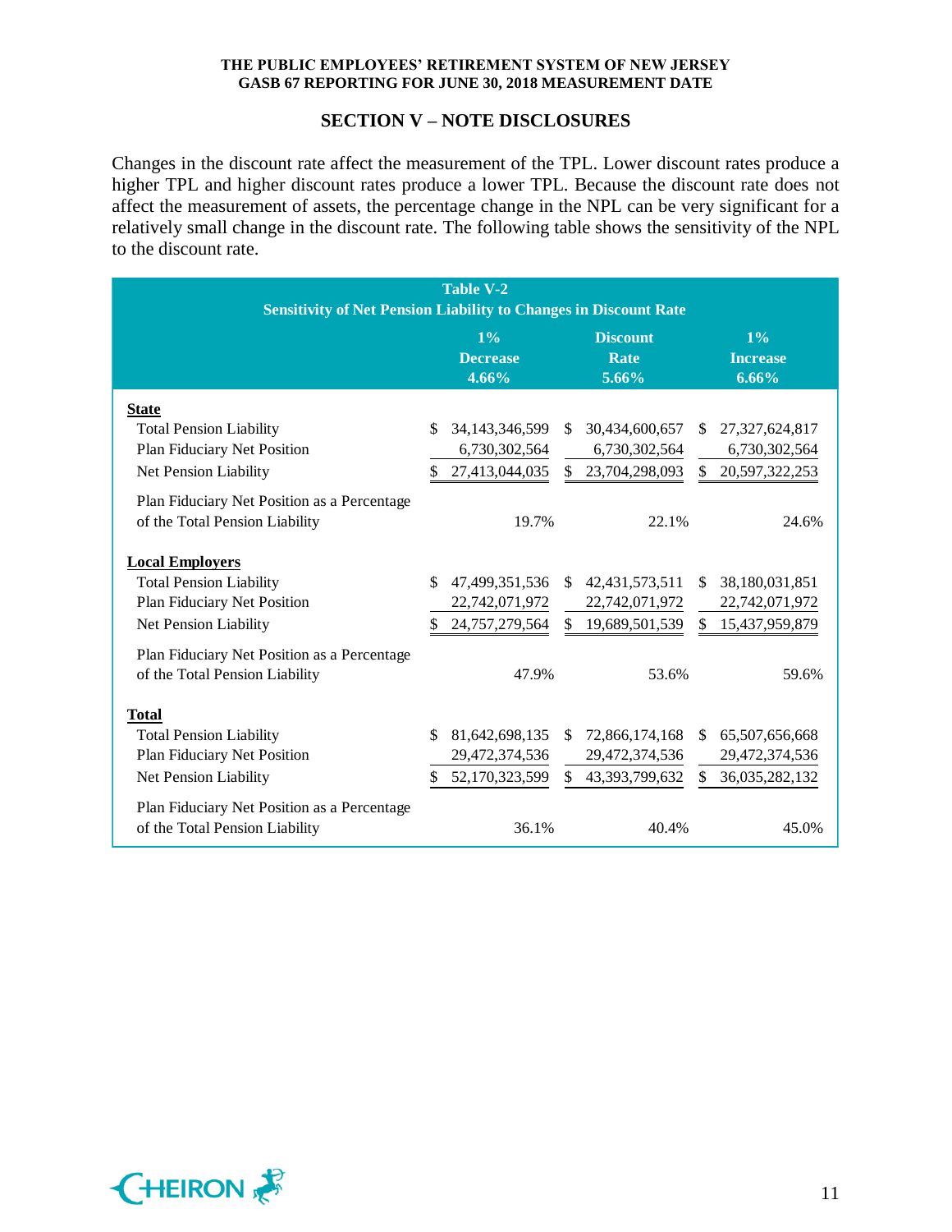## SECTION V – NOTE DISCLOSURES

Changes in the discount rate affect the measurement of the TPL. Lower discount rates produce a higher TPL and higher discount rates produce a lower TPL. Because the discount rate does not affect the measurement of assets, the percentage change in the NPL can be very significant for a relatively small change in the discount rate. The following table shows the sensitivity of the NPL to the discount rate.

**Table V-2**
**Sensitivity of Net Pension Liability to Changes in Discount Rate**

| | 1% Decrease 4.66% | Discount Rate 5.66% | 1% Increase 6.66% |
|---|---|---|---|
| **State** | | | |
| Total Pension Liability | $ 34,143,346,599 | $ 30,434,600,657 | $ 27,327,624,817 |
| Plan Fiduciary Net Position | 6,730,302,564 | 6,730,302,564 | 6,730,302,564 |
| Net Pension Liability | $ 27,413,044,035 | $ 23,704,298,093 | $ 20,597,322,253 |
| Plan Fiduciary Net Position as a Percentage of the Total Pension Liability | 19.7% | 22.1% | 24.6% |
| **Local Employers** | | | |
| Total Pension Liability | $ 47,499,351,536 | $ 42,431,573,511 | $ 38,180,031,851 |
| Plan Fiduciary Net Position | 22,742,071,972 | 22,742,071,972 | 22,742,071,972 |
| Net Pension Liability | $ 24,757,279,564 | $ 19,689,501,539 | $ 15,437,959,879 |
| Plan Fiduciary Net Position as a Percentage of the Total Pension Liability | 47.9% | 53.6% | 59.6% |
| **Total** | | | |
| Total Pension Liability | $ 81,642,698,135 | $ 72,866,174,168 | $ 65,507,656,668 |
| Plan Fiduciary Net Position | 29,472,374,536 | 29,472,374,536 | 29,472,374,536 |
| Net Pension Liability | $ 52,170,323,599 | $ 43,393,799,632 | $ 36,035,282,132 |
| Plan Fiduciary Net Position as a Percentage of the Total Pension Liability | 36.1% | 40.4% | 45.0% |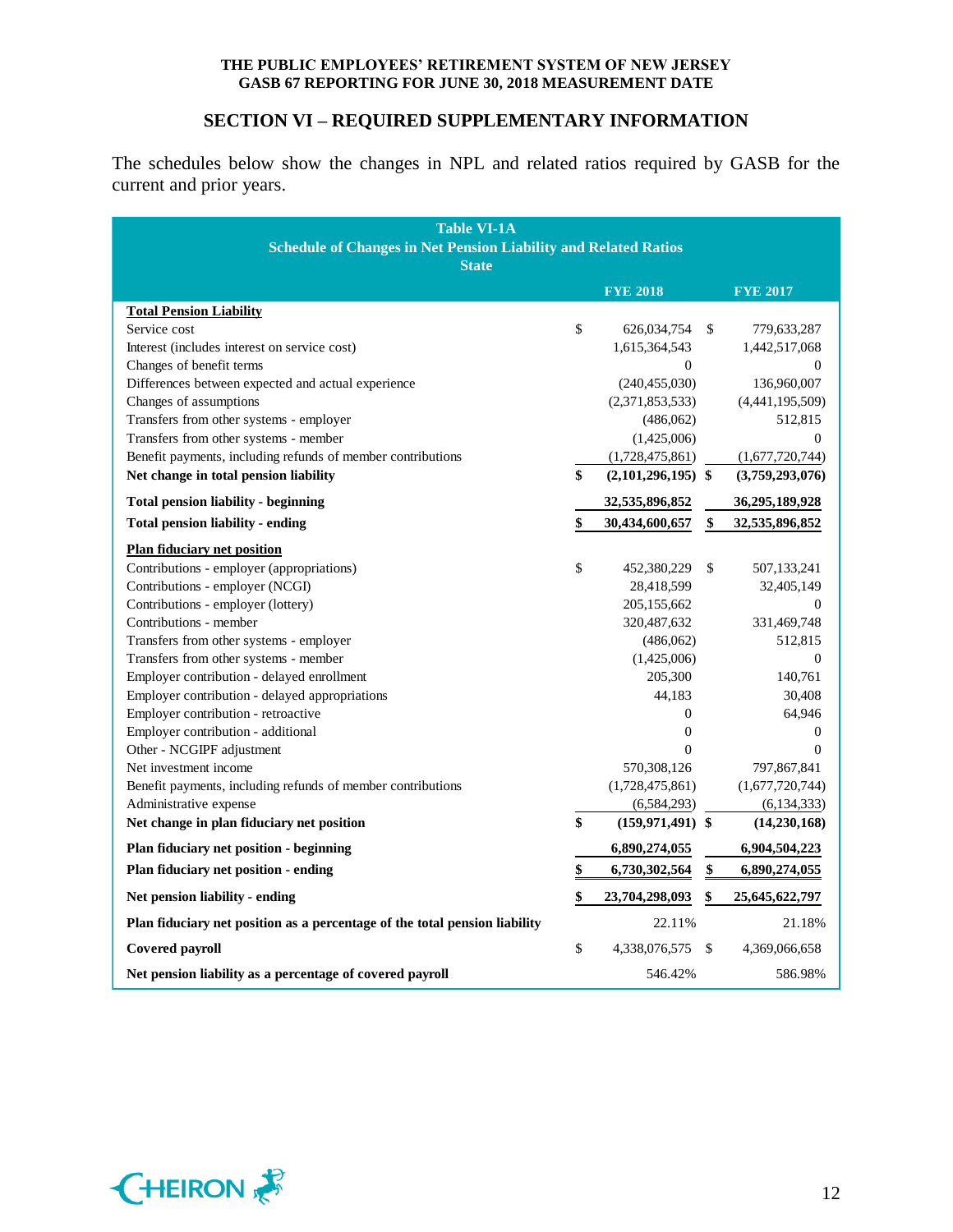## SECTION VI – REQUIRED SUPPLEMENTARY INFORMATION

The schedules below show the changes in NPL and related ratios required by GASB for the current and prior years.

**Table VI-1A**
**Schedule of Changes in Net Pension Liability and Related Ratios**
**State**

| | FYE 2018 | FYE 2017 |
|---|---|---|
| **Total Pension Liability** | | |
| Service cost | $ 626,034,754 | $ 779,633,287 |
| Interest (includes interest on service cost) | 1,615,364,543 | 1,442,517,068 |
| Changes of benefit terms | 0 | 0 |
| Differences between expected and actual experience | (240,455,030) | 136,960,007 |
| Changes of assumptions | (2,371,853,533) | (4,441,195,509) |
| Transfers from other systems - employer | (486,062) | 512,815 |
| Transfers from other systems - member | (1,425,006) | 0 |
| Benefit payments, including refunds of member contributions | (1,728,475,861) | (1,677,720,744) |
| **Net change in total pension liability** | **$ (2,101,296,195)** | **$ (3,759,293,076)** |
| **Total pension liability - beginning** | **32,535,896,852** | **36,295,189,928** |
| **Total pension liability - ending** | **$ 30,434,600,657** | **$ 32,535,896,852** |
| **Plan fiduciary net position** | | |
| Contributions - employer (appropriations) | $ 452,380,229 | $ 507,133,241 |
| Contributions - employer (NCGI) | 28,418,599 | 32,405,149 |
| Contributions - employer (lottery) | 205,155,662 | 0 |
| Contributions - member | 320,487,632 | 331,469,748 |
| Transfers from other systems - employer | (486,062) | 512,815 |
| Transfers from other systems - member | (1,425,006) | 0 |
| Employer contribution - delayed enrollment | 205,300 | 140,761 |
| Employer contribution - delayed appropriations | 44,183 | 30,408 |
| Employer contribution - retroactive | 0 | 64,946 |
| Employer contribution - additional | 0 | 0 |
| Other - NCGIPF adjustment | 0 | 0 |
| Net investment income | 570,308,126 | 797,867,841 |
| Benefit payments, including refunds of member contributions | (1,728,475,861) | (1,677,720,744) |
| Administrative expense | (6,584,293) | (6,134,333) |
| **Net change in plan fiduciary net position** | **$ (159,971,491)** | **$ (14,230,168)** |
| **Plan fiduciary net position - beginning** | **6,890,274,055** | **6,904,504,223** |
| **Plan fiduciary net position - ending** | **$ 6,730,302,564** | **$ 6,890,274,055** |
| **Net pension liability - ending** | **$ 23,704,298,093** | **$ 25,645,622,797** |
| **Plan fiduciary net position as a percentage of the total pension liability** | 22.11% | 21.18% |
| **Covered payroll** | $ 4,338,076,575 | $ 4,369,066,658 |
| **Net pension liability as a percentage of covered payroll** | 546.42% | 586.98% |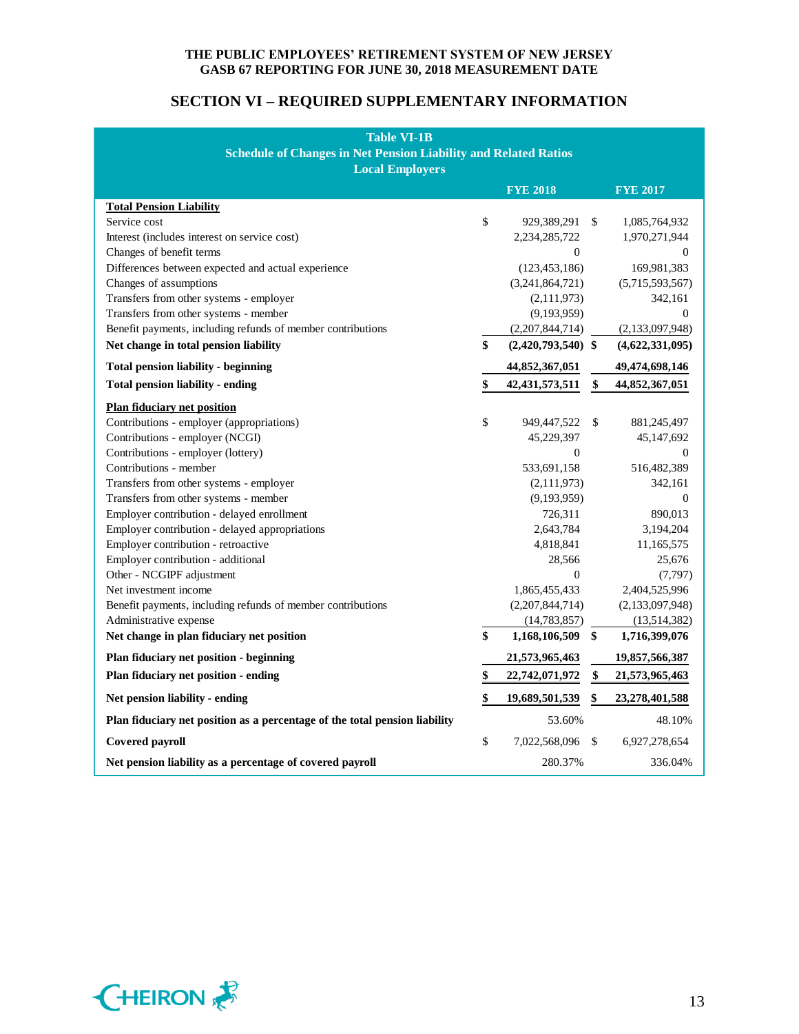## SECTION VI – REQUIRED SUPPLEMENTARY INFORMATION

**Table VI-1B**
**Schedule of Changes in Net Pension Liability and Related Ratios**
**Local Employers**

| | FYE 2018 | FYE 2017 |
|---|---|---|
| **Total Pension Liability** | | |
| Service cost | $ 929,389,291 | $ 1,085,764,932 |
| Interest (includes interest on service cost) | 2,234,285,722 | 1,970,271,944 |
| Changes of benefit terms | 0 | 0 |
| Differences between expected and actual experience | (123,453,186) | 169,981,383 |
| Changes of assumptions | (3,241,864,721) | (5,715,593,567) |
| Transfers from other systems - employer | (2,111,973) | 342,161 |
| Transfers from other systems - member | (9,193,959) | 0 |
| Benefit payments, including refunds of member contributions | (2,207,844,714) | (2,133,097,948) |
| **Net change in total pension liability** | **$ (2,420,793,540)** | **$ (4,622,331,095)** |
| **Total pension liability - beginning** | **44,852,367,051** | **49,474,698,146** |
| **Total pension liability - ending** | **$ 42,431,573,511** | **$ 44,852,367,051** |
| **Plan fiduciary net position** | | |
| Contributions - employer (appropriations) | $ 949,447,522 | $ 881,245,497 |
| Contributions - employer (NCGI) | 45,229,397 | 45,147,692 |
| Contributions - employer (lottery) | 0 | 0 |
| Contributions - member | 533,691,158 | 516,482,389 |
| Transfers from other systems - employer | (2,111,973) | 342,161 |
| Transfers from other systems - member | (9,193,959) | 0 |
| Employer contribution - delayed enrollment | 726,311 | 890,013 |
| Employer contribution - delayed appropriations | 2,643,784 | 3,194,204 |
| Employer contribution - retroactive | 4,818,841 | 11,165,575 |
| Employer contribution - additional | 28,566 | 25,676 |
| Other - NCGIPF adjustment | 0 | (7,797) |
| Net investment income | 1,865,455,433 | 2,404,525,996 |
| Benefit payments, including refunds of member contributions | (2,207,844,714) | (2,133,097,948) |
| Administrative expense | (14,783,857) | (13,514,382) |
| **Net change in plan fiduciary net position** | **$ 1,168,106,509** | **$ 1,716,399,076** |
| **Plan fiduciary net position - beginning** | **21,573,965,463** | **19,857,566,387** |
| **Plan fiduciary net position - ending** | **$ 22,742,071,972** | **$ 21,573,965,463** |
| **Net pension liability - ending** | **$ 19,689,501,539** | **$ 23,278,401,588** |
| **Plan fiduciary net position as a percentage of the total pension liability** | 53.60% | 48.10% |
| **Covered payroll** | $ 7,022,568,096 | $ 6,927,278,654 |
| **Net pension liability as a percentage of covered payroll** | 280.37% | 336.04% |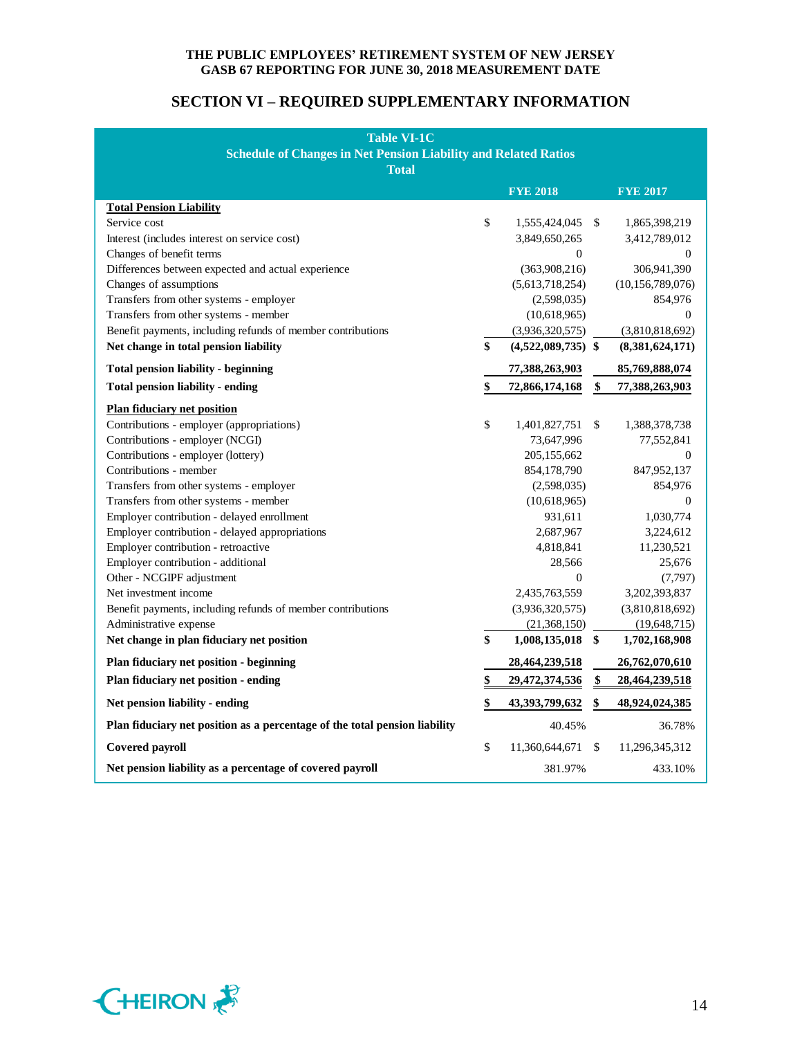THE PUBLIC EMPLOYEES' RETIREMENT SYSTEM OF NEW JERSEY
GASB 67 REPORTING FOR JUNE 30, 2018 MEASUREMENT DATE

## SECTION VI – REQUIRED SUPPLEMENTARY INFORMATION

**Table VI-1C**
**Schedule of Changes in Net Pension Liability and Related Ratios**
**Total**

| | FYE 2018 | FYE 2017 |
|---|---|---|
| **Total Pension Liability** | | |
| Service cost | $ 1,555,424,045 | $ 1,865,398,219 |
| Interest (includes interest on service cost) | 3,849,650,265 | 3,412,789,012 |
| Changes of benefit terms | 0 | 0 |
| Differences between expected and actual experience | (363,908,216) | 306,941,390 |
| Changes of assumptions | (5,613,718,254) | (10,156,789,076) |
| Transfers from other systems - employer | (2,598,035) | 854,976 |
| Transfers from other systems - member | (10,618,965) | 0 |
| Benefit payments, including refunds of member contributions | (3,936,320,575) | (3,810,818,692) |
| **Net change in total pension liability** | **$ (4,522,089,735)** | **$ (8,381,624,171)** |
| **Total pension liability - beginning** | **77,388,263,903** | **85,769,888,074** |
| **Total pension liability - ending** | **$ 72,866,174,168** | **$ 77,388,263,903** |
| **Plan fiduciary net position** | | |
| Contributions - employer (appropriations) | $ 1,401,827,751 | $ 1,388,378,738 |
| Contributions - employer (NCGI) | 73,647,996 | 77,552,841 |
| Contributions - employer (lottery) | 205,155,662 | 0 |
| Contributions - member | 854,178,790 | 847,952,137 |
| Transfers from other systems - employer | (2,598,035) | 854,976 |
| Transfers from other systems - member | (10,618,965) | 0 |
| Employer contribution - delayed enrollment | 931,611 | 1,030,774 |
| Employer contribution - delayed appropriations | 2,687,967 | 3,224,612 |
| Employer contribution - retroactive | 4,818,841 | 11,230,521 |
| Employer contribution - additional | 28,566 | 25,676 |
| Other - NCGIPF adjustment | 0 | (7,797) |
| Net investment income | 2,435,763,559 | 3,202,393,837 |
| Benefit payments, including refunds of member contributions | (3,936,320,575) | (3,810,818,692) |
| Administrative expense | (21,368,150) | (19,648,715) |
| **Net change in plan fiduciary net position** | **$ 1,008,135,018** | **$ 1,702,168,908** |
| **Plan fiduciary net position - beginning** | **28,464,239,518** | **26,762,070,610** |
| **Plan fiduciary net position - ending** | **$ 29,472,374,536** | **$ 28,464,239,518** |
| **Net pension liability - ending** | **$ 43,393,799,632** | **$ 48,924,024,385** |
| **Plan fiduciary net position as a percentage of the total pension liability** | 40.45% | 36.78% |
| **Covered payroll** | $ 11,360,644,671 | $ 11,296,345,312 |
| **Net pension liability as a percentage of covered payroll** | 381.97% | 433.10% |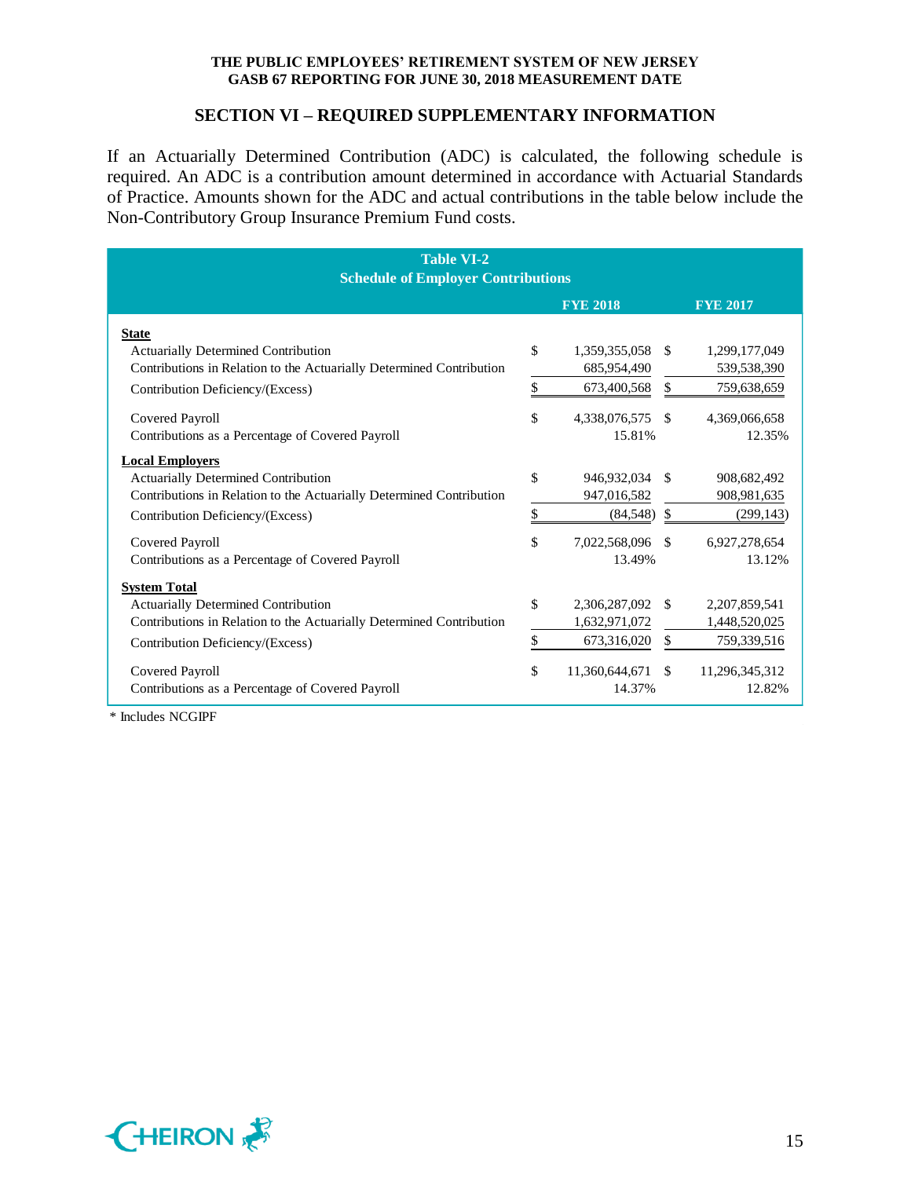## SECTION VI – REQUIRED SUPPLEMENTARY INFORMATION

If an Actuarially Determined Contribution (ADC) is calculated, the following schedule is required. An ADC is a contribution amount determined in accordance with Actuarial Standards of Practice. Amounts shown for the ADC and actual contributions in the table below include the Non-Contributory Group Insurance Premium Fund costs.

**Table VI-2**
**Schedule of Employer Contributions**

| | FYE 2018 | FYE 2017 |
|---|---|---|
| **State** | | |
| Actuarially Determined Contribution | $ 1,359,355,058 | $ 1,299,177,049 |
| Contributions in Relation to the Actuarially Determined Contribution | 685,954,490 | 539,538,390 |
| Contribution Deficiency/(Excess) | $ 673,400,568 | $ 759,638,659 |
| Covered Payroll | $ 4,338,076,575 | $ 4,369,066,658 |
| Contributions as a Percentage of Covered Payroll | 15.81% | 12.35% |
| **Local Employers** | | |
| Actuarially Determined Contribution | $ 946,932,034 | $ 908,682,492 |
| Contributions in Relation to the Actuarially Determined Contribution | 947,016,582 | 908,981,635 |
| Contribution Deficiency/(Excess) | $ (84,548) | $ (299,143) |
| Covered Payroll | $ 7,022,568,096 | $ 6,927,278,654 |
| Contributions as a Percentage of Covered Payroll | 13.49% | 13.12% |
| **System Total** | | |
| Actuarially Determined Contribution | $ 2,306,287,092 | $ 2,207,859,541 |
| Contributions in Relation to the Actuarially Determined Contribution | 1,632,971,072 | 1,448,520,025 |
| Contribution Deficiency/(Excess) | $ 673,316,020 | $ 759,339,516 |
| Covered Payroll | $ 11,360,644,671 | $ 11,296,345,312 |
| Contributions as a Percentage of Covered Payroll | 14.37% | 12.82% |

\* Includes NCGIPF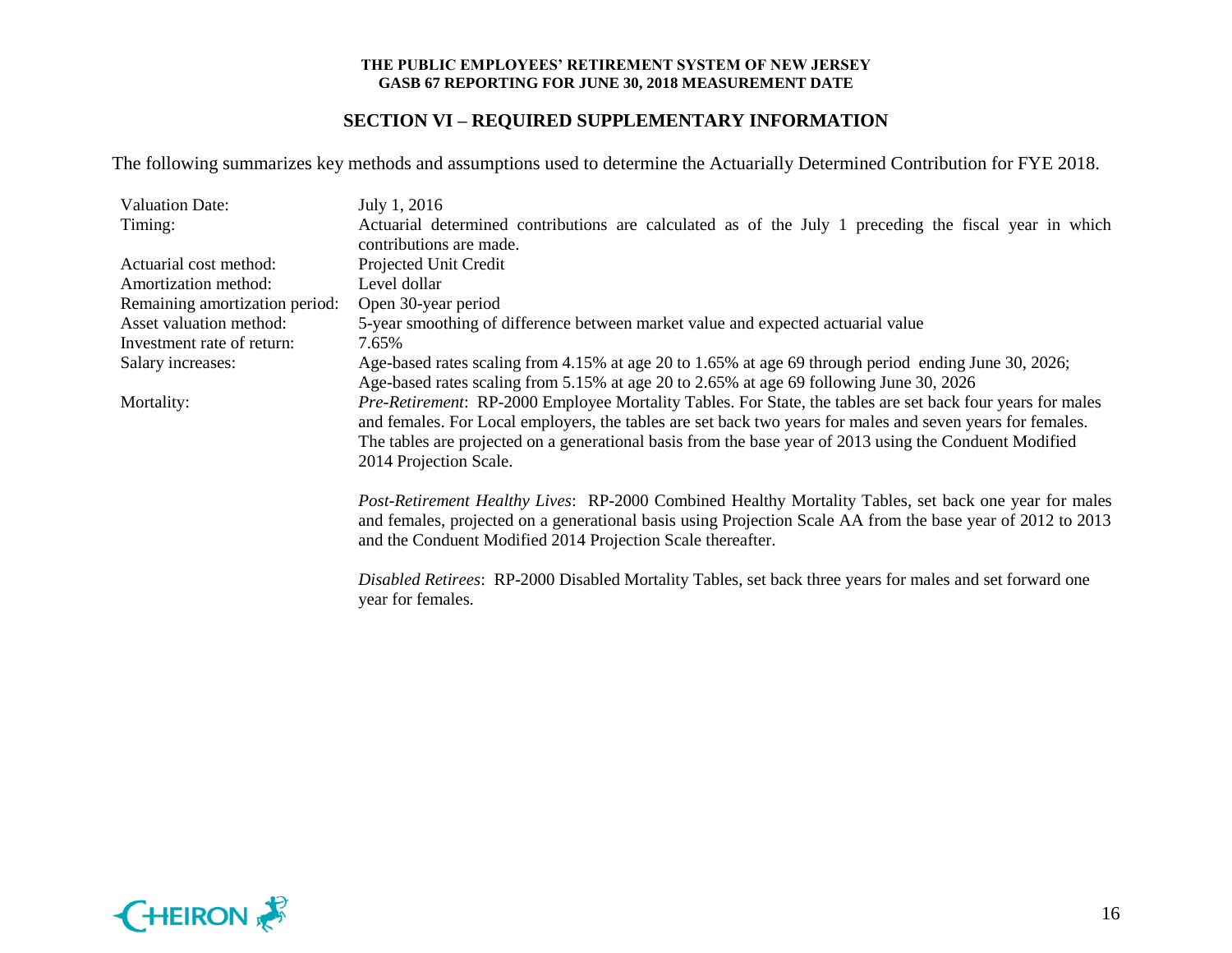## SECTION VI – REQUIRED SUPPLEMENTARY INFORMATION

The following summarizes key methods and assumptions used to determine the Actuarially Determined Contribution for FYE 2018.

| | |
|---|---|
| Valuation Date: | July 1, 2016 |
| Timing: | Actuarial determined contributions are calculated as of the July 1 preceding the fiscal year in which contributions are made. |
| Actuarial cost method: | Projected Unit Credit |
| Amortization method: | Level dollar |
| Remaining amortization period: | Open 30-year period |
| Asset valuation method: | 5-year smoothing of difference between market value and expected actuarial value |
| Investment rate of return: | 7.65% |
| Salary increases: | Age-based rates scaling from 4.15% at age 20 to 1.65% at age 69 through period ending June 30, 2026; Age-based rates scaling from 5.15% at age 20 to 2.65% at age 69 following June 30, 2026 |
| Mortality: | *Pre-Retirement*: RP-2000 Employee Mortality Tables. For State, the tables are set back four years for males and females. For Local employers, the tables are set back two years for males and seven years for females. The tables are projected on a generational basis from the base year of 2013 using the Conduent Modified 2014 Projection Scale.<br><br>*Post-Retirement Healthy Lives*: RP-2000 Combined Healthy Mortality Tables, set back one year for males and females, projected on a generational basis using Projection Scale AA from the base year of 2012 to 2013 and the Conduent Modified 2014 Projection Scale thereafter.<br><br>*Disabled Retirees*: RP-2000 Disabled Mortality Tables, set back three years for males and set forward one year for females. |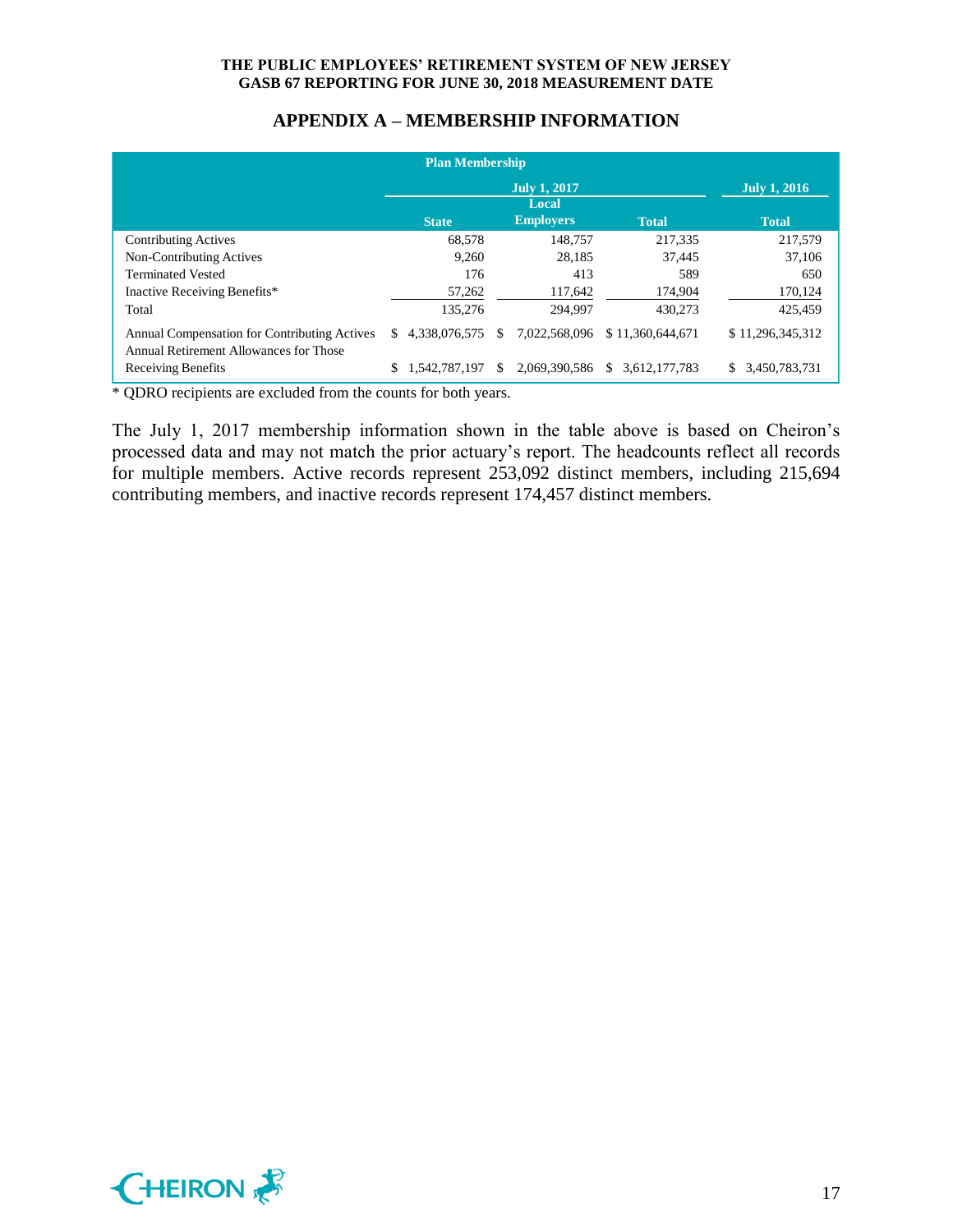## APPENDIX A – MEMBERSHIP INFORMATION

| Plan Membership | | | | |
|---|---|---|---|---|
| | July 1, 2017 | | | July 1, 2016 |
| | State | Local Employers | Total | Total |
| Contributing Actives | 68,578 | 148,757 | 217,335 | 217,579 |
| Non-Contributing Actives | 9,260 | 28,185 | 37,445 | 37,106 |
| Terminated Vested | 176 | 413 | 589 | 650 |
| Inactive Receiving Benefits* | 57,262 | 117,642 | 174,904 | 170,124 |
| Total | 135,276 | 294,997 | 430,273 | 425,459 |
| Annual Compensation for Contributing Actives | $ 4,338,076,575 | $ 7,022,568,096 | $ 11,360,644,671 | $ 11,296,345,312 |
| Annual Retirement Allowances for Those Receiving Benefits | $ 1,542,787,197 | $ 2,069,390,586 | $ 3,612,177,783 | $ 3,450,783,731 |

* QDRO recipients are excluded from the counts for both years.

The July 1, 2017 membership information shown in the table above is based on Cheiron's processed data and may not match the prior actuary's report. The headcounts reflect all records for multiple members. Active records represent 253,092 distinct members, including 215,694 contributing members, and inactive records represent 174,457 distinct members.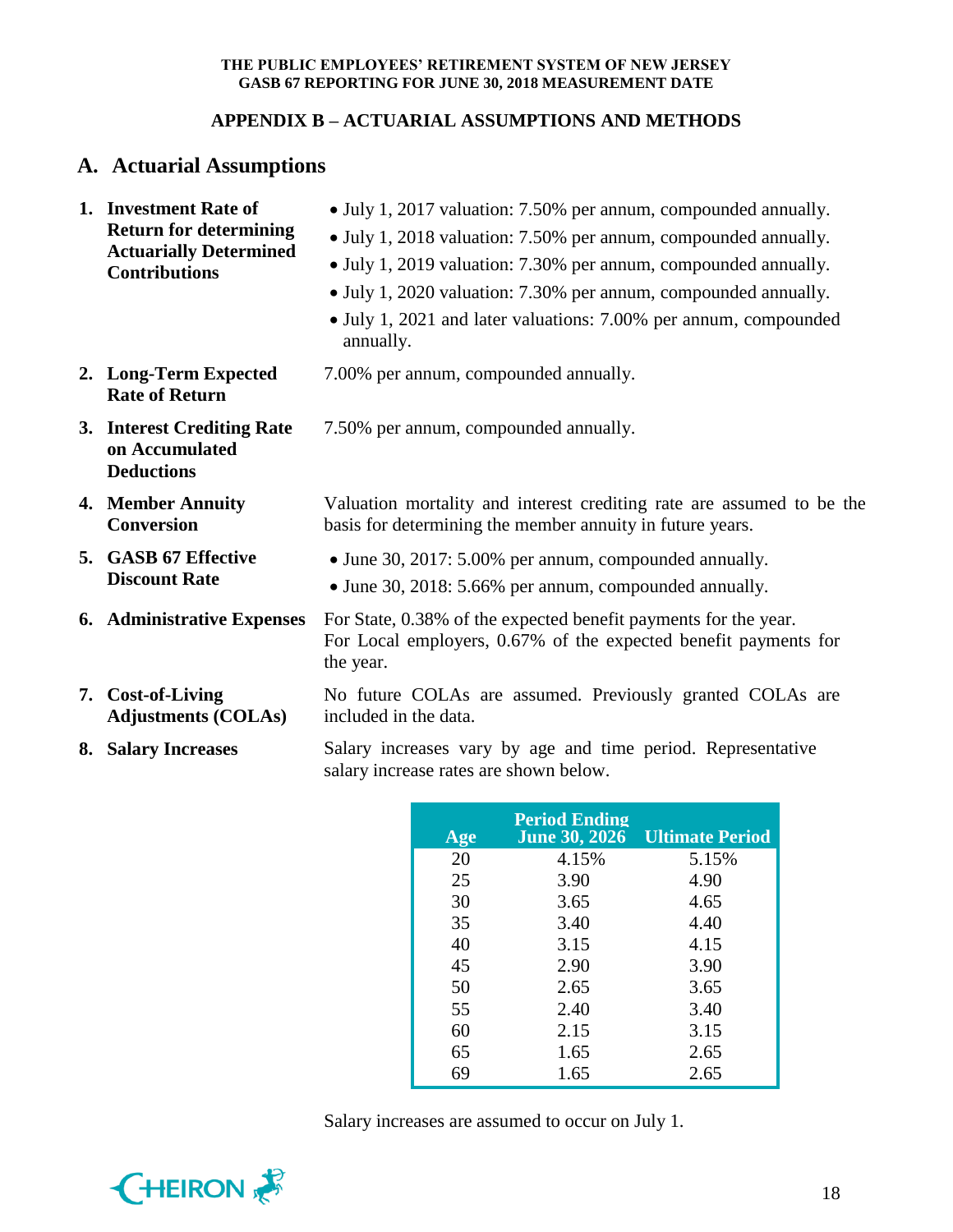THE PUBLIC EMPLOYEES' RETIREMENT SYSTEM OF NEW JERSEY
GASB 67 REPORTING FOR JUNE 30, 2018 MEASUREMENT DATE

## APPENDIX B – ACTUARIAL ASSUMPTIONS AND METHODS

## A. Actuarial Assumptions

1. **Investment Rate of Return for determining Actuarially Determined Contributions**
   - July 1, 2017 valuation: 7.50% per annum, compounded annually.
   - July 1, 2018 valuation: 7.50% per annum, compounded annually.
   - July 1, 2019 valuation: 7.30% per annum, compounded annually.
   - July 1, 2020 valuation: 7.30% per annum, compounded annually.
   - July 1, 2021 and later valuations: 7.00% per annum, compounded annually.

2. **Long-Term Expected Rate of Return**
   7.00% per annum, compounded annually.

3. **Interest Crediting Rate on Accumulated Deductions**
   7.50% per annum, compounded annually.

4. **Member Annuity Conversion**
   Valuation mortality and interest crediting rate are assumed to be the basis for determining the member annuity in future years.

5. **GASB 67 Effective Discount Rate**
   - June 30, 2017: 5.00% per annum, compounded annually.
   - June 30, 2018: 5.66% per annum, compounded annually.

6. **Administrative Expenses**
   For State, 0.38% of the expected benefit payments for the year.
   For Local employers, 0.67% of the expected benefit payments for the year.

7. **Cost-of-Living Adjustments (COLAs)**
   No future COLAs are assumed. Previously granted COLAs are included in the data.

8. **Salary Increases**
   Salary increases vary by age and time period. Representative salary increase rates are shown below.

| Age | Period Ending June 30, 2026 | Ultimate Period |
|---|---|---|
| 20 | 4.15% | 5.15% |
| 25 | 3.90 | 4.90 |
| 30 | 3.65 | 4.65 |
| 35 | 3.40 | 4.40 |
| 40 | 3.15 | 4.15 |
| 45 | 2.90 | 3.90 |
| 50 | 2.65 | 3.65 |
| 55 | 2.40 | 3.40 |
| 60 | 2.15 | 3.15 |
| 65 | 1.65 | 2.65 |
| 69 | 1.65 | 2.65 |

Salary increases are assumed to occur on July 1.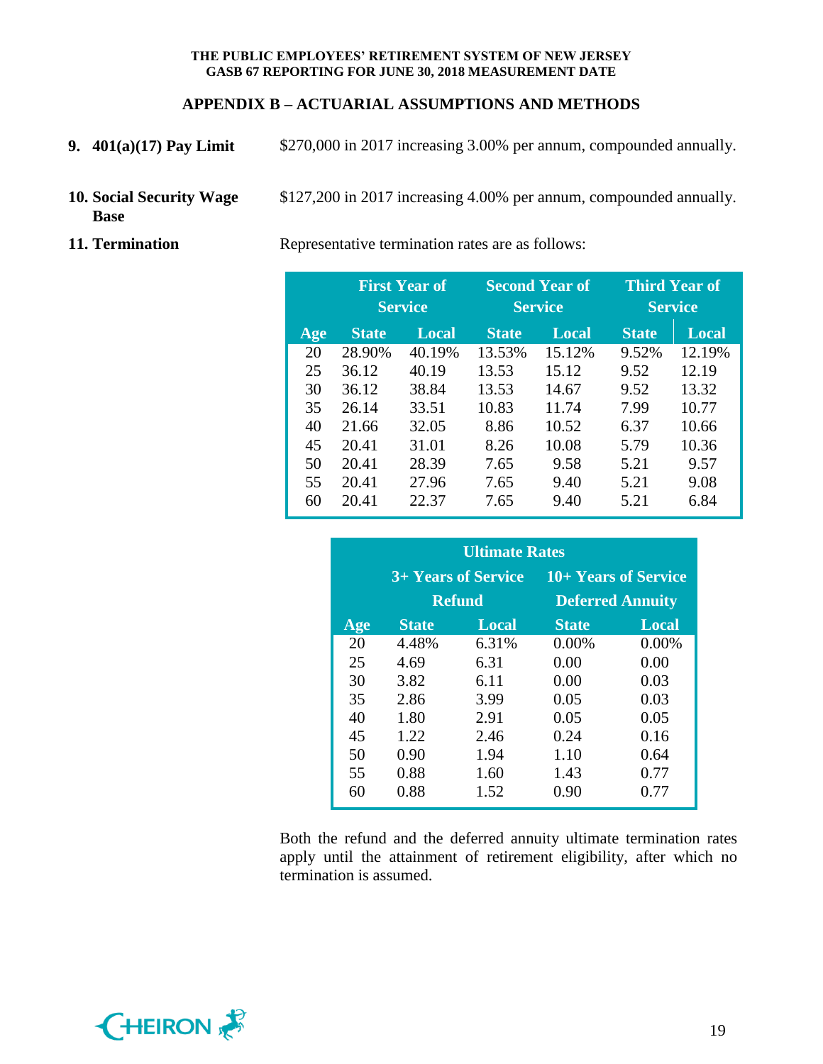## APPENDIX B – ACTUARIAL ASSUMPTIONS AND METHODS

**9. 401(a)(17) Pay Limit**

$270,000 in 2017 increasing 3.00% per annum, compounded annually.

**10. Social Security Wage Base**

$127,200 in 2017 increasing 4.00% per annum, compounded annually.

**11. Termination**

Representative termination rates are as follows:

| | First Year of Service | | Second Year of Service | | Third Year of Service | |
|---|---|---|---|---|---|---|
| **Age** | **State** | **Local** | **State** | **Local** | **State** | **Local** |
| 20 | 28.90% | 40.19% | 13.53% | 15.12% | 9.52% | 12.19% |
| 25 | 36.12 | 40.19 | 13.53 | 15.12 | 9.52 | 12.19 |
| 30 | 36.12 | 38.84 | 13.53 | 14.67 | 9.52 | 13.32 |
| 35 | 26.14 | 33.51 | 10.83 | 11.74 | 7.99 | 10.77 |
| 40 | 21.66 | 32.05 | 8.86 | 10.52 | 6.37 | 10.66 |
| 45 | 20.41 | 31.01 | 8.26 | 10.08 | 5.79 | 10.36 |
| 50 | 20.41 | 28.39 | 7.65 | 9.58 | 5.21 | 9.57 |
| 55 | 20.41 | 27.96 | 7.65 | 9.40 | 5.21 | 9.08 |
| 60 | 20.41 | 22.37 | 7.65 | 9.40 | 5.21 | 6.84 |

| | Ultimate Rates | | | |
|---|---|---|---|---|
| | 3+ Years of Service Refund | | 10+ Years of Service Deferred Annuity | |
| **Age** | **State** | **Local** | **State** | **Local** |
| 20 | 4.48% | 6.31% | 0.00% | 0.00% |
| 25 | 4.69 | 6.31 | 0.00 | 0.00 |
| 30 | 3.82 | 6.11 | 0.00 | 0.03 |
| 35 | 2.86 | 3.99 | 0.05 | 0.03 |
| 40 | 1.80 | 2.91 | 0.05 | 0.05 |
| 45 | 1.22 | 2.46 | 0.24 | 0.16 |
| 50 | 0.90 | 1.94 | 1.10 | 0.64 |
| 55 | 0.88 | 1.60 | 1.43 | 0.77 |
| 60 | 0.88 | 1.52 | 0.90 | 0.77 |

Both the refund and the deferred annuity ultimate termination rates apply until the attainment of retirement eligibility, after which no termination is assumed.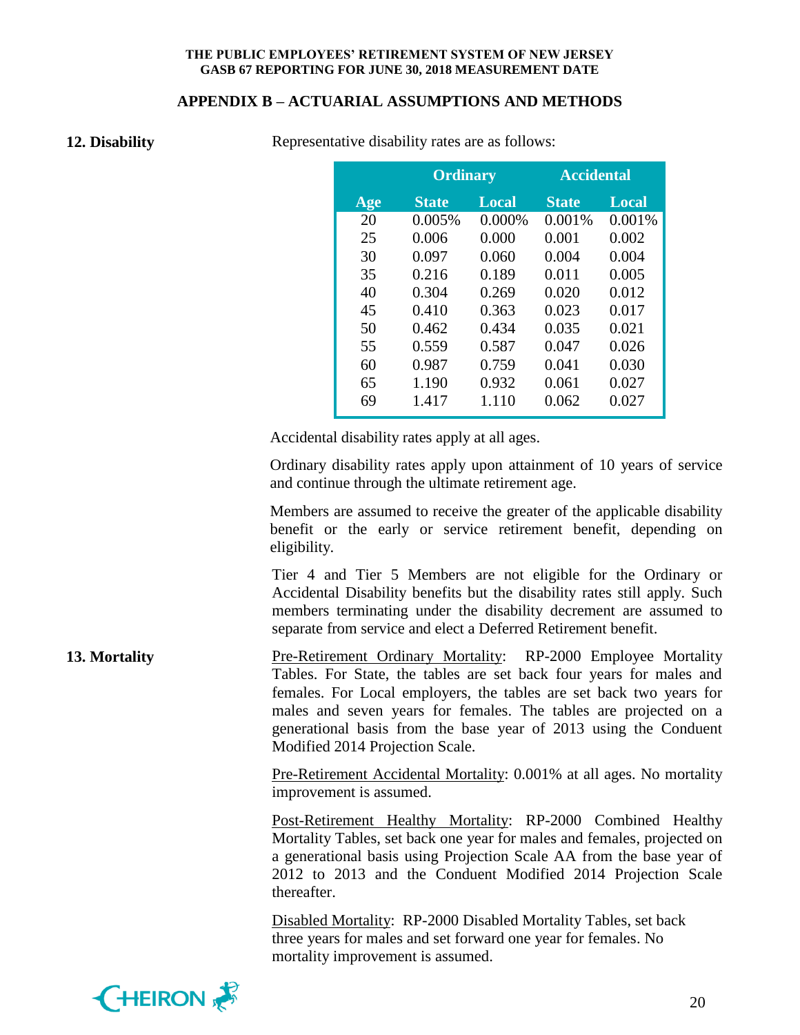## APPENDIX B – ACTUARIAL ASSUMPTIONS AND METHODS

**12. Disability**

Representative disability rates are as follows:

| | Ordinary | | Accidental | |
|---|---|---|---|---|
| Age | State | Local | State | Local |
| 20 | 0.005% | 0.000% | 0.001% | 0.001% |
| 25 | 0.006 | 0.000 | 0.001 | 0.002 |
| 30 | 0.097 | 0.060 | 0.004 | 0.004 |
| 35 | 0.216 | 0.189 | 0.011 | 0.005 |
| 40 | 0.304 | 0.269 | 0.020 | 0.012 |
| 45 | 0.410 | 0.363 | 0.023 | 0.017 |
| 50 | 0.462 | 0.434 | 0.035 | 0.021 |
| 55 | 0.559 | 0.587 | 0.047 | 0.026 |
| 60 | 0.987 | 0.759 | 0.041 | 0.030 |
| 65 | 1.190 | 0.932 | 0.061 | 0.027 |
| 69 | 1.417 | 1.110 | 0.062 | 0.027 |

Accidental disability rates apply at all ages.

Ordinary disability rates apply upon attainment of 10 years of service and continue through the ultimate retirement age.

Members are assumed to receive the greater of the applicable disability benefit or the early or service retirement benefit, depending on eligibility.

Tier 4 and Tier 5 Members are not eligible for the Ordinary or Accidental Disability benefits but the disability rates still apply. Such members terminating under the disability decrement are assumed to separate from service and elect a Deferred Retirement benefit.

**13. Mortality**

Pre-Retirement Ordinary Mortality: RP-2000 Employee Mortality Tables. For State, the tables are set back four years for males and females. For Local employers, the tables are set back two years for males and seven years for females. The tables are projected on a generational basis from the base year of 2013 using the Conduent Modified 2014 Projection Scale.

Pre-Retirement Accidental Mortality: 0.001% at all ages. No mortality improvement is assumed.

Post-Retirement Healthy Mortality: RP-2000 Combined Healthy Mortality Tables, set back one year for males and females, projected on a generational basis using Projection Scale AA from the base year of 2012 to 2013 and the Conduent Modified 2014 Projection Scale thereafter.

Disabled Mortality: RP-2000 Disabled Mortality Tables, set back three years for males and set forward one year for females. No mortality improvement is assumed.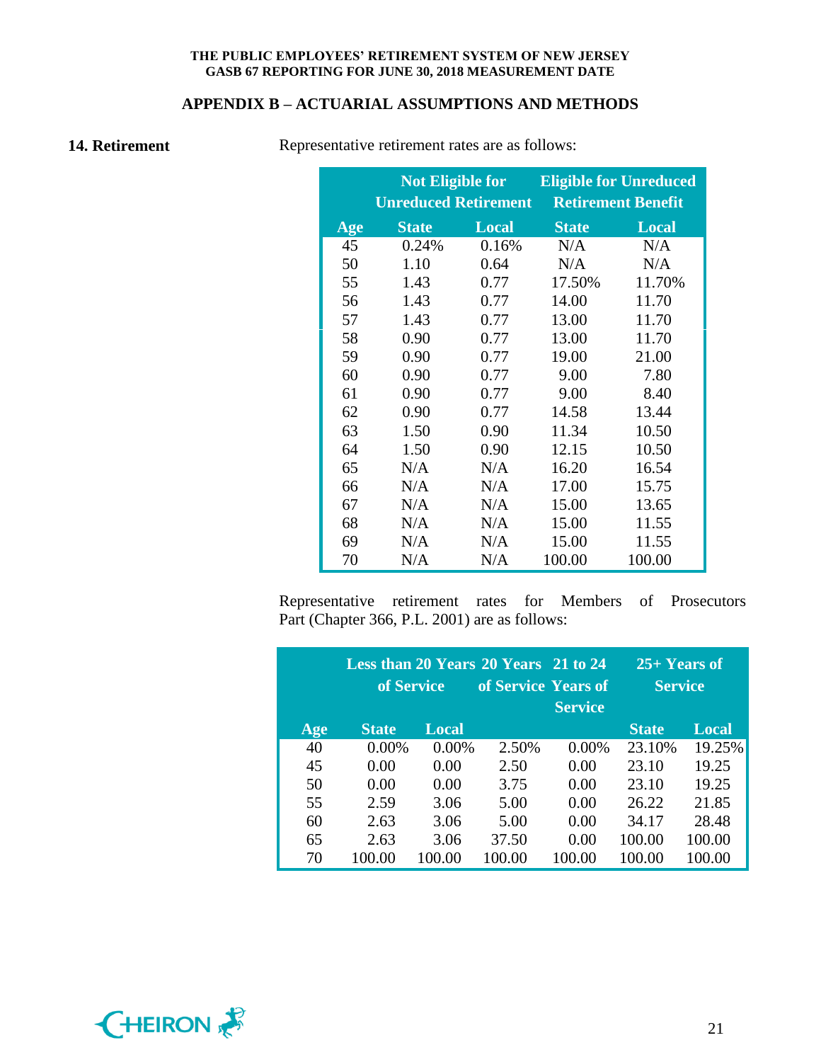## APPENDIX B – ACTUARIAL ASSUMPTIONS AND METHODS

**14. Retirement**

Representative retirement rates are as follows:

| | Not Eligible for Unreduced Retirement | | Eligible for Unreduced Retirement Benefit | |
|---|---|---|---|---|
| **Age** | **State** | **Local** | **State** | **Local** |
| 45 | 0.24% | 0.16% | N/A | N/A |
| 50 | 1.10 | 0.64 | N/A | N/A |
| 55 | 1.43 | 0.77 | 17.50% | 11.70% |
| 56 | 1.43 | 0.77 | 14.00 | 11.70 |
| 57 | 1.43 | 0.77 | 13.00 | 11.70 |
| 58 | 0.90 | 0.77 | 13.00 | 11.70 |
| 59 | 0.90 | 0.77 | 19.00 | 21.00 |
| 60 | 0.90 | 0.77 | 9.00 | 7.80 |
| 61 | 0.90 | 0.77 | 9.00 | 8.40 |
| 62 | 0.90 | 0.77 | 14.58 | 13.44 |
| 63 | 1.50 | 0.90 | 11.34 | 10.50 |
| 64 | 1.50 | 0.90 | 12.15 | 10.50 |
| 65 | N/A | N/A | 16.20 | 16.54 |
| 66 | N/A | N/A | 17.00 | 15.75 |
| 67 | N/A | N/A | 15.00 | 13.65 |
| 68 | N/A | N/A | 15.00 | 11.55 |
| 69 | N/A | N/A | 15.00 | 11.55 |
| 70 | N/A | N/A | 100.00 | 100.00 |

Representative retirement rates for Members of Prosecutors Part (Chapter 366, P.L. 2001) are as follows:

| | Less than 20 Years of Service | | 20 Years of Service | 21 to 24 Years of Service | 25+ Years of Service | |
|---|---|---|---|---|---|---|
| **Age** | **State** | **Local** | | | **State** | **Local** |
| 40 | 0.00% | 0.00% | 2.50% | 0.00% | 23.10% | 19.25% |
| 45 | 0.00 | 0.00 | 2.50 | 0.00 | 23.10 | 19.25 |
| 50 | 0.00 | 0.00 | 3.75 | 0.00 | 23.10 | 19.25 |
| 55 | 2.59 | 3.06 | 5.00 | 0.00 | 26.22 | 21.85 |
| 60 | 2.63 | 3.06 | 5.00 | 0.00 | 34.17 | 28.48 |
| 65 | 2.63 | 3.06 | 37.50 | 0.00 | 100.00 | 100.00 |
| 70 | 100.00 | 100.00 | 100.00 | 100.00 | 100.00 | 100.00 |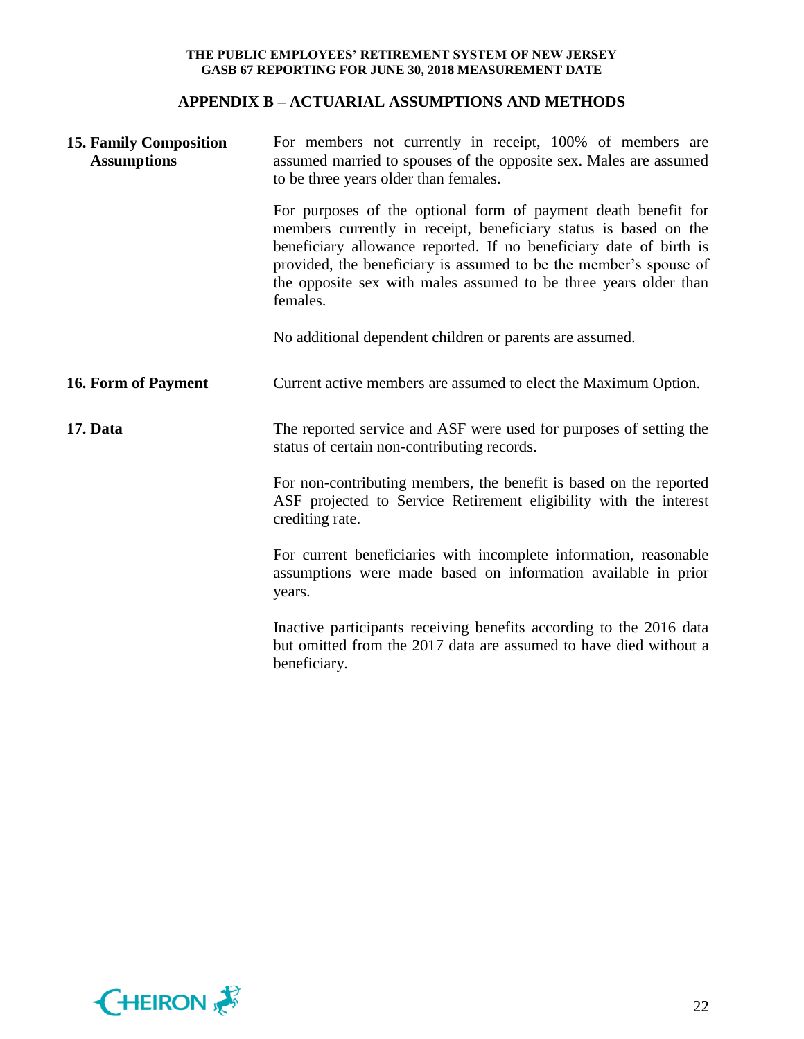## APPENDIX B – ACTUARIAL ASSUMPTIONS AND METHODS

**15. Family Composition Assumptions**

For members not currently in receipt, 100% of members are assumed married to spouses of the opposite sex. Males are assumed to be three years older than females.

For purposes of the optional form of payment death benefit for members currently in receipt, beneficiary status is based on the beneficiary allowance reported. If no beneficiary date of birth is provided, the beneficiary is assumed to be the member's spouse of the opposite sex with males assumed to be three years older than females.

No additional dependent children or parents are assumed.

**16. Form of Payment**

Current active members are assumed to elect the Maximum Option.

**17. Data**

The reported service and ASF were used for purposes of setting the status of certain non-contributing records.

For non-contributing members, the benefit is based on the reported ASF projected to Service Retirement eligibility with the interest crediting rate.

For current beneficiaries with incomplete information, reasonable assumptions were made based on information available in prior years.

Inactive participants receiving benefits according to the 2016 data but omitted from the 2017 data are assumed to have died without a beneficiary.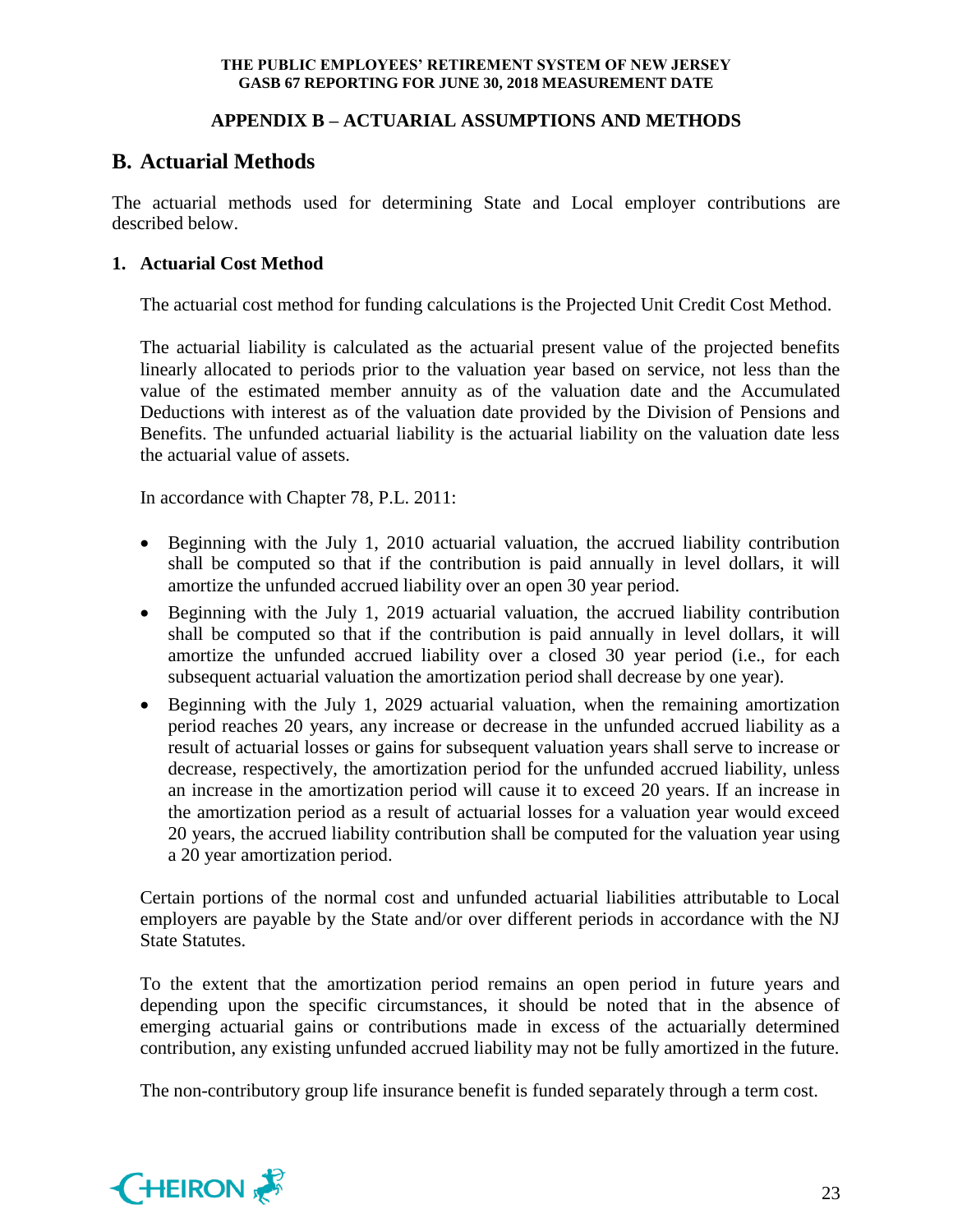## APPENDIX B – ACTUARIAL ASSUMPTIONS AND METHODS

## B. Actuarial Methods

The actuarial methods used for determining State and Local employer contributions are described below.

### 1. Actuarial Cost Method

The actuarial cost method for funding calculations is the Projected Unit Credit Cost Method.

The actuarial liability is calculated as the actuarial present value of the projected benefits linearly allocated to periods prior to the valuation year based on service, not less than the value of the estimated member annuity as of the valuation date and the Accumulated Deductions with interest as of the valuation date provided by the Division of Pensions and Benefits. The unfunded actuarial liability is the actuarial liability on the valuation date less the actuarial value of assets.

In accordance with Chapter 78, P.L. 2011:

- Beginning with the July 1, 2010 actuarial valuation, the accrued liability contribution shall be computed so that if the contribution is paid annually in level dollars, it will amortize the unfunded accrued liability over an open 30 year period.
- Beginning with the July 1, 2019 actuarial valuation, the accrued liability contribution shall be computed so that if the contribution is paid annually in level dollars, it will amortize the unfunded accrued liability over a closed 30 year period (i.e., for each subsequent actuarial valuation the amortization period shall decrease by one year).
- Beginning with the July 1, 2029 actuarial valuation, when the remaining amortization period reaches 20 years, any increase or decrease in the unfunded accrued liability as a result of actuarial losses or gains for subsequent valuation years shall serve to increase or decrease, respectively, the amortization period for the unfunded accrued liability, unless an increase in the amortization period will cause it to exceed 20 years. If an increase in the amortization period as a result of actuarial losses for a valuation year would exceed 20 years, the accrued liability contribution shall be computed for the valuation year using a 20 year amortization period.

Certain portions of the normal cost and unfunded actuarial liabilities attributable to Local employers are payable by the State and/or over different periods in accordance with the NJ State Statutes.

To the extent that the amortization period remains an open period in future years and depending upon the specific circumstances, it should be noted that in the absence of emerging actuarial gains or contributions made in excess of the actuarially determined contribution, any existing unfunded accrued liability may not be fully amortized in the future.

The non-contributory group life insurance benefit is funded separately through a term cost.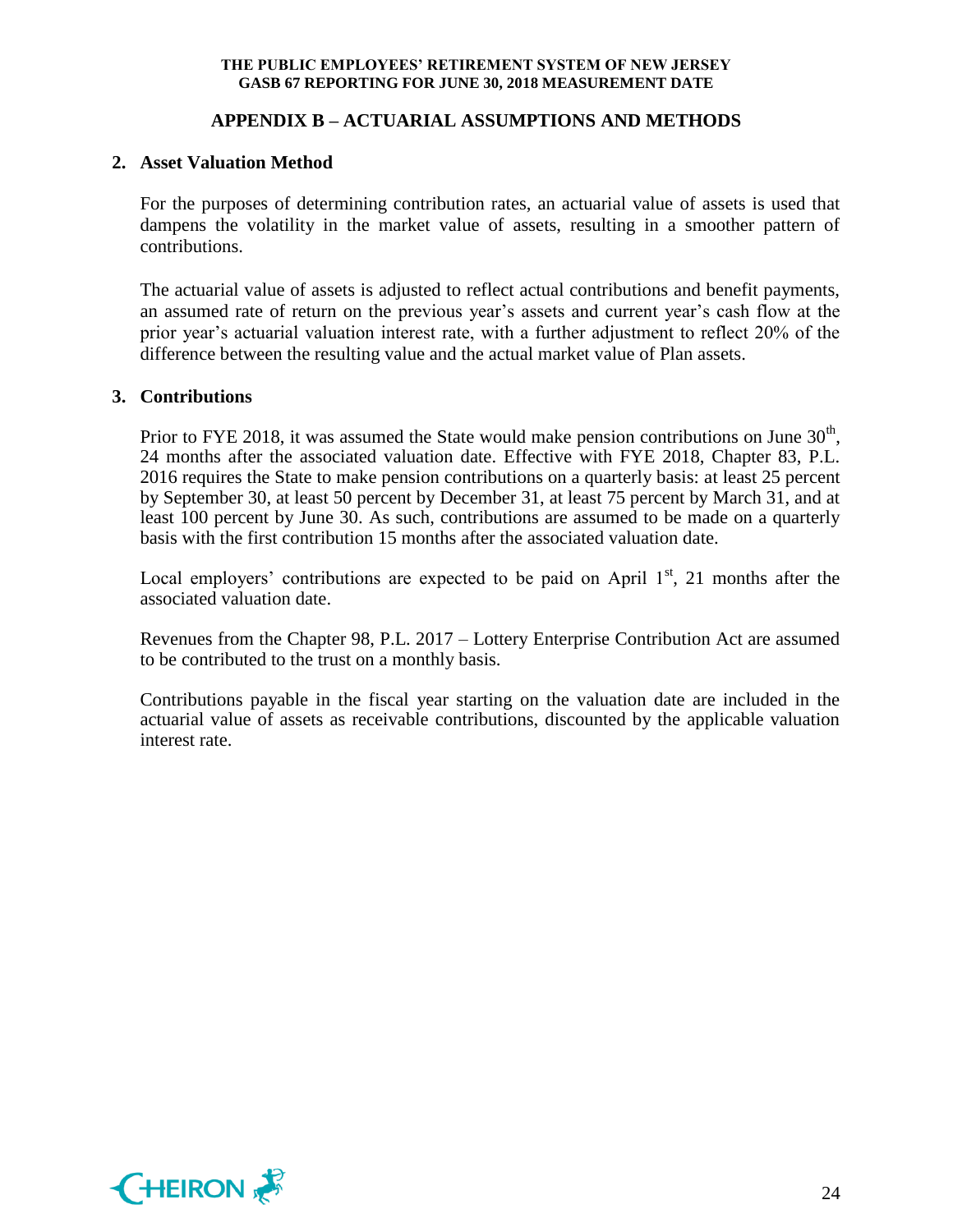## APPENDIX B – ACTUARIAL ASSUMPTIONS AND METHODS

### 2. Asset Valuation Method

For the purposes of determining contribution rates, an actuarial value of assets is used that dampens the volatility in the market value of assets, resulting in a smoother pattern of contributions.

The actuarial value of assets is adjusted to reflect actual contributions and benefit payments, an assumed rate of return on the previous year's assets and current year's cash flow at the prior year's actuarial valuation interest rate, with a further adjustment to reflect 20% of the difference between the resulting value and the actual market value of Plan assets.

### 3. Contributions

Prior to FYE 2018, it was assumed the State would make pension contributions on June 30th, 24 months after the associated valuation date. Effective with FYE 2018, Chapter 83, P.L. 2016 requires the State to make pension contributions on a quarterly basis: at least 25 percent by September 30, at least 50 percent by December 31, at least 75 percent by March 31, and at least 100 percent by June 30. As such, contributions are assumed to be made on a quarterly basis with the first contribution 15 months after the associated valuation date.

Local employers' contributions are expected to be paid on April 1st, 21 months after the associated valuation date.

Revenues from the Chapter 98, P.L. 2017 – Lottery Enterprise Contribution Act are assumed to be contributed to the trust on a monthly basis.

Contributions payable in the fiscal year starting on the valuation date are included in the actuarial value of assets as receivable contributions, discounted by the applicable valuation interest rate.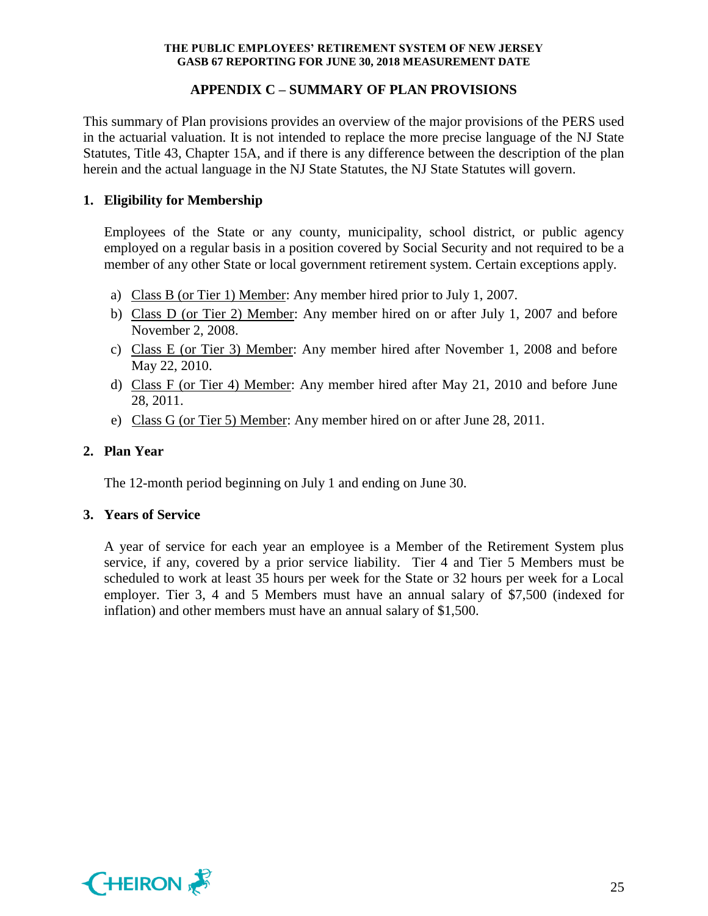## APPENDIX C – SUMMARY OF PLAN PROVISIONS

This summary of Plan provisions provides an overview of the major provisions of the PERS used in the actuarial valuation. It is not intended to replace the more precise language of the NJ State Statutes, Title 43, Chapter 15A, and if there is any difference between the description of the plan herein and the actual language in the NJ State Statutes, the NJ State Statutes will govern.

### 1. Eligibility for Membership

Employees of the State or any county, municipality, school district, or public agency employed on a regular basis in a position covered by Social Security and not required to be a member of any other State or local government retirement system. Certain exceptions apply.

a) Class B (or Tier 1) Member: Any member hired prior to July 1, 2007.
b) Class D (or Tier 2) Member: Any member hired on or after July 1, 2007 and before November 2, 2008.
c) Class E (or Tier 3) Member: Any member hired after November 1, 2008 and before May 22, 2010.
d) Class F (or Tier 4) Member: Any member hired after May 21, 2010 and before June 28, 2011.
e) Class G (or Tier 5) Member: Any member hired on or after June 28, 2011.

### 2. Plan Year

The 12-month period beginning on July 1 and ending on June 30.

### 3. Years of Service

A year of service for each year an employee is a Member of the Retirement System plus service, if any, covered by a prior service liability. Tier 4 and Tier 5 Members must be scheduled to work at least 35 hours per week for the State or 32 hours per week for a Local employer. Tier 3, 4 and 5 Members must have an annual salary of $7,500 (indexed for inflation) and other members must have an annual salary of $1,500.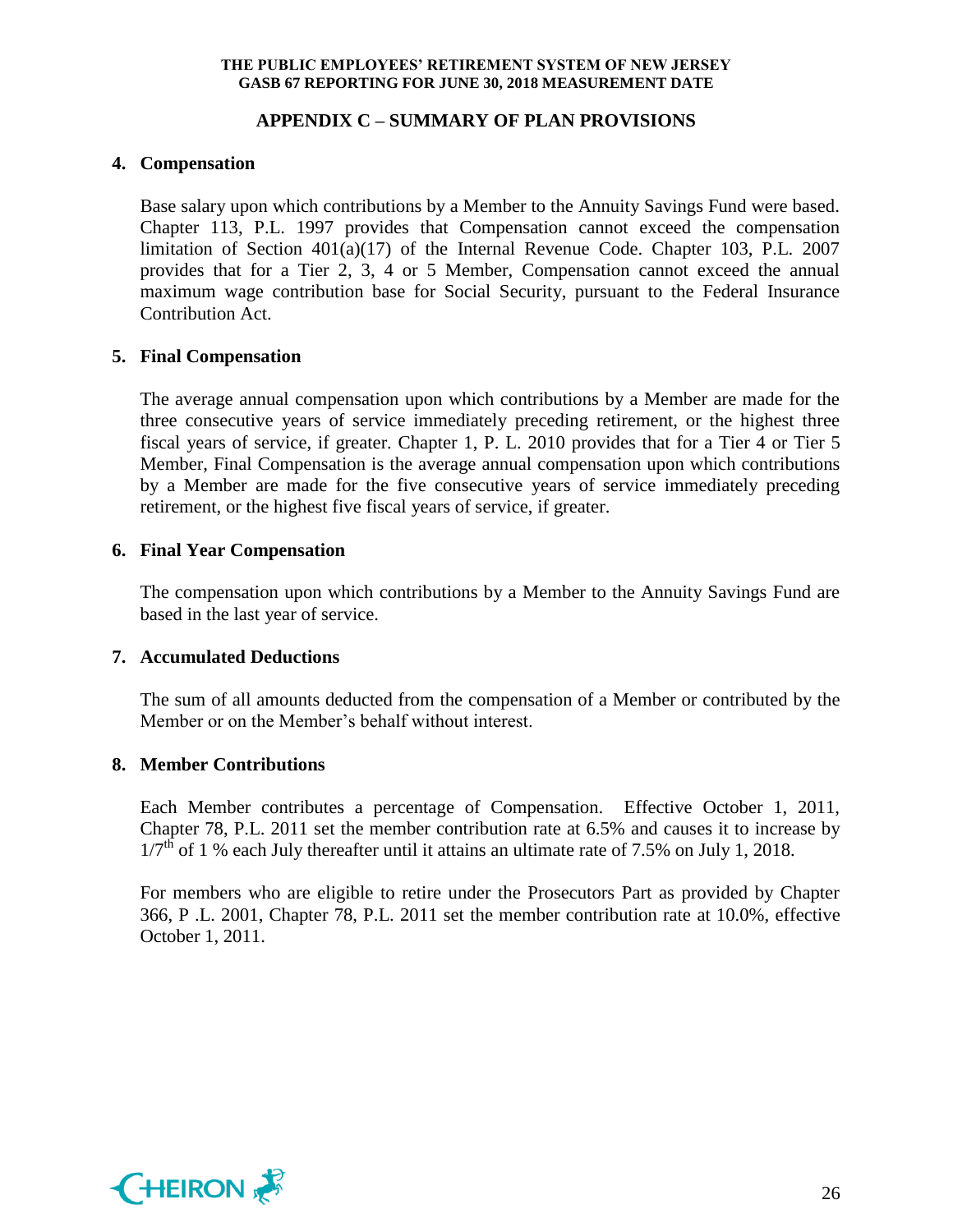## APPENDIX C – SUMMARY OF PLAN PROVISIONS

**4. Compensation**

Base salary upon which contributions by a Member to the Annuity Savings Fund were based. Chapter 113, P.L. 1997 provides that Compensation cannot exceed the compensation limitation of Section 401(a)(17) of the Internal Revenue Code. Chapter 103, P.L. 2007 provides that for a Tier 2, 3, 4 or 5 Member, Compensation cannot exceed the annual maximum wage contribution base for Social Security, pursuant to the Federal Insurance Contribution Act.

**5. Final Compensation**

The average annual compensation upon which contributions by a Member are made for the three consecutive years of service immediately preceding retirement, or the highest three fiscal years of service, if greater. Chapter 1, P. L. 2010 provides that for a Tier 4 or Tier 5 Member, Final Compensation is the average annual compensation upon which contributions by a Member are made for the five consecutive years of service immediately preceding retirement, or the highest five fiscal years of service, if greater.

**6. Final Year Compensation**

The compensation upon which contributions by a Member to the Annuity Savings Fund are based in the last year of service.

**7. Accumulated Deductions**

The sum of all amounts deducted from the compensation of a Member or contributed by the Member or on the Member's behalf without interest.

**8. Member Contributions**

Each Member contributes a percentage of Compensation. Effective October 1, 2011, Chapter 78, P.L. 2011 set the member contribution rate at 6.5% and causes it to increase by $1/7^{th}$ of 1 % each July thereafter until it attains an ultimate rate of 7.5% on July 1, 2018.

For members who are eligible to retire under the Prosecutors Part as provided by Chapter 366, P .L. 2001, Chapter 78, P.L. 2011 set the member contribution rate at 10.0%, effective October 1, 2011.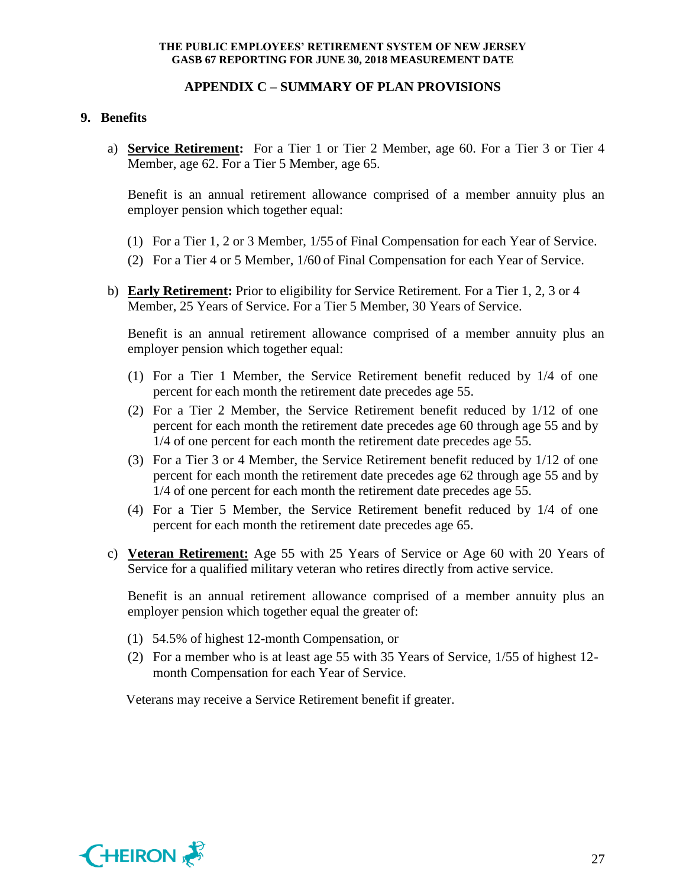## APPENDIX C – SUMMARY OF PLAN PROVISIONS

### 9. Benefits

a) **Service Retirement:** For a Tier 1 or Tier 2 Member, age 60. For a Tier 3 or Tier 4 Member, age 62. For a Tier 5 Member, age 65.

Benefit is an annual retirement allowance comprised of a member annuity plus an employer pension which together equal:

(1) For a Tier 1, 2 or 3 Member, 1/55 of Final Compensation for each Year of Service.
(2) For a Tier 4 or 5 Member, 1/60 of Final Compensation for each Year of Service.

b) **Early Retirement:** Prior to eligibility for Service Retirement. For a Tier 1, 2, 3 or 4 Member, 25 Years of Service. For a Tier 5 Member, 30 Years of Service.

Benefit is an annual retirement allowance comprised of a member annuity plus an employer pension which together equal:

(1) For a Tier 1 Member, the Service Retirement benefit reduced by 1/4 of one percent for each month the retirement date precedes age 55.
(2) For a Tier 2 Member, the Service Retirement benefit reduced by 1/12 of one percent for each month the retirement date precedes age 60 through age 55 and by 1/4 of one percent for each month the retirement date precedes age 55.
(3) For a Tier 3 or 4 Member, the Service Retirement benefit reduced by 1/12 of one percent for each month the retirement date precedes age 62 through age 55 and by 1/4 of one percent for each month the retirement date precedes age 55.
(4) For a Tier 5 Member, the Service Retirement benefit reduced by 1/4 of one percent for each month the retirement date precedes age 65.

c) **Veteran Retirement:** Age 55 with 25 Years of Service or Age 60 with 20 Years of Service for a qualified military veteran who retires directly from active service.

Benefit is an annual retirement allowance comprised of a member annuity plus an employer pension which together equal the greater of:

(1) 54.5% of highest 12-month Compensation, or
(2) For a member who is at least age 55 with 35 Years of Service, 1/55 of highest 12-month Compensation for each Year of Service.

Veterans may receive a Service Retirement benefit if greater.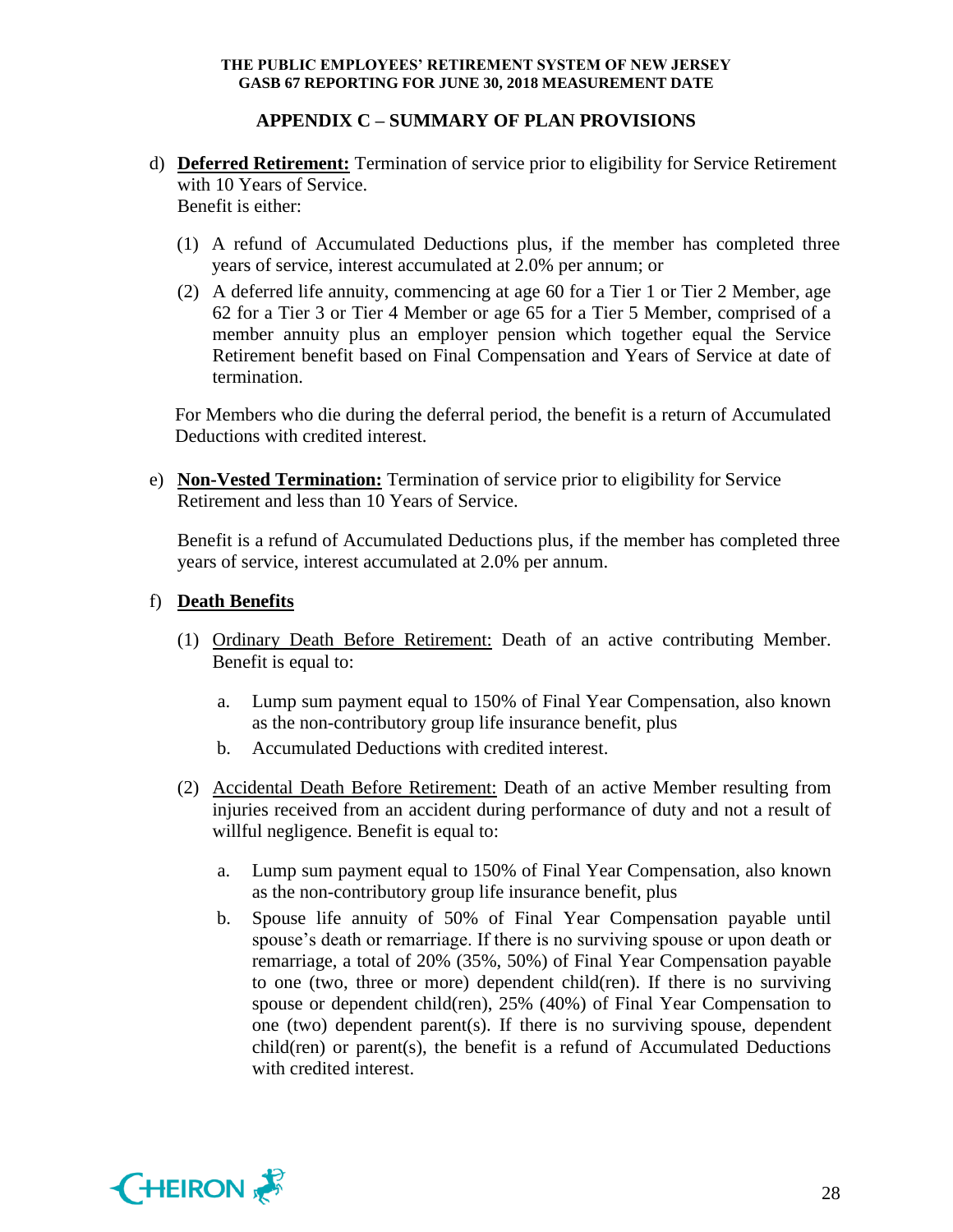## APPENDIX C – SUMMARY OF PLAN PROVISIONS

d) **Deferred Retirement:** Termination of service prior to eligibility for Service Retirement with 10 Years of Service.
Benefit is either:

   (1) A refund of Accumulated Deductions plus, if the member has completed three years of service, interest accumulated at 2.0% per annum; or

   (2) A deferred life annuity, commencing at age 60 for a Tier 1 or Tier 2 Member, age 62 for a Tier 3 or Tier 4 Member or age 65 for a Tier 5 Member, comprised of a member annuity plus an employer pension which together equal the Service Retirement benefit based on Final Compensation and Years of Service at date of termination.

   For Members who die during the deferral period, the benefit is a return of Accumulated Deductions with credited interest.

e) **Non-Vested Termination:** Termination of service prior to eligibility for Service Retirement and less than 10 Years of Service.

   Benefit is a refund of Accumulated Deductions plus, if the member has completed three years of service, interest accumulated at 2.0% per annum.

f) **Death Benefits**

   (1) Ordinary Death Before Retirement: Death of an active contributing Member. Benefit is equal to:

      a. Lump sum payment equal to 150% of Final Year Compensation, also known as the non-contributory group life insurance benefit, plus
      b. Accumulated Deductions with credited interest.

   (2) Accidental Death Before Retirement: Death of an active Member resulting from injuries received from an accident during performance of duty and not a result of willful negligence. Benefit is equal to:

      a. Lump sum payment equal to 150% of Final Year Compensation, also known as the non-contributory group life insurance benefit, plus
      b. Spouse life annuity of 50% of Final Year Compensation payable until spouse's death or remarriage. If there is no surviving spouse or upon death or remarriage, a total of 20% (35%, 50%) of Final Year Compensation payable to one (two, three or more) dependent child(ren). If there is no surviving spouse or dependent child(ren), 25% (40%) of Final Year Compensation to one (two) dependent parent(s). If there is no surviving spouse, dependent child(ren) or parent(s), the benefit is a refund of Accumulated Deductions with credited interest.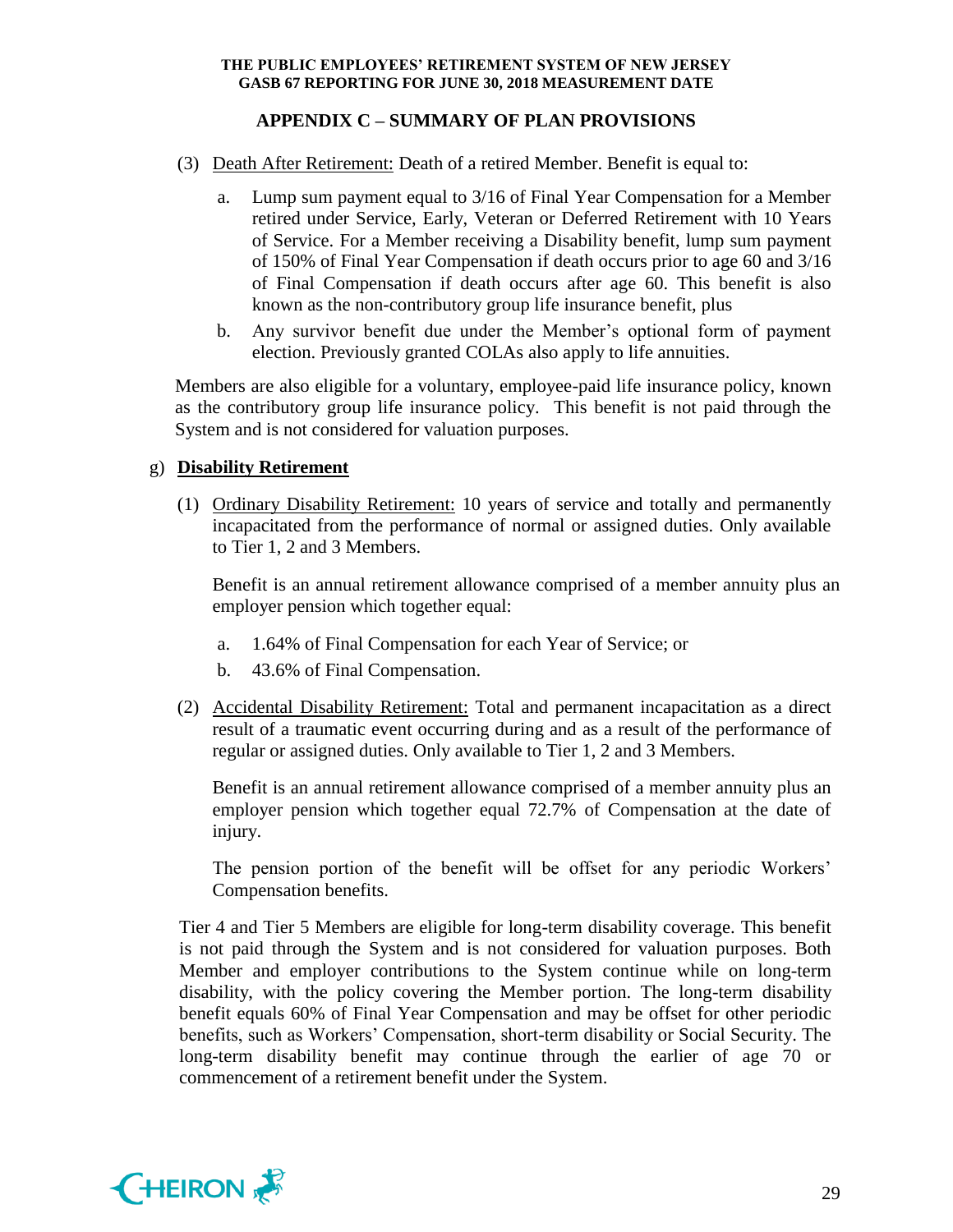## APPENDIX C – SUMMARY OF PLAN PROVISIONS

(3) Death After Retirement: Death of a retired Member. Benefit is equal to:

a. Lump sum payment equal to 3/16 of Final Year Compensation for a Member retired under Service, Early, Veteran or Deferred Retirement with 10 Years of Service. For a Member receiving a Disability benefit, lump sum payment of 150% of Final Year Compensation if death occurs prior to age 60 and 3/16 of Final Compensation if death occurs after age 60. This benefit is also known as the non-contributory group life insurance benefit, plus

b. Any survivor benefit due under the Member's optional form of payment election. Previously granted COLAs also apply to life annuities.

Members are also eligible for a voluntary, employee-paid life insurance policy, known as the contributory group life insurance policy. This benefit is not paid through the System and is not considered for valuation purposes.

g) **Disability Retirement**

(1) Ordinary Disability Retirement: 10 years of service and totally and permanently incapacitated from the performance of normal or assigned duties. Only available to Tier 1, 2 and 3 Members.

Benefit is an annual retirement allowance comprised of a member annuity plus an employer pension which together equal:

a. 1.64% of Final Compensation for each Year of Service; or

b. 43.6% of Final Compensation.

(2) Accidental Disability Retirement: Total and permanent incapacitation as a direct result of a traumatic event occurring during and as a result of the performance of regular or assigned duties. Only available to Tier 1, 2 and 3 Members.

Benefit is an annual retirement allowance comprised of a member annuity plus an employer pension which together equal 72.7% of Compensation at the date of injury.

The pension portion of the benefit will be offset for any periodic Workers' Compensation benefits.

Tier 4 and Tier 5 Members are eligible for long-term disability coverage. This benefit is not paid through the System and is not considered for valuation purposes. Both Member and employer contributions to the System continue while on long-term disability, with the policy covering the Member portion. The long-term disability benefit equals 60% of Final Year Compensation and may be offset for other periodic benefits, such as Workers' Compensation, short-term disability or Social Security. The long-term disability benefit may continue through the earlier of age 70 or commencement of a retirement benefit under the System.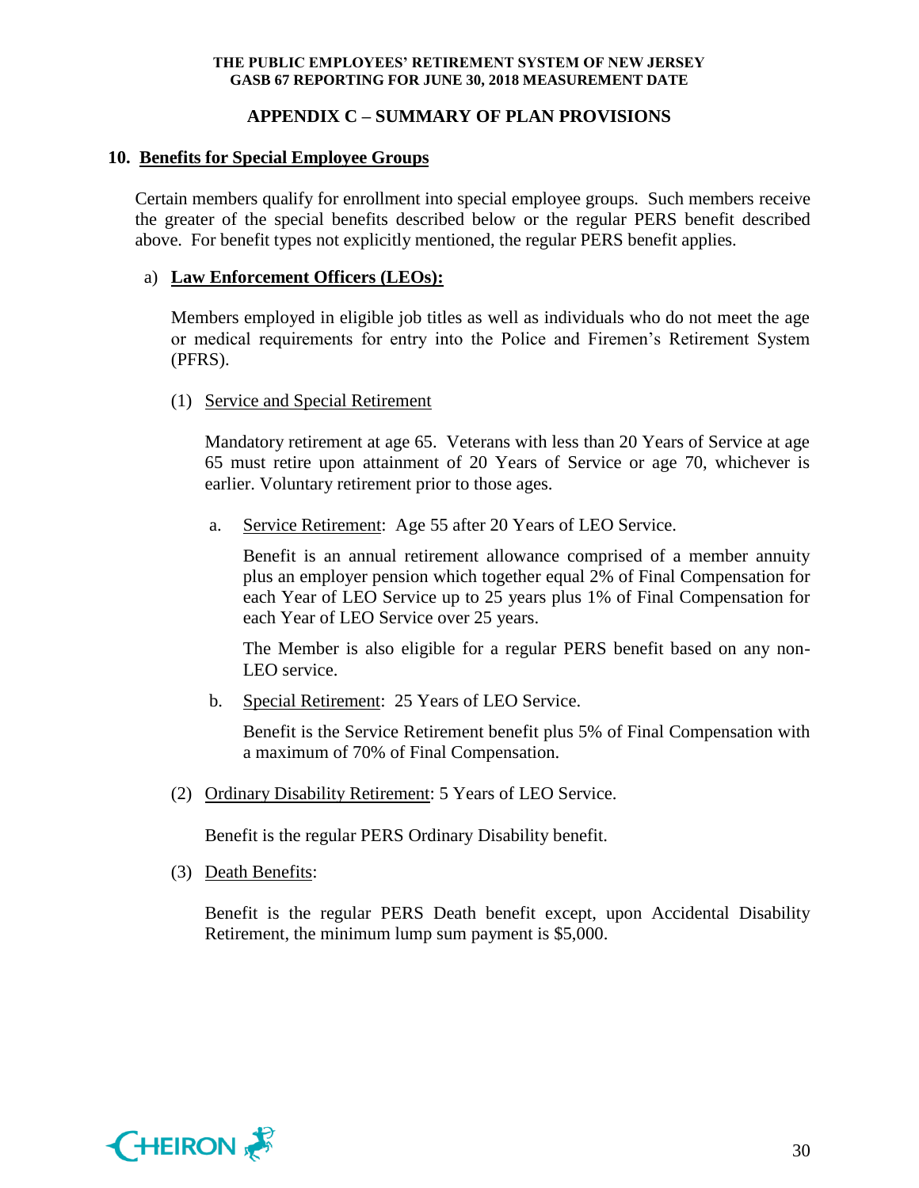## APPENDIX C – SUMMARY OF PLAN PROVISIONS

### 10. Benefits for Special Employee Groups

Certain members qualify for enrollment into special employee groups. Such members receive the greater of the special benefits described below or the regular PERS benefit described above. For benefit types not explicitly mentioned, the regular PERS benefit applies.

a) **Law Enforcement Officers (LEOs):**

Members employed in eligible job titles as well as individuals who do not meet the age or medical requirements for entry into the Police and Firemen's Retirement System (PFRS).

(1) Service and Special Retirement

Mandatory retirement at age 65. Veterans with less than 20 Years of Service at age 65 must retire upon attainment of 20 Years of Service or age 70, whichever is earlier. Voluntary retirement prior to those ages.

a. Service Retirement: Age 55 after 20 Years of LEO Service.

Benefit is an annual retirement allowance comprised of a member annuity plus an employer pension which together equal 2% of Final Compensation for each Year of LEO Service up to 25 years plus 1% of Final Compensation for each Year of LEO Service over 25 years.

The Member is also eligible for a regular PERS benefit based on any non-LEO service.

b. Special Retirement: 25 Years of LEO Service.

Benefit is the Service Retirement benefit plus 5% of Final Compensation with a maximum of 70% of Final Compensation.

(2) Ordinary Disability Retirement: 5 Years of LEO Service.

Benefit is the regular PERS Ordinary Disability benefit.

(3) Death Benefits:

Benefit is the regular PERS Death benefit except, upon Accidental Disability Retirement, the minimum lump sum payment is $5,000.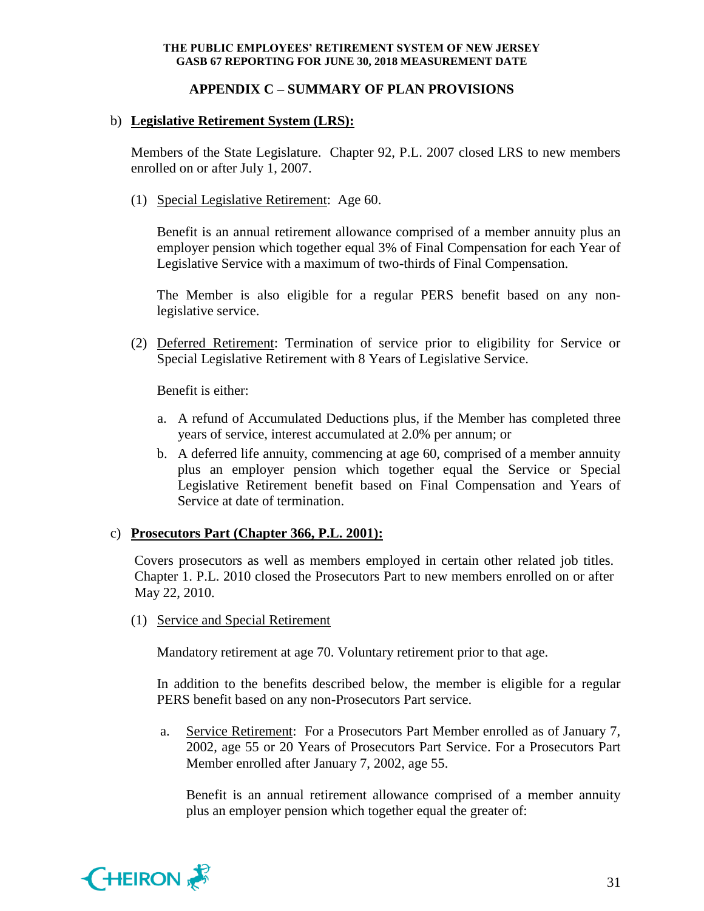## APPENDIX C – SUMMARY OF PLAN PROVISIONS

b) **<u>Legislative Retirement System (LRS):</u>**

Members of the State Legislature. Chapter 92, P.L. 2007 closed LRS to new members enrolled on or after July 1, 2007.

(1) <u>Special Legislative Retirement</u>: Age 60.

Benefit is an annual retirement allowance comprised of a member annuity plus an employer pension which together equal 3% of Final Compensation for each Year of Legislative Service with a maximum of two-thirds of Final Compensation.

The Member is also eligible for a regular PERS benefit based on any non-legislative service.

(2) <u>Deferred Retirement</u>: Termination of service prior to eligibility for Service or Special Legislative Retirement with 8 Years of Legislative Service.

Benefit is either:

a. A refund of Accumulated Deductions plus, if the Member has completed three years of service, interest accumulated at 2.0% per annum; or
b. A deferred life annuity, commencing at age 60, comprised of a member annuity plus an employer pension which together equal the Service or Special Legislative Retirement benefit based on Final Compensation and Years of Service at date of termination.

c) **<u>Prosecutors Part (Chapter 366, P.L. 2001):</u>**

Covers prosecutors as well as members employed in certain other related job titles. Chapter 1. P.L. 2010 closed the Prosecutors Part to new members enrolled on or after May 22, 2010.

(1) <u>Service and Special Retirement</u>

Mandatory retirement at age 70. Voluntary retirement prior to that age.

In addition to the benefits described below, the member is eligible for a regular PERS benefit based on any non-Prosecutors Part service.

a. <u>Service Retirement</u>: For a Prosecutors Part Member enrolled as of January 7, 2002, age 55 or 20 Years of Prosecutors Part Service. For a Prosecutors Part Member enrolled after January 7, 2002, age 55.

Benefit is an annual retirement allowance comprised of a member annuity plus an employer pension which together equal the greater of: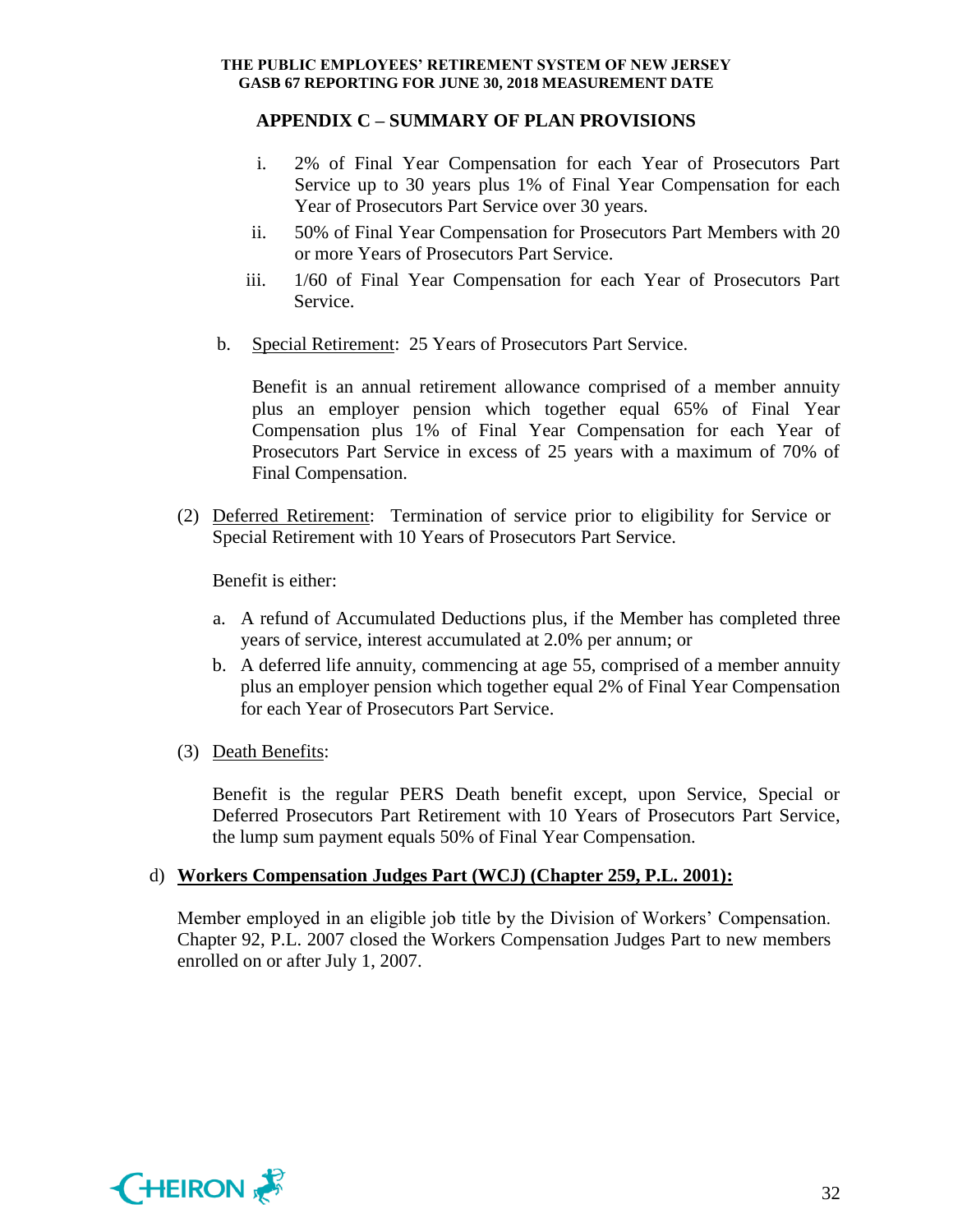## APPENDIX C – SUMMARY OF PLAN PROVISIONS

i. 2% of Final Year Compensation for each Year of Prosecutors Part Service up to 30 years plus 1% of Final Year Compensation for each Year of Prosecutors Part Service over 30 years.

ii. 50% of Final Year Compensation for Prosecutors Part Members with 20 or more Years of Prosecutors Part Service.

iii. 1/60 of Final Year Compensation for each Year of Prosecutors Part Service.

b. Special Retirement: 25 Years of Prosecutors Part Service.

Benefit is an annual retirement allowance comprised of a member annuity plus an employer pension which together equal 65% of Final Year Compensation plus 1% of Final Year Compensation for each Year of Prosecutors Part Service in excess of 25 years with a maximum of 70% of Final Compensation.

(2) Deferred Retirement: Termination of service prior to eligibility for Service or Special Retirement with 10 Years of Prosecutors Part Service.

Benefit is either:

a. A refund of Accumulated Deductions plus, if the Member has completed three years of service, interest accumulated at 2.0% per annum; or

b. A deferred life annuity, commencing at age 55, comprised of a member annuity plus an employer pension which together equal 2% of Final Year Compensation for each Year of Prosecutors Part Service.

(3) Death Benefits:

Benefit is the regular PERS Death benefit except, upon Service, Special or Deferred Prosecutors Part Retirement with 10 Years of Prosecutors Part Service, the lump sum payment equals 50% of Final Year Compensation.

d) **Workers Compensation Judges Part (WCJ) (Chapter 259, P.L. 2001):**

Member employed in an eligible job title by the Division of Workers' Compensation. Chapter 92, P.L. 2007 closed the Workers Compensation Judges Part to new members enrolled on or after July 1, 2007.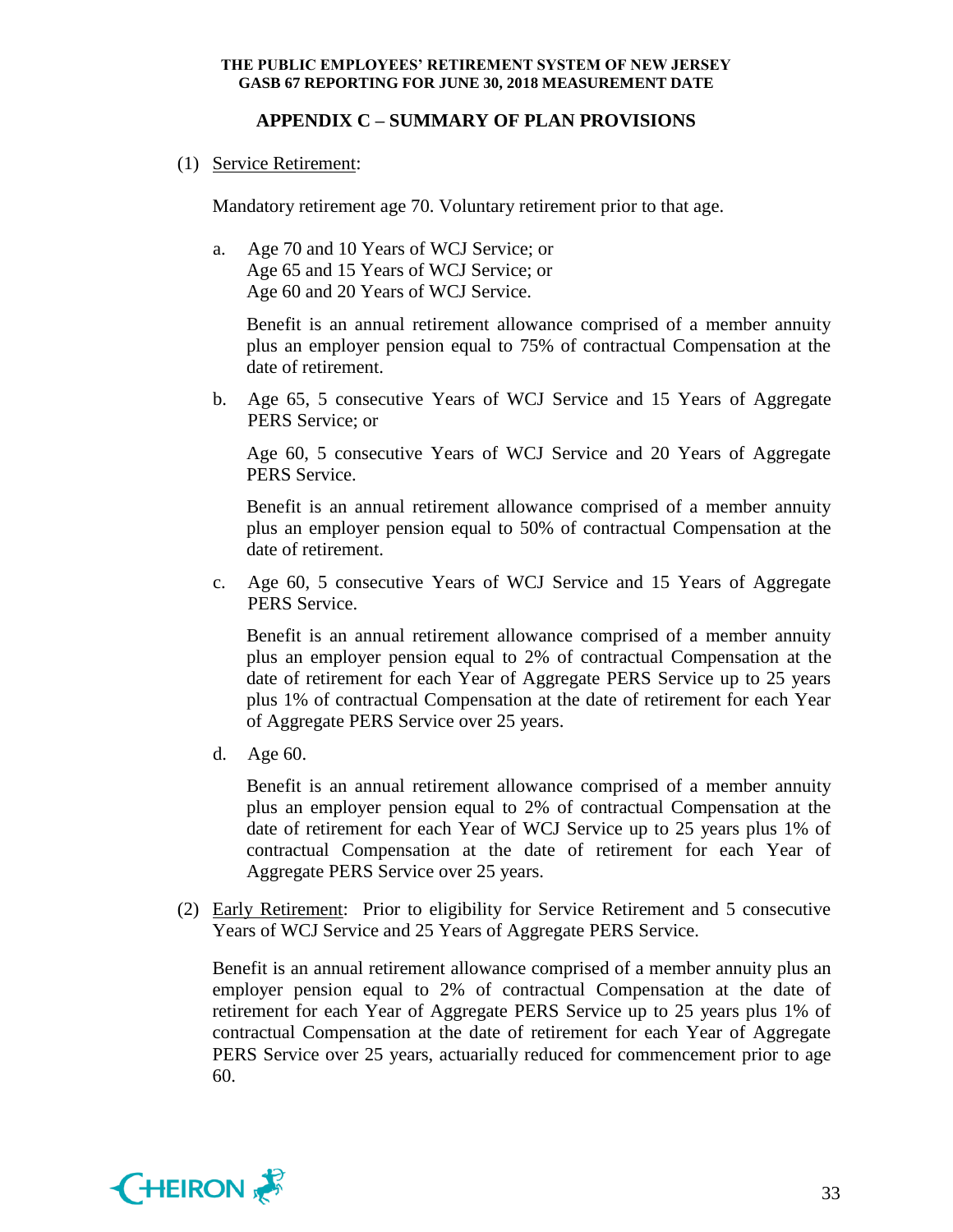## APPENDIX C – SUMMARY OF PLAN PROVISIONS

(1) Service Retirement:

Mandatory retirement age 70. Voluntary retirement prior to that age.

a. Age 70 and 10 Years of WCJ Service; or
   Age 65 and 15 Years of WCJ Service; or
   Age 60 and 20 Years of WCJ Service.

   Benefit is an annual retirement allowance comprised of a member annuity plus an employer pension equal to 75% of contractual Compensation at the date of retirement.

b. Age 65, 5 consecutive Years of WCJ Service and 15 Years of Aggregate PERS Service; or

   Age 60, 5 consecutive Years of WCJ Service and 20 Years of Aggregate PERS Service.

   Benefit is an annual retirement allowance comprised of a member annuity plus an employer pension equal to 50% of contractual Compensation at the date of retirement.

c. Age 60, 5 consecutive Years of WCJ Service and 15 Years of Aggregate PERS Service.

   Benefit is an annual retirement allowance comprised of a member annuity plus an employer pension equal to 2% of contractual Compensation at the date of retirement for each Year of Aggregate PERS Service up to 25 years plus 1% of contractual Compensation at the date of retirement for each Year of Aggregate PERS Service over 25 years.

d. Age 60.

   Benefit is an annual retirement allowance comprised of a member annuity plus an employer pension equal to 2% of contractual Compensation at the date of retirement for each Year of WCJ Service up to 25 years plus 1% of contractual Compensation at the date of retirement for each Year of Aggregate PERS Service over 25 years.

(2) Early Retirement: Prior to eligibility for Service Retirement and 5 consecutive Years of WCJ Service and 25 Years of Aggregate PERS Service.

Benefit is an annual retirement allowance comprised of a member annuity plus an employer pension equal to 2% of contractual Compensation at the date of retirement for each Year of Aggregate PERS Service up to 25 years plus 1% of contractual Compensation at the date of retirement for each Year of Aggregate PERS Service over 25 years, actuarially reduced for commencement prior to age 60.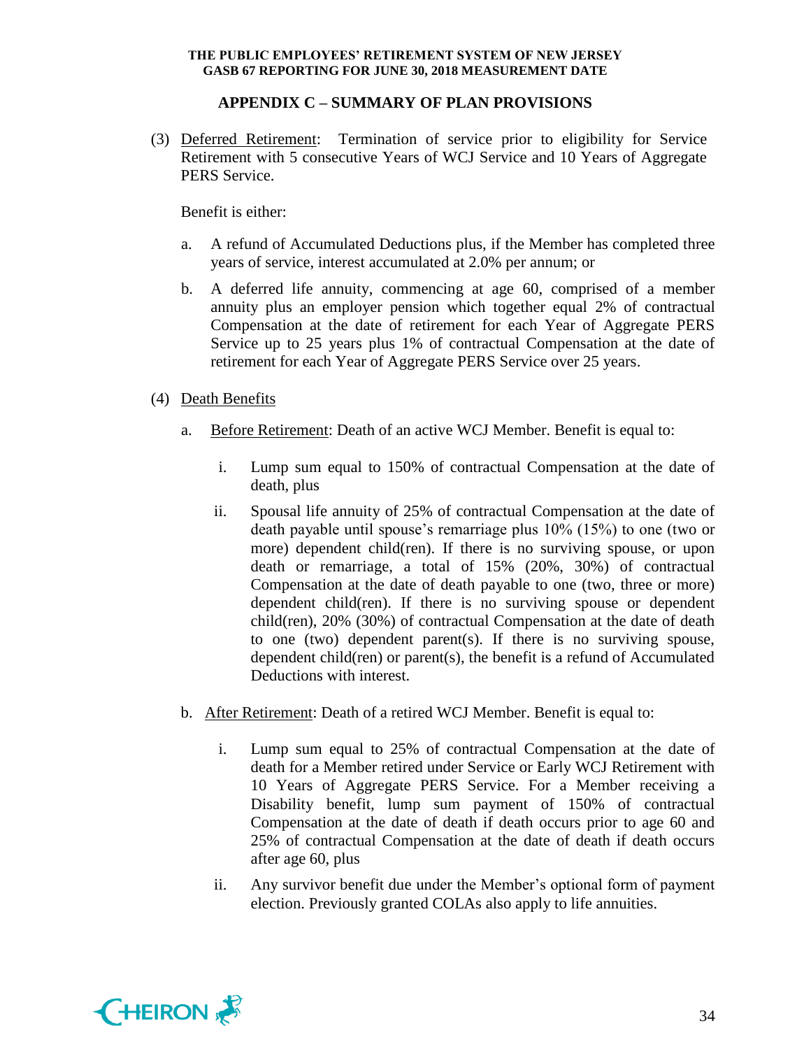## APPENDIX C – SUMMARY OF PLAN PROVISIONS

(3) Deferred Retirement: Termination of service prior to eligibility for Service Retirement with 5 consecutive Years of WCJ Service and 10 Years of Aggregate PERS Service.

Benefit is either:

a. A refund of Accumulated Deductions plus, if the Member has completed three years of service, interest accumulated at 2.0% per annum; or

b. A deferred life annuity, commencing at age 60, comprised of a member annuity plus an employer pension which together equal 2% of contractual Compensation at the date of retirement for each Year of Aggregate PERS Service up to 25 years plus 1% of contractual Compensation at the date of retirement for each Year of Aggregate PERS Service over 25 years.

(4) Death Benefits

a. Before Retirement: Death of an active WCJ Member. Benefit is equal to:

   i. Lump sum equal to 150% of contractual Compensation at the date of death, plus

   ii. Spousal life annuity of 25% of contractual Compensation at the date of death payable until spouse's remarriage plus 10% (15%) to one (two or more) dependent child(ren). If there is no surviving spouse, or upon death or remarriage, a total of 15% (20%, 30%) of contractual Compensation at the date of death payable to one (two, three or more) dependent child(ren). If there is no surviving spouse or dependent child(ren), 20% (30%) of contractual Compensation at the date of death to one (two) dependent parent(s). If there is no surviving spouse, dependent child(ren) or parent(s), the benefit is a refund of Accumulated Deductions with interest.

b. After Retirement: Death of a retired WCJ Member. Benefit is equal to:

   i. Lump sum equal to 25% of contractual Compensation at the date of death for a Member retired under Service or Early WCJ Retirement with 10 Years of Aggregate PERS Service. For a Member receiving a Disability benefit, lump sum payment of 150% of contractual Compensation at the date of death if death occurs prior to age 60 and 25% of contractual Compensation at the date of death if death occurs after age 60, plus

   ii. Any survivor benefit due under the Member's optional form of payment election. Previously granted COLAs also apply to life annuities.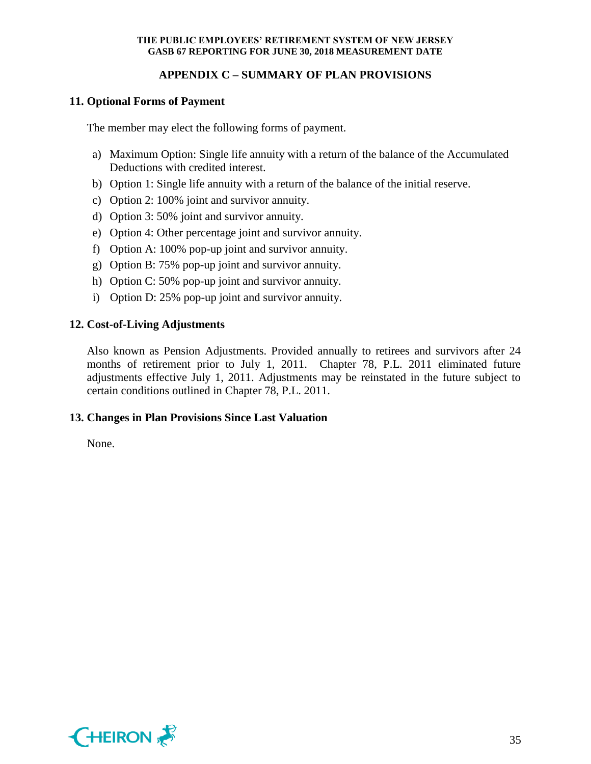## APPENDIX C – SUMMARY OF PLAN PROVISIONS

### 11. Optional Forms of Payment

The member may elect the following forms of payment.

a) Maximum Option: Single life annuity with a return of the balance of the Accumulated Deductions with credited interest.
b) Option 1: Single life annuity with a return of the balance of the initial reserve.
c) Option 2: 100% joint and survivor annuity.
d) Option 3: 50% joint and survivor annuity.
e) Option 4: Other percentage joint and survivor annuity.
f) Option A: 100% pop-up joint and survivor annuity.
g) Option B: 75% pop-up joint and survivor annuity.
h) Option C: 50% pop-up joint and survivor annuity.
i) Option D: 25% pop-up joint and survivor annuity.

### 12. Cost-of-Living Adjustments

Also known as Pension Adjustments. Provided annually to retirees and survivors after 24 months of retirement prior to July 1, 2011. Chapter 78, P.L. 2011 eliminated future adjustments effective July 1, 2011. Adjustments may be reinstated in the future subject to certain conditions outlined in Chapter 78, P.L. 2011.

### 13. Changes in Plan Provisions Since Last Valuation

None.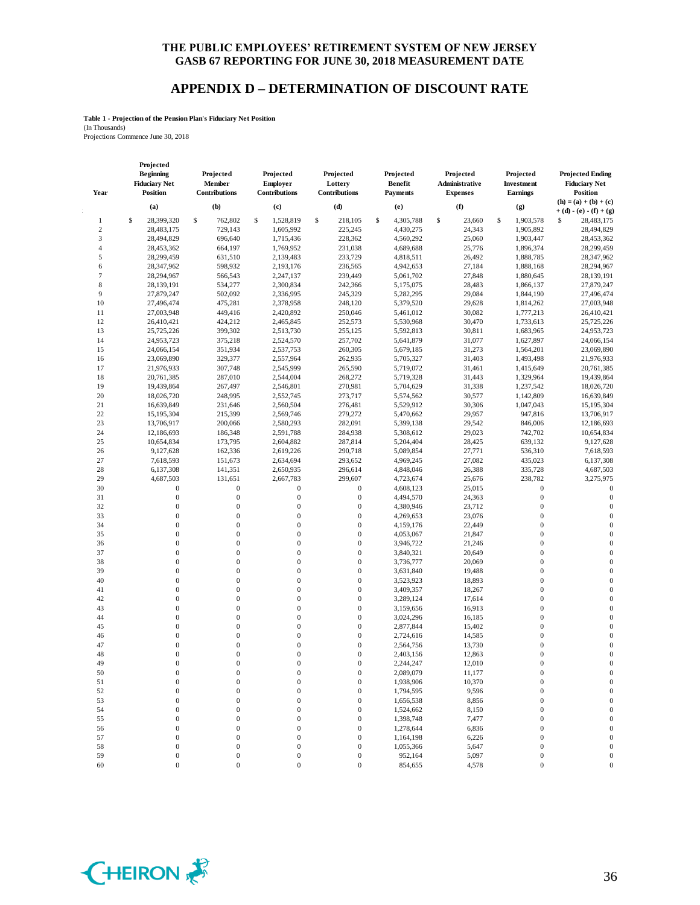# THE PUBLIC EMPLOYEES' RETIREMENT SYSTEM OF NEW JERSEY
## GASB 67 REPORTING FOR JUNE 30, 2018 MEASUREMENT DATE

## APPENDIX D – DETERMINATION OF DISCOUNT RATE

**Table 1 - Projection of the Pension Plan's Fiduciary Net Position**
(In Thousands)
Projections Commence June 30, 2018

| Year | Projected Beginning Fiduciary Net Position | Projected Member Contributions | Projected Employer Contributions | Projected Lottery Contributions | Projected Benefit Payments | Projected Administrative Expenses | Projected Investment Earnings | Projected Ending Fiduciary Net Position |
|---|---|---|---|---|---|---|---|---|
| | (a) | (b) | (c) | (d) | (e) | (f) | (g) | (h) = (a) + (b) + (c) + (d) - (e) - (f) + (g) |
| 1 | $ 28,399,320 | $ 762,802 | $ 1,528,819 | $ 218,105 | $ 4,305,788 | $ 23,660 | $ 1,903,578 | $ 28,483,175 |
| 2 | 28,483,175 | 729,143 | 1,605,992 | 225,245 | 4,430,275 | 24,343 | 1,905,892 | 28,494,829 |
| 3 | 28,494,829 | 696,640 | 1,715,436 | 228,362 | 4,560,292 | 25,060 | 1,903,447 | 28,453,362 |
| 4 | 28,453,362 | 664,197 | 1,769,952 | 231,038 | 4,689,688 | 25,776 | 1,896,374 | 28,299,459 |
| 5 | 28,299,459 | 631,510 | 2,139,483 | 233,729 | 4,818,511 | 26,492 | 1,888,785 | 28,347,962 |
| 6 | 28,347,962 | 598,932 | 2,193,176 | 236,565 | 4,942,653 | 27,184 | 1,888,168 | 28,294,967 |
| 7 | 28,294,967 | 566,543 | 2,247,137 | 239,449 | 5,061,702 | 27,848 | 1,880,645 | 28,139,191 |
| 8 | 28,139,191 | 534,277 | 2,300,834 | 242,366 | 5,175,075 | 28,483 | 1,866,137 | 27,879,247 |
| 9 | 27,879,247 | 502,092 | 2,336,995 | 245,329 | 5,282,295 | 29,084 | 1,844,190 | 27,496,474 |
| 10 | 27,496,474 | 475,281 | 2,378,958 | 248,120 | 5,379,520 | 29,628 | 1,814,262 | 27,003,948 |
| 11 | 27,003,948 | 449,416 | 2,420,892 | 250,046 | 5,461,012 | 30,082 | 1,777,213 | 26,410,421 |
| 12 | 26,410,421 | 424,212 | 2,465,845 | 252,573 | 5,530,968 | 30,470 | 1,733,613 | 25,725,226 |
| 13 | 25,725,226 | 399,302 | 2,513,730 | 255,125 | 5,592,813 | 30,811 | 1,683,965 | 24,953,723 |
| 14 | 24,953,723 | 375,218 | 2,524,570 | 257,702 | 5,641,879 | 31,077 | 1,627,897 | 24,066,154 |
| 15 | 24,066,154 | 351,934 | 2,537,753 | 260,305 | 5,679,185 | 31,273 | 1,564,201 | 23,069,890 |
| 16 | 23,069,890 | 329,377 | 2,557,964 | 262,935 | 5,705,327 | 31,403 | 1,493,498 | 21,976,933 |
| 17 | 21,976,933 | 307,748 | 2,545,999 | 265,590 | 5,719,072 | 31,461 | 1,415,649 | 20,761,385 |
| 18 | 20,761,385 | 287,010 | 2,544,004 | 268,272 | 5,719,328 | 31,443 | 1,329,964 | 19,439,864 |
| 19 | 19,439,864 | 267,497 | 2,546,801 | 270,981 | 5,704,629 | 31,338 | 1,237,542 | 18,026,720 |
| 20 | 18,026,720 | 248,995 | 2,552,745 | 273,717 | 5,574,562 | 30,577 | 1,142,809 | 16,639,849 |
| 21 | 16,639,849 | 231,646 | 2,560,504 | 276,481 | 5,529,912 | 30,306 | 1,047,043 | 15,195,304 |
| 22 | 15,195,304 | 215,399 | 2,569,746 | 279,272 | 5,470,662 | 29,957 | 947,816 | 13,706,917 |
| 23 | 13,706,917 | 200,066 | 2,580,293 | 282,091 | 5,399,138 | 29,542 | 846,006 | 12,186,693 |
| 24 | 12,186,693 | 186,348 | 2,591,788 | 284,938 | 5,308,612 | 29,023 | 742,702 | 10,654,834 |
| 25 | 10,654,834 | 173,795 | 2,604,882 | 287,814 | 5,204,404 | 28,425 | 639,132 | 9,127,628 |
| 26 | 9,127,628 | 162,336 | 2,619,226 | 290,718 | 5,089,854 | 27,771 | 536,310 | 7,618,593 |
| 27 | 7,618,593 | 151,673 | 2,634,694 | 293,652 | 4,969,245 | 27,082 | 435,023 | 6,137,308 |
| 28 | 6,137,308 | 141,351 | 2,650,935 | 296,614 | 4,848,046 | 26,388 | 335,728 | 4,687,503 |
| 29 | 4,687,503 | 131,651 | 2,667,783 | 299,607 | 4,723,674 | 25,676 | 238,782 | 3,275,975 |
| 30 | 0 | 0 | 0 | 0 | 4,608,123 | 25,015 | 0 | 0 |
| 31 | 0 | 0 | 0 | 0 | 4,494,570 | 24,363 | 0 | 0 |
| 32 | 0 | 0 | 0 | 0 | 4,380,946 | 23,712 | 0 | 0 |
| 33 | 0 | 0 | 0 | 0 | 4,269,653 | 23,076 | 0 | 0 |
| 34 | 0 | 0 | 0 | 0 | 4,159,176 | 22,449 | 0 | 0 |
| 35 | 0 | 0 | 0 | 0 | 4,053,067 | 21,847 | 0 | 0 |
| 36 | 0 | 0 | 0 | 0 | 3,946,722 | 21,246 | 0 | 0 |
| 37 | 0 | 0 | 0 | 0 | 3,840,321 | 20,649 | 0 | 0 |
| 38 | 0 | 0 | 0 | 0 | 3,736,777 | 20,069 | 0 | 0 |
| 39 | 0 | 0 | 0 | 0 | 3,631,840 | 19,488 | 0 | 0 |
| 40 | 0 | 0 | 0 | 0 | 3,523,923 | 18,893 | 0 | 0 |
| 41 | 0 | 0 | 0 | 0 | 3,409,357 | 18,267 | 0 | 0 |
| 42 | 0 | 0 | 0 | 0 | 3,289,124 | 17,614 | 0 | 0 |
| 43 | 0 | 0 | 0 | 0 | 3,159,656 | 16,913 | 0 | 0 |
| 44 | 0 | 0 | 0 | 0 | 3,024,296 | 16,185 | 0 | 0 |
| 45 | 0 | 0 | 0 | 0 | 2,877,844 | 15,402 | 0 | 0 |
| 46 | 0 | 0 | 0 | 0 | 2,724,616 | 14,585 | 0 | 0 |
| 47 | 0 | 0 | 0 | 0 | 2,564,756 | 13,730 | 0 | 0 |
| 48 | 0 | 0 | 0 | 0 | 2,403,156 | 12,863 | 0 | 0 |
| 49 | 0 | 0 | 0 | 0 | 2,244,247 | 12,010 | 0 | 0 |
| 50 | 0 | 0 | 0 | 0 | 2,089,079 | 11,177 | 0 | 0 |
| 51 | 0 | 0 | 0 | 0 | 1,938,906 | 10,370 | 0 | 0 |
| 52 | 0 | 0 | 0 | 0 | 1,794,595 | 9,596 | 0 | 0 |
| 53 | 0 | 0 | 0 | 0 | 1,656,538 | 8,856 | 0 | 0 |
| 54 | 0 | 0 | 0 | 0 | 1,524,662 | 8,150 | 0 | 0 |
| 55 | 0 | 0 | 0 | 0 | 1,398,748 | 7,477 | 0 | 0 |
| 56 | 0 | 0 | 0 | 0 | 1,278,644 | 6,836 | 0 | 0 |
| 57 | 0 | 0 | 0 | 0 | 1,164,198 | 6,226 | 0 | 0 |
| 58 | 0 | 0 | 0 | 0 | 1,055,366 | 5,647 | 0 | 0 |
| 59 | 0 | 0 | 0 | 0 | 952,164 | 5,097 | 0 | 0 |
| 60 | 0 | 0 | 0 | 0 | 854,655 | 4,578 | 0 | 0 |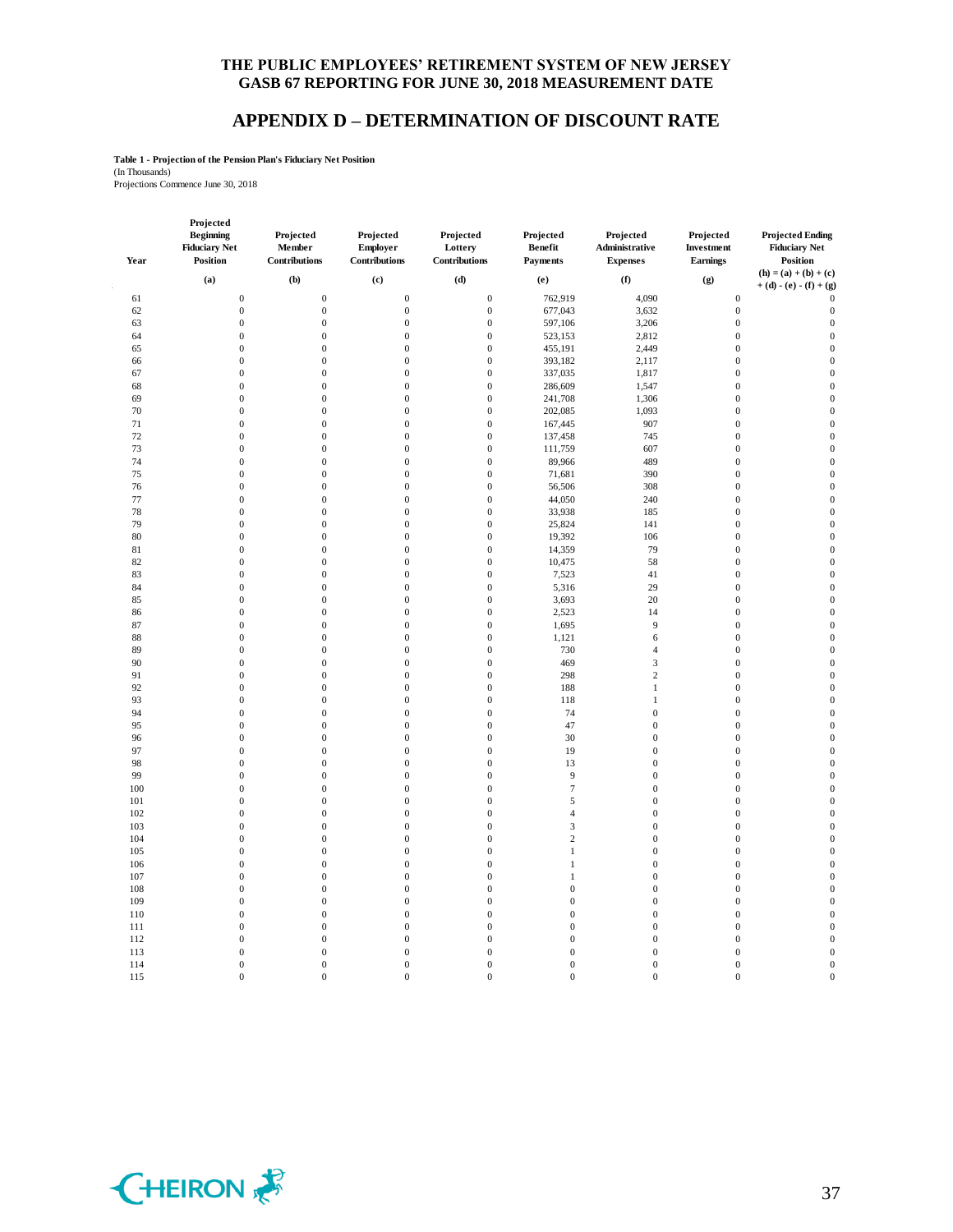**THE PUBLIC EMPLOYEES' RETIREMENT SYSTEM OF NEW JERSEY**
**GASB 67 REPORTING FOR JUNE 30, 2018 MEASUREMENT DATE**

# APPENDIX D – DETERMINATION OF DISCOUNT RATE

**Table 1 - Projection of the Pension Plan's Fiduciary Net Position**
(In Thousands)
Projections Commence June 30, 2018

| Year | Projected Beginning Fiduciary Net Position | Projected Member Contributions | Projected Employer Contributions | Projected Lottery Contributions | Projected Benefit Payments | Projected Administrative Expenses | Projected Investment Earnings | Projected Ending Fiduciary Net Position |
|---|---|---|---|---|---|---|---|---|
| | (a) | (b) | (c) | (d) | (e) | (f) | (g) | (h) = (a) + (b) + (c) + (d) - (e) - (f) + (g) |
| 61 | 0 | 0 | 0 | 0 | 762,919 | 4,090 | 0 | 0 |
| 62 | 0 | 0 | 0 | 0 | 677,043 | 3,632 | 0 | 0 |
| 63 | 0 | 0 | 0 | 0 | 597,106 | 3,206 | 0 | 0 |
| 64 | 0 | 0 | 0 | 0 | 523,153 | 2,812 | 0 | 0 |
| 65 | 0 | 0 | 0 | 0 | 455,191 | 2,449 | 0 | 0 |
| 66 | 0 | 0 | 0 | 0 | 393,182 | 2,117 | 0 | 0 |
| 67 | 0 | 0 | 0 | 0 | 337,035 | 1,817 | 0 | 0 |
| 68 | 0 | 0 | 0 | 0 | 286,609 | 1,547 | 0 | 0 |
| 69 | 0 | 0 | 0 | 0 | 241,708 | 1,306 | 0 | 0 |
| 70 | 0 | 0 | 0 | 0 | 202,085 | 1,093 | 0 | 0 |
| 71 | 0 | 0 | 0 | 0 | 167,445 | 907 | 0 | 0 |
| 72 | 0 | 0 | 0 | 0 | 137,458 | 745 | 0 | 0 |
| 73 | 0 | 0 | 0 | 0 | 111,759 | 607 | 0 | 0 |
| 74 | 0 | 0 | 0 | 0 | 89,966 | 489 | 0 | 0 |
| 75 | 0 | 0 | 0 | 0 | 71,681 | 390 | 0 | 0 |
| 76 | 0 | 0 | 0 | 0 | 56,506 | 308 | 0 | 0 |
| 77 | 0 | 0 | 0 | 0 | 44,050 | 240 | 0 | 0 |
| 78 | 0 | 0 | 0 | 0 | 33,938 | 185 | 0 | 0 |
| 79 | 0 | 0 | 0 | 0 | 25,824 | 141 | 0 | 0 |
| 80 | 0 | 0 | 0 | 0 | 19,392 | 106 | 0 | 0 |
| 81 | 0 | 0 | 0 | 0 | 14,359 | 79 | 0 | 0 |
| 82 | 0 | 0 | 0 | 0 | 10,475 | 58 | 0 | 0 |
| 83 | 0 | 0 | 0 | 0 | 7,523 | 41 | 0 | 0 |
| 84 | 0 | 0 | 0 | 0 | 5,316 | 29 | 0 | 0 |
| 85 | 0 | 0 | 0 | 0 | 3,693 | 20 | 0 | 0 |
| 86 | 0 | 0 | 0 | 0 | 2,523 | 14 | 0 | 0 |
| 87 | 0 | 0 | 0 | 0 | 1,695 | 9 | 0 | 0 |
| 88 | 0 | 0 | 0 | 0 | 1,121 | 6 | 0 | 0 |
| 89 | 0 | 0 | 0 | 0 | 730 | 4 | 0 | 0 |
| 90 | 0 | 0 | 0 | 0 | 469 | 3 | 0 | 0 |
| 91 | 0 | 0 | 0 | 0 | 298 | 2 | 0 | 0 |
| 92 | 0 | 0 | 0 | 0 | 188 | 1 | 0 | 0 |
| 93 | 0 | 0 | 0 | 0 | 118 | 1 | 0 | 0 |
| 94 | 0 | 0 | 0 | 0 | 74 | 0 | 0 | 0 |
| 95 | 0 | 0 | 0 | 0 | 47 | 0 | 0 | 0 |
| 96 | 0 | 0 | 0 | 0 | 30 | 0 | 0 | 0 |
| 97 | 0 | 0 | 0 | 0 | 19 | 0 | 0 | 0 |
| 98 | 0 | 0 | 0 | 0 | 13 | 0 | 0 | 0 |
| 99 | 0 | 0 | 0 | 0 | 9 | 0 | 0 | 0 |
| 100 | 0 | 0 | 0 | 0 | 7 | 0 | 0 | 0 |
| 101 | 0 | 0 | 0 | 0 | 5 | 0 | 0 | 0 |
| 102 | 0 | 0 | 0 | 0 | 4 | 0 | 0 | 0 |
| 103 | 0 | 0 | 0 | 0 | 3 | 0 | 0 | 0 |
| 104 | 0 | 0 | 0 | 0 | 2 | 0 | 0 | 0 |
| 105 | 0 | 0 | 0 | 0 | 1 | 0 | 0 | 0 |
| 106 | 0 | 0 | 0 | 0 | 1 | 0 | 0 | 0 |
| 107 | 0 | 0 | 0 | 0 | 1 | 0 | 0 | 0 |
| 108 | 0 | 0 | 0 | 0 | 0 | 0 | 0 | 0 |
| 109 | 0 | 0 | 0 | 0 | 0 | 0 | 0 | 0 |
| 110 | 0 | 0 | 0 | 0 | 0 | 0 | 0 | 0 |
| 111 | 0 | 0 | 0 | 0 | 0 | 0 | 0 | 0 |
| 112 | 0 | 0 | 0 | 0 | 0 | 0 | 0 | 0 |
| 113 | 0 | 0 | 0 | 0 | 0 | 0 | 0 | 0 |
| 114 | 0 | 0 | 0 | 0 | 0 | 0 | 0 | 0 |
| 115 | 0 | 0 | 0 | 0 | 0 | 0 | 0 | 0 |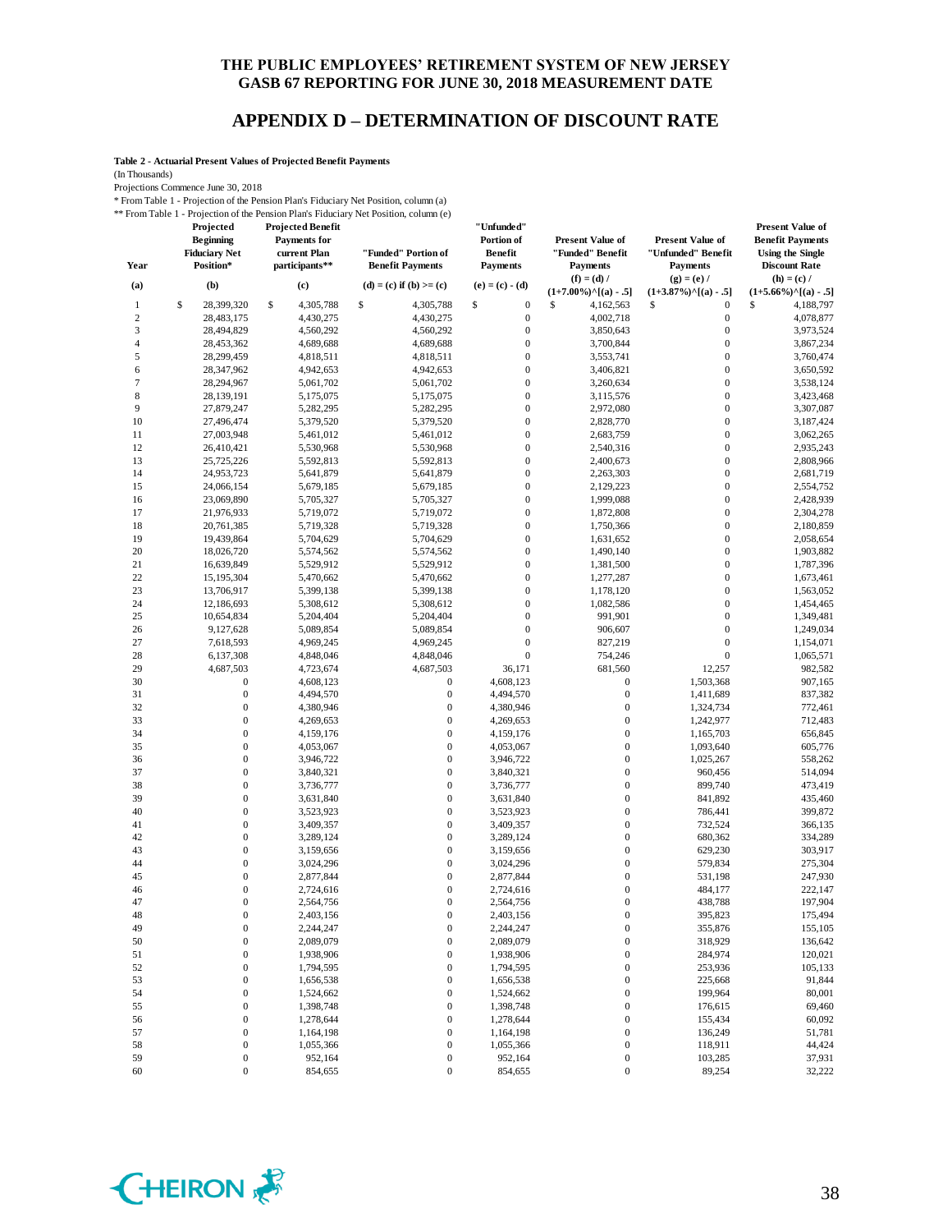# THE PUBLIC EMPLOYEES' RETIREMENT SYSTEM OF NEW JERSEY
## GASB 67 REPORTING FOR JUNE 30, 2018 MEASUREMENT DATE

## APPENDIX D – DETERMINATION OF DISCOUNT RATE

**Table 2 - Actuarial Present Values of Projected Benefit Payments**

(In Thousands)

Projections Commence June 30, 2018

\* From Table 1 - Projection of the Pension Plan's Fiduciary Net Position, column (a)

\*\* From Table 1 - Projection of the Pension Plan's Fiduciary Net Position, column (e)

| Year | Projected Beginning Fiduciary Net Position* | Projected Benefit Payments for current Plan participants** | "Funded" Portion of Benefit Payments | "Unfunded" Portion of Benefit Payments | Present Value of "Funded" Benefit Payments | Present Value of "Unfunded" Benefit Payments | Present Value of Benefit Payments Using the Single Discount Rate |
|---|---|---|---|---|---|---|---|
| (a) | (b) | (c) | (d) = (c) if (b) >= (c) | (e) = (c) - (d) | (f) = (d) / (1+7.00%)^[(a) - .5] | (g) = (e) / (1+3.87%)^[(a) - .5] | (h) = (c) / (1+5.66%)^[(a) - .5] |
| 1 | $ 28,399,320 | $ 4,305,788 | $ 4,305,788 | $ 0 | $ 4,162,563 | $ 0 | $ 4,188,797 |
| 2 | 28,483,175 | 4,430,275 | 4,430,275 | 0 | 4,002,718 | 0 | 4,078,877 |
| 3 | 28,494,829 | 4,560,292 | 4,560,292 | 0 | 3,850,643 | 0 | 3,973,524 |
| 4 | 28,453,362 | 4,689,688 | 4,689,688 | 0 | 3,700,844 | 0 | 3,867,234 |
| 5 | 28,299,459 | 4,818,511 | 4,818,511 | 0 | 3,553,741 | 0 | 3,760,474 |
| 6 | 28,347,962 | 4,942,653 | 4,942,653 | 0 | 3,406,821 | 0 | 3,650,592 |
| 7 | 28,294,967 | 5,061,702 | 5,061,702 | 0 | 3,260,634 | 0 | 3,538,124 |
| 8 | 28,139,191 | 5,175,075 | 5,175,075 | 0 | 3,115,576 | 0 | 3,423,468 |
| 9 | 27,879,247 | 5,282,295 | 5,282,295 | 0 | 2,972,080 | 0 | 3,307,087 |
| 10 | 27,496,474 | 5,379,520 | 5,379,520 | 0 | 2,828,770 | 0 | 3,187,424 |
| 11 | 27,003,948 | 5,461,012 | 5,461,012 | 0 | 2,683,759 | 0 | 3,062,265 |
| 12 | 26,410,421 | 5,530,968 | 5,530,968 | 0 | 2,540,316 | 0 | 2,935,243 |
| 13 | 25,725,226 | 5,592,813 | 5,592,813 | 0 | 2,400,673 | 0 | 2,808,966 |
| 14 | 24,953,723 | 5,641,879 | 5,641,879 | 0 | 2,263,303 | 0 | 2,681,719 |
| 15 | 24,066,154 | 5,679,185 | 5,679,185 | 0 | 2,129,223 | 0 | 2,554,752 |
| 16 | 23,069,890 | 5,705,327 | 5,705,327 | 0 | 1,999,088 | 0 | 2,428,939 |
| 17 | 21,976,933 | 5,719,072 | 5,719,072 | 0 | 1,872,808 | 0 | 2,304,278 |
| 18 | 20,761,385 | 5,719,328 | 5,719,328 | 0 | 1,750,366 | 0 | 2,180,859 |
| 19 | 19,439,864 | 5,704,629 | 5,704,629 | 0 | 1,631,652 | 0 | 2,058,654 |
| 20 | 18,026,720 | 5,574,562 | 5,574,562 | 0 | 1,490,140 | 0 | 1,903,882 |
| 21 | 16,639,849 | 5,529,912 | 5,529,912 | 0 | 1,381,500 | 0 | 1,787,396 |
| 22 | 15,195,304 | 5,470,662 | 5,470,662 | 0 | 1,277,287 | 0 | 1,673,461 |
| 23 | 13,706,917 | 5,399,138 | 5,399,138 | 0 | 1,178,120 | 0 | 1,563,052 |
| 24 | 12,186,693 | 5,308,612 | 5,308,612 | 0 | 1,082,586 | 0 | 1,454,465 |
| 25 | 10,654,834 | 5,204,404 | 5,204,404 | 0 | 991,901 | 0 | 1,349,481 |
| 26 | 9,127,628 | 5,089,854 | 5,089,854 | 0 | 906,607 | 0 | 1,249,034 |
| 27 | 7,618,593 | 4,969,245 | 4,969,245 | 0 | 827,219 | 0 | 1,154,071 |
| 28 | 6,137,308 | 4,848,046 | 4,848,046 | 0 | 754,246 | 0 | 1,065,571 |
| 29 | 4,687,503 | 4,723,674 | 4,687,503 | 36,171 | 681,560 | 12,257 | 982,582 |
| 30 | 0 | 4,608,123 | 0 | 4,608,123 | 0 | 1,503,368 | 907,165 |
| 31 | 0 | 4,494,570 | 0 | 4,494,570 | 0 | 1,411,689 | 837,382 |
| 32 | 0 | 4,380,946 | 0 | 4,380,946 | 0 | 1,324,734 | 772,461 |
| 33 | 0 | 4,269,653 | 0 | 4,269,653 | 0 | 1,242,977 | 712,483 |
| 34 | 0 | 4,159,176 | 0 | 4,159,176 | 0 | 1,165,703 | 656,845 |
| 35 | 0 | 4,053,067 | 0 | 4,053,067 | 0 | 1,093,640 | 605,776 |
| 36 | 0 | 3,946,722 | 0 | 3,946,722 | 0 | 1,025,267 | 558,262 |
| 37 | 0 | 3,840,321 | 0 | 3,840,321 | 0 | 960,456 | 514,094 |
| 38 | 0 | 3,736,777 | 0 | 3,736,777 | 0 | 899,740 | 473,419 |
| 39 | 0 | 3,631,840 | 0 | 3,631,840 | 0 | 841,892 | 435,460 |
| 40 | 0 | 3,523,923 | 0 | 3,523,923 | 0 | 786,441 | 399,872 |
| 41 | 0 | 3,409,357 | 0 | 3,409,357 | 0 | 732,524 | 366,135 |
| 42 | 0 | 3,289,124 | 0 | 3,289,124 | 0 | 680,362 | 334,289 |
| 43 | 0 | 3,159,656 | 0 | 3,159,656 | 0 | 629,230 | 303,917 |
| 44 | 0 | 3,024,296 | 0 | 3,024,296 | 0 | 579,834 | 275,304 |
| 45 | 0 | 2,877,844 | 0 | 2,877,844 | 0 | 531,198 | 247,930 |
| 46 | 0 | 2,724,616 | 0 | 2,724,616 | 0 | 484,177 | 222,147 |
| 47 | 0 | 2,564,756 | 0 | 2,564,756 | 0 | 438,788 | 197,904 |
| 48 | 0 | 2,403,156 | 0 | 2,403,156 | 0 | 395,823 | 175,494 |
| 49 | 0 | 2,244,247 | 0 | 2,244,247 | 0 | 355,876 | 155,105 |
| 50 | 0 | 2,089,079 | 0 | 2,089,079 | 0 | 318,929 | 136,642 |
| 51 | 0 | 1,938,906 | 0 | 1,938,906 | 0 | 284,974 | 120,021 |
| 52 | 0 | 1,794,595 | 0 | 1,794,595 | 0 | 253,936 | 105,133 |
| 53 | 0 | 1,656,538 | 0 | 1,656,538 | 0 | 225,668 | 91,844 |
| 54 | 0 | 1,524,662 | 0 | 1,524,662 | 0 | 199,964 | 80,001 |
| 55 | 0 | 1,398,748 | 0 | 1,398,748 | 0 | 176,615 | 69,460 |
| 56 | 0 | 1,278,644 | 0 | 1,278,644 | 0 | 155,434 | 60,092 |
| 57 | 0 | 1,164,198 | 0 | 1,164,198 | 0 | 136,249 | 51,781 |
| 58 | 0 | 1,055,366 | 0 | 1,055,366 | 0 | 118,911 | 44,424 |
| 59 | 0 | 952,164 | 0 | 952,164 | 0 | 103,285 | 37,931 |
| 60 | 0 | 854,655 | 0 | 854,655 | 0 | 89,254 | 32,222 |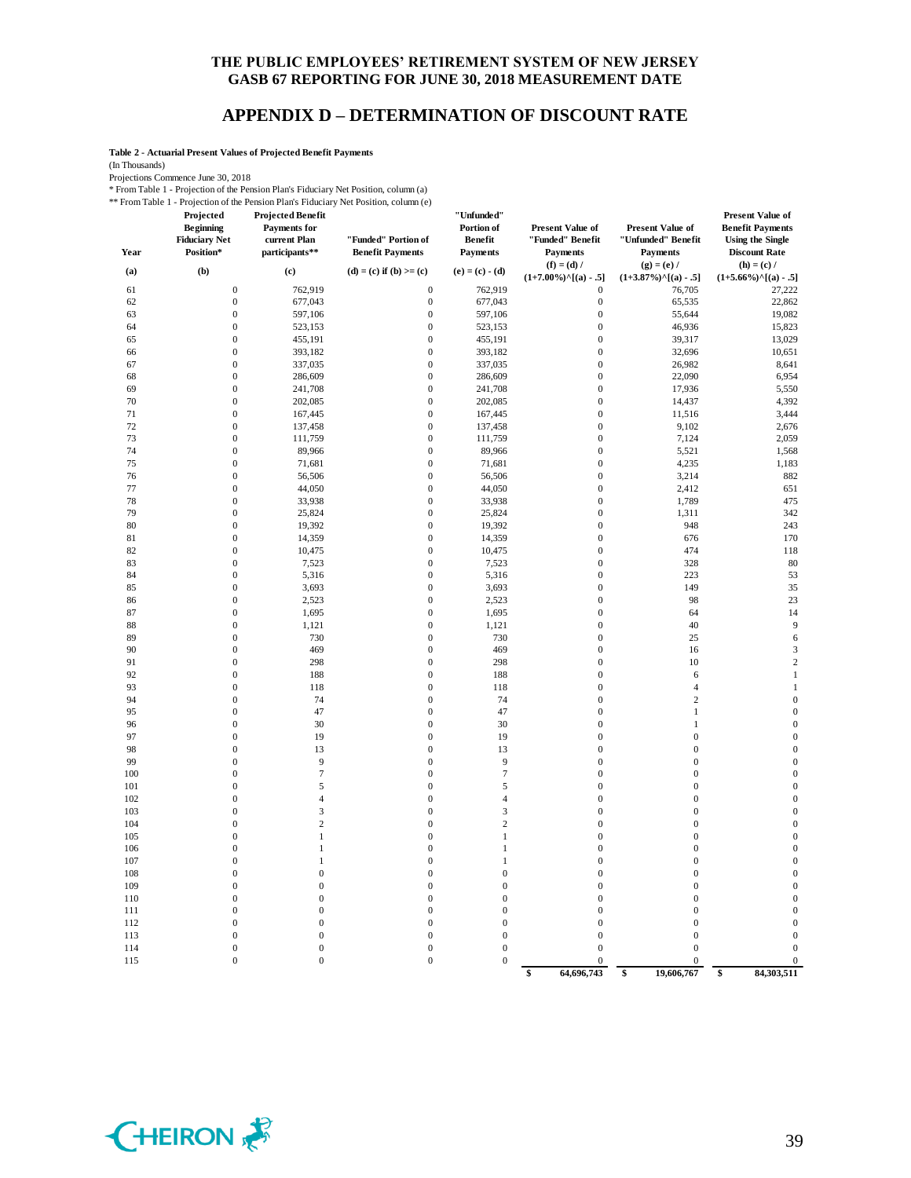# THE PUBLIC EMPLOYEES' RETIREMENT SYSTEM OF NEW JERSEY
## GASB 67 REPORTING FOR JUNE 30, 2018 MEASUREMENT DATE

## APPENDIX D – DETERMINATION OF DISCOUNT RATE

**Table 2 - Actuarial Present Values of Projected Benefit Payments**

(In Thousands)

Projections Commence June 30, 2018

\* From Table 1 - Projection of the Pension Plan's Fiduciary Net Position, column (a)

\*\* From Table 1 - Projection of the Pension Plan's Fiduciary Net Position, column (e)

| Year | Projected Beginning Fiduciary Net Position* | Projected Benefit Payments for current Plan participants** | "Funded" Portion of Benefit Payments | "Unfunded" Portion of Benefit Payments | Present Value of "Funded" Benefit Payments | Present Value of "Unfunded" Benefit Payments | Present Value of Benefit Payments Using the Single Discount Rate |
|---|---|---|---|---|---|---|---|
| (a) | (b) | (c) | (d) = (c) if (b) >= (c) | (e) = (c) - (d) | (f) = (d) / (1+7.00%)^[(a) - .5] | (g) = (e) / (1+3.87%)^[(a) - .5] | (h) = (c) / (1+5.66%)^[(a) - .5] |
| 61 | 0 | 762,919 | 0 | 762,919 | 0 | 76,705 | 27,222 |
| 62 | 0 | 677,043 | 0 | 677,043 | 0 | 65,535 | 22,862 |
| 63 | 0 | 597,106 | 0 | 597,106 | 0 | 55,644 | 19,082 |
| 64 | 0 | 523,153 | 0 | 523,153 | 0 | 46,936 | 15,823 |
| 65 | 0 | 455,191 | 0 | 455,191 | 0 | 39,317 | 13,029 |
| 66 | 0 | 393,182 | 0 | 393,182 | 0 | 32,696 | 10,651 |
| 67 | 0 | 337,035 | 0 | 337,035 | 0 | 26,982 | 8,641 |
| 68 | 0 | 286,609 | 0 | 286,609 | 0 | 22,090 | 6,954 |
| 69 | 0 | 241,708 | 0 | 241,708 | 0 | 17,936 | 5,550 |
| 70 | 0 | 202,085 | 0 | 202,085 | 0 | 14,437 | 4,392 |
| 71 | 0 | 167,445 | 0 | 167,445 | 0 | 11,516 | 3,444 |
| 72 | 0 | 137,458 | 0 | 137,458 | 0 | 9,102 | 2,676 |
| 73 | 0 | 111,759 | 0 | 111,759 | 0 | 7,124 | 2,059 |
| 74 | 0 | 89,966 | 0 | 89,966 | 0 | 5,521 | 1,568 |
| 75 | 0 | 71,681 | 0 | 71,681 | 0 | 4,235 | 1,183 |
| 76 | 0 | 56,506 | 0 | 56,506 | 0 | 3,214 | 882 |
| 77 | 0 | 44,050 | 0 | 44,050 | 0 | 2,412 | 651 |
| 78 | 0 | 33,938 | 0 | 33,938 | 0 | 1,789 | 475 |
| 79 | 0 | 25,824 | 0 | 25,824 | 0 | 1,311 | 342 |
| 80 | 0 | 19,392 | 0 | 19,392 | 0 | 948 | 243 |
| 81 | 0 | 14,359 | 0 | 14,359 | 0 | 676 | 170 |
| 82 | 0 | 10,475 | 0 | 10,475 | 0 | 474 | 118 |
| 83 | 0 | 7,523 | 0 | 7,523 | 0 | 328 | 80 |
| 84 | 0 | 5,316 | 0 | 5,316 | 0 | 223 | 53 |
| 85 | 0 | 3,693 | 0 | 3,693 | 0 | 149 | 35 |
| 86 | 0 | 2,523 | 0 | 2,523 | 0 | 98 | 23 |
| 87 | 0 | 1,695 | 0 | 1,695 | 0 | 64 | 14 |
| 88 | 0 | 1,121 | 0 | 1,121 | 0 | 40 | 9 |
| 89 | 0 | 730 | 0 | 730 | 0 | 25 | 6 |
| 90 | 0 | 469 | 0 | 469 | 0 | 16 | 3 |
| 91 | 0 | 298 | 0 | 298 | 0 | 10 | 2 |
| 92 | 0 | 188 | 0 | 188 | 0 | 6 | 1 |
| 93 | 0 | 118 | 0 | 118 | 0 | 4 | 1 |
| 94 | 0 | 74 | 0 | 74 | 0 | 2 | 0 |
| 95 | 0 | 47 | 0 | 47 | 0 | 1 | 0 |
| 96 | 0 | 30 | 0 | 30 | 0 | 1 | 0 |
| 97 | 0 | 19 | 0 | 19 | 0 | 0 | 0 |
| 98 | 0 | 13 | 0 | 13 | 0 | 0 | 0 |
| 99 | 0 | 9 | 0 | 9 | 0 | 0 | 0 |
| 100 | 0 | 7 | 0 | 7 | 0 | 0 | 0 |
| 101 | 0 | 5 | 0 | 5 | 0 | 0 | 0 |
| 102 | 0 | 4 | 0 | 4 | 0 | 0 | 0 |
| 103 | 0 | 3 | 0 | 3 | 0 | 0 | 0 |
| 104 | 0 | 2 | 0 | 2 | 0 | 0 | 0 |
| 105 | 0 | 1 | 0 | 1 | 0 | 0 | 0 |
| 106 | 0 | 1 | 0 | 1 | 0 | 0 | 0 |
| 107 | 0 | 1 | 0 | 1 | 0 | 0 | 0 |
| 108 | 0 | 0 | 0 | 0 | 0 | 0 | 0 |
| 109 | 0 | 0 | 0 | 0 | 0 | 0 | 0 |
| 110 | 0 | 0 | 0 | 0 | 0 | 0 | 0 |
| 111 | 0 | 0 | 0 | 0 | 0 | 0 | 0 |
| 112 | 0 | 0 | 0 | 0 | 0 | 0 | 0 |
| 113 | 0 | 0 | 0 | 0 | 0 | 0 | 0 |
| 114 | 0 | 0 | 0 | 0 | 0 | 0 | 0 |
| 115 | 0 | 0 | 0 | 0 | 0 | 0 | 0 |
| | | | | | $ 64,696,743 | $ 19,606,767 | $ 84,303,511 |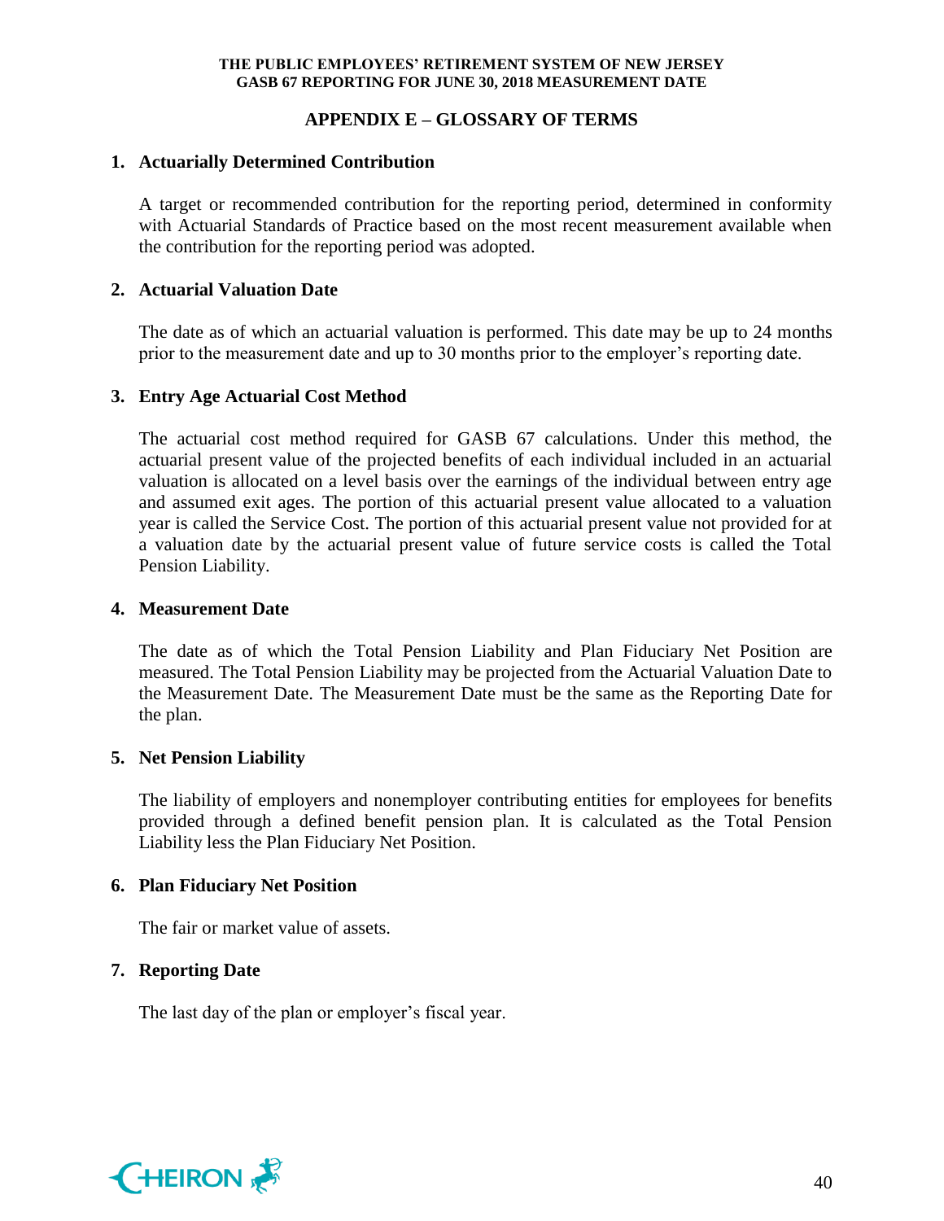## APPENDIX E – GLOSSARY OF TERMS

**1. Actuarially Determined Contribution**

A target or recommended contribution for the reporting period, determined in conformity with Actuarial Standards of Practice based on the most recent measurement available when the contribution for the reporting period was adopted.

**2. Actuarial Valuation Date**

The date as of which an actuarial valuation is performed. This date may be up to 24 months prior to the measurement date and up to 30 months prior to the employer's reporting date.

**3. Entry Age Actuarial Cost Method**

The actuarial cost method required for GASB 67 calculations. Under this method, the actuarial present value of the projected benefits of each individual included in an actuarial valuation is allocated on a level basis over the earnings of the individual between entry age and assumed exit ages. The portion of this actuarial present value allocated to a valuation year is called the Service Cost. The portion of this actuarial present value not provided for at a valuation date by the actuarial present value of future service costs is called the Total Pension Liability.

**4. Measurement Date**

The date as of which the Total Pension Liability and Plan Fiduciary Net Position are measured. The Total Pension Liability may be projected from the Actuarial Valuation Date to the Measurement Date. The Measurement Date must be the same as the Reporting Date for the plan.

**5. Net Pension Liability**

The liability of employers and nonemployer contributing entities for employees for benefits provided through a defined benefit pension plan. It is calculated as the Total Pension Liability less the Plan Fiduciary Net Position.

**6. Plan Fiduciary Net Position**

The fair or market value of assets.

**7. Reporting Date**

The last day of the plan or employer's fiscal year.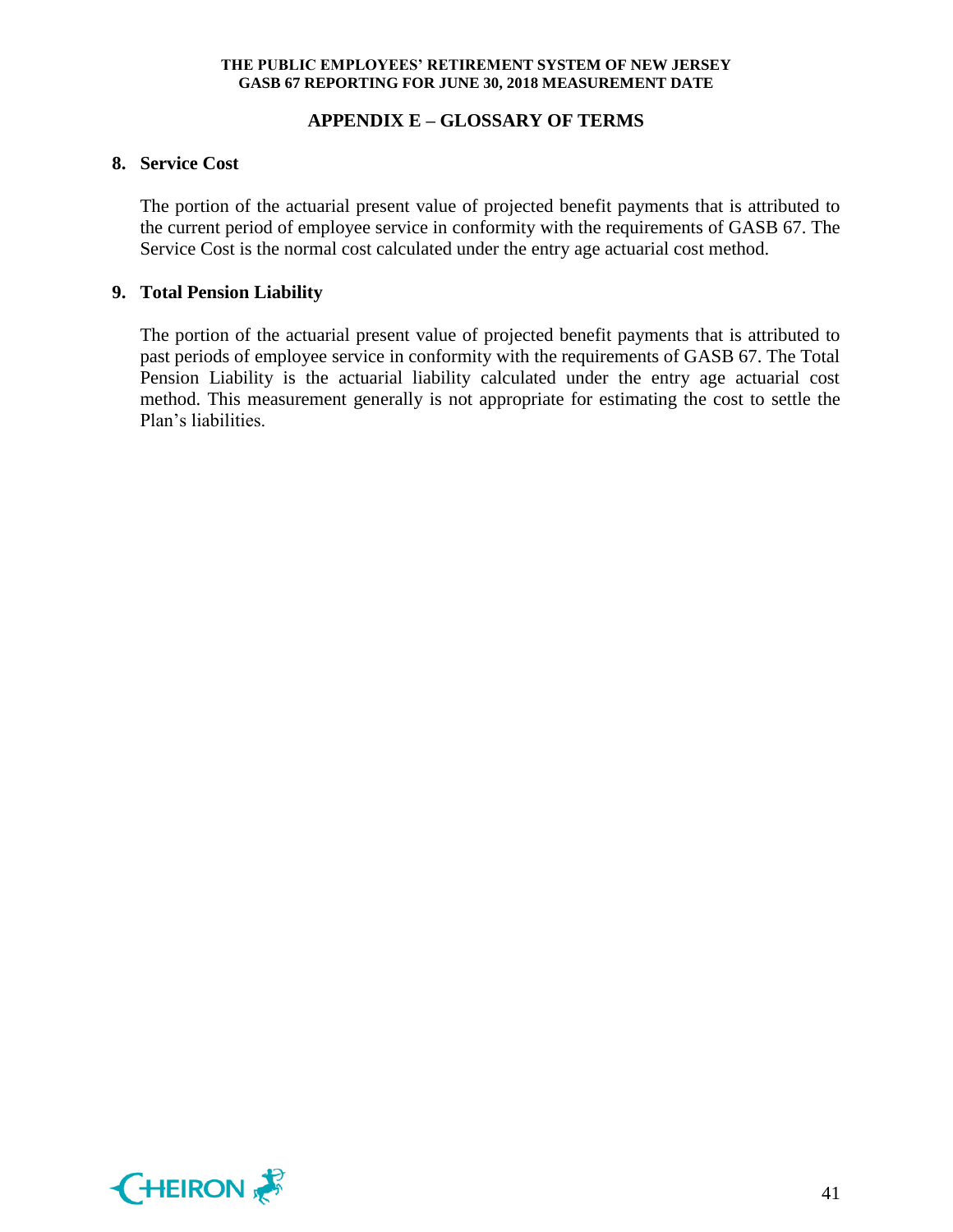## APPENDIX E – GLOSSARY OF TERMS

**8. Service Cost**

The portion of the actuarial present value of projected benefit payments that is attributed to the current period of employee service in conformity with the requirements of GASB 67. The Service Cost is the normal cost calculated under the entry age actuarial cost method.

**9. Total Pension Liability**

The portion of the actuarial present value of projected benefit payments that is attributed to past periods of employee service in conformity with the requirements of GASB 67. The Total Pension Liability is the actuarial liability calculated under the entry age actuarial cost method. This measurement generally is not appropriate for estimating the cost to settle the Plan's liabilities.